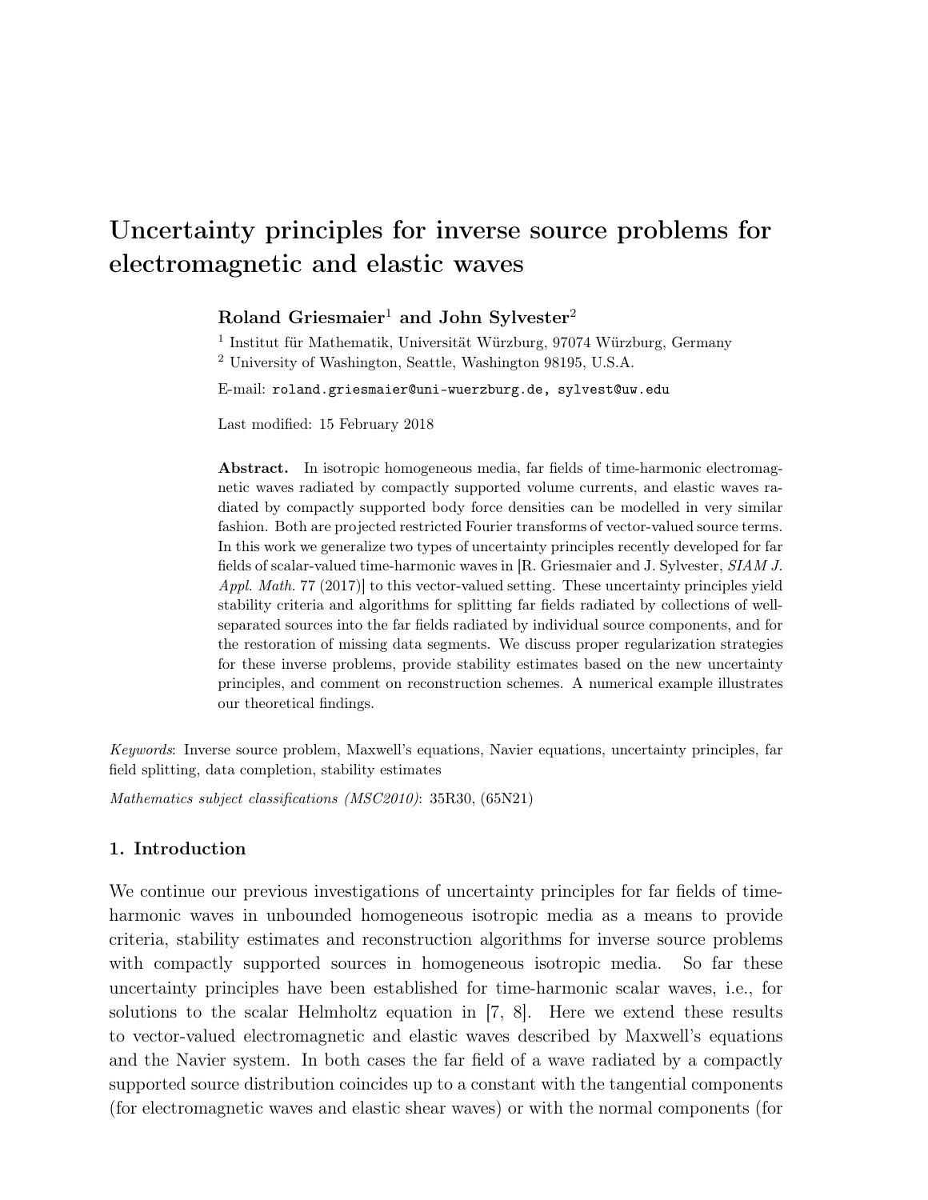# Uncertainty principles for inverse source problems for electromagnetic and elastic waves

**Roland Griesmaier**[1] **and John Sylvester**[2]

[1] Institut für Mathematik, Universität Würzburg, 97074 Würzburg, Germany

[2] University of Washington, Seattle, Washington 98195, U.S.A.

E-mail: `roland.griesmaier@uni-wuerzburg.de, sylvest@uw.edu`

Last modified: 15 February 2018

**Abstract.** In isotropic homogeneous media, far fields of time-harmonic electromagnetic waves radiated by compactly supported volume currents, and elastic waves radiated by compactly supported body force densities can be modelled in very similar fashion. Both are projected restricted Fourier transforms of vector-valued source terms. In this work we generalize two types of uncertainty principles recently developed for far fields of scalar-valued time-harmonic waves in [R. Griesmaier and J. Sylvester, *SIAM J. Appl. Math.* 77 (2017)] to this vector-valued setting. These uncertainty principles yield stability criteria and algorithms for splitting far fields radiated by collections of well-separated sources into the far fields radiated by individual source components, and for the restoration of missing data segments. We discuss proper regularization strategies for these inverse problems, provide stability estimates based on the new uncertainty principles, and comment on reconstruction schemes. A numerical example illustrates our theoretical findings.

*Keywords*: Inverse source problem, Maxwell's equations, Navier equations, uncertainty principles, far field splitting, data completion, stability estimates

*Mathematics subject classifications (MSC2010)*: 35R30, (65N21)

## 1. Introduction

We continue our previous investigations of uncertainty principles for far fields of time-harmonic waves in unbounded homogeneous isotropic media as a means to provide criteria, stability estimates and reconstruction algorithms for inverse source problems with compactly supported sources in homogeneous isotropic media. So far these uncertainty principles have been established for time-harmonic scalar waves, i.e., for solutions to the scalar Helmholtz equation in [7, 8]. Here we extend these results to vector-valued electromagnetic and elastic waves described by Maxwell's equations and the Navier system. In both cases the far field of a wave radiated by a compactly supported source distribution coincides up to a constant with the tangential components (for electromagnetic waves and elastic shear waves) or with the normal components (for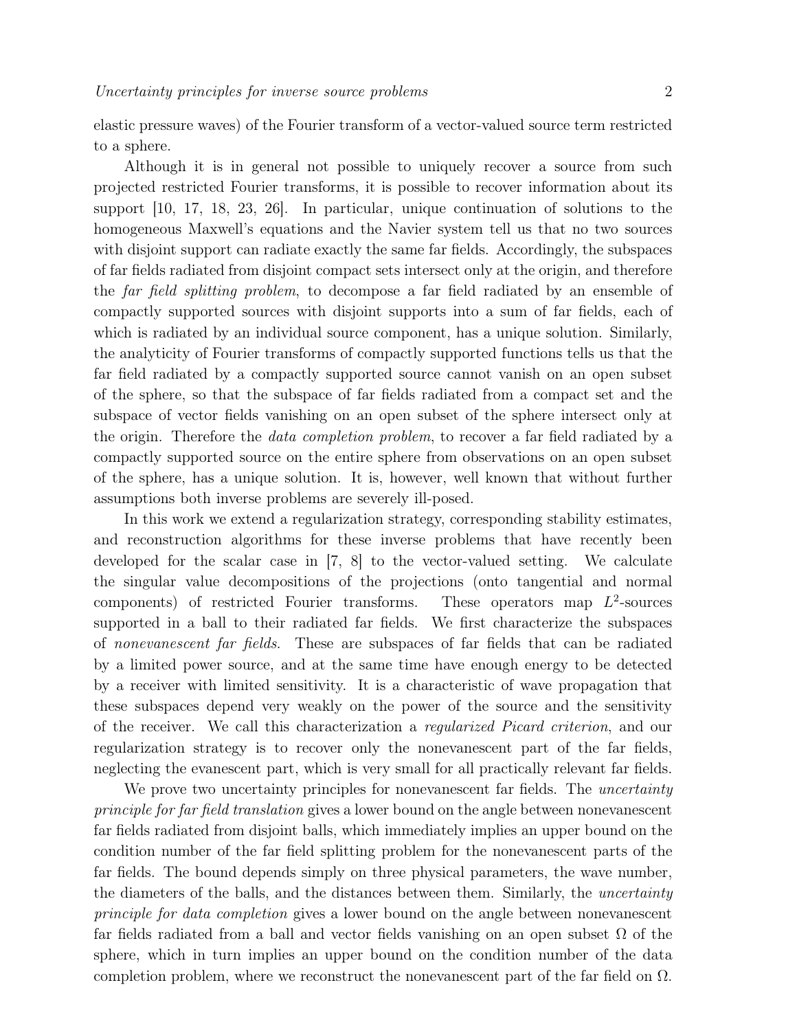elastic pressure waves) of the Fourier transform of a vector-valued source term restricted to a sphere.

Although it is in general not possible to uniquely recover a source from such projected restricted Fourier transforms, it is possible to recover information about its support [10, 17, 18, 23, 26]. In particular, unique continuation of solutions to the homogeneous Maxwell's equations and the Navier system tell us that no two sources with disjoint support can radiate exactly the same far fields. Accordingly, the subspaces of far fields radiated from disjoint compact sets intersect only at the origin, and therefore the *far field splitting problem*, to decompose a far field radiated by an ensemble of compactly supported sources with disjoint supports into a sum of far fields, each of which is radiated by an individual source component, has a unique solution. Similarly, the analyticity of Fourier transforms of compactly supported functions tells us that the far field radiated by a compactly supported source cannot vanish on an open subset of the sphere, so that the subspace of far fields radiated from a compact set and the subspace of vector fields vanishing on an open subset of the sphere intersect only at the origin. Therefore the *data completion problem*, to recover a far field radiated by a compactly supported source on the entire sphere from observations on an open subset of the sphere, has a unique solution. It is, however, well known that without further assumptions both inverse problems are severely ill-posed.

In this work we extend a regularization strategy, corresponding stability estimates, and reconstruction algorithms for these inverse problems that have recently been developed for the scalar case in [7, 8] to the vector-valued setting. We calculate the singular value decompositions of the projections (onto tangential and normal components) of restricted Fourier transforms. These operators map $L^2$-sources supported in a ball to their radiated far fields. We first characterize the subspaces of *nonevanescent far fields*. These are subspaces of far fields that can be radiated by a limited power source, and at the same time have enough energy to be detected by a receiver with limited sensitivity. It is a characteristic of wave propagation that these subspaces depend very weakly on the power of the source and the sensitivity of the receiver. We call this characterization a *regularized Picard criterion*, and our regularization strategy is to recover only the nonevanescent part of the far fields, neglecting the evanescent part, which is very small for all practically relevant far fields.

We prove two uncertainty principles for nonevanescent far fields. The *uncertainty principle for far field translation* gives a lower bound on the angle between nonevanescent far fields radiated from disjoint balls, which immediately implies an upper bound on the condition number of the far field splitting problem for the nonevanescent parts of the far fields. The bound depends simply on three physical parameters, the wave number, the diameters of the balls, and the distances between them. Similarly, the *uncertainty principle for data completion* gives a lower bound on the angle between nonevanescent far fields radiated from a ball and vector fields vanishing on an open subset $\Omega$ of the sphere, which in turn implies an upper bound on the condition number of the data completion problem, where we reconstruct the nonevanescent part of the far field on $\Omega$.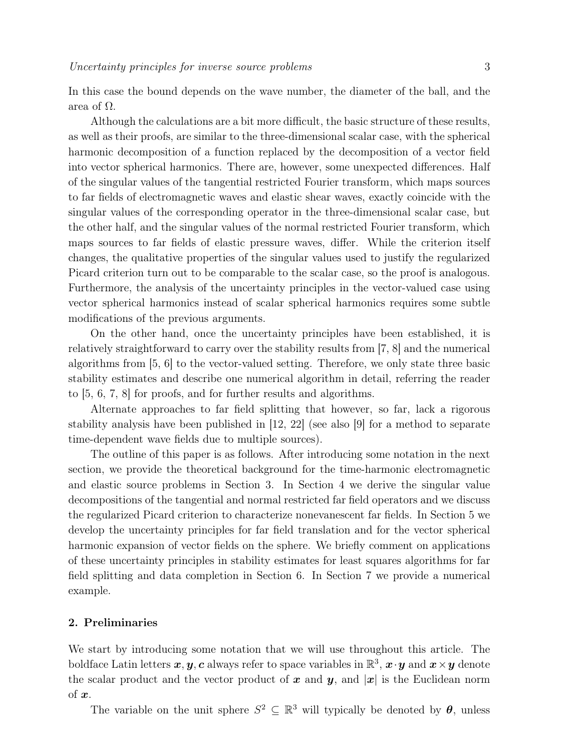In this case the bound depends on the wave number, the diameter of the ball, and the area of $\Omega$.

Although the calculations are a bit more difficult, the basic structure of these results, as well as their proofs, are similar to the three-dimensional scalar case, with the spherical harmonic decomposition of a function replaced by the decomposition of a vector field into vector spherical harmonics. There are, however, some unexpected differences. Half of the singular values of the tangential restricted Fourier transform, which maps sources to far fields of electromagnetic waves and elastic shear waves, exactly coincide with the singular values of the corresponding operator in the three-dimensional scalar case, but the other half, and the singular values of the normal restricted Fourier transform, which maps sources to far fields of elastic pressure waves, differ. While the criterion itself changes, the qualitative properties of the singular values used to justify the regularized Picard criterion turn out to be comparable to the scalar case, so the proof is analogous. Furthermore, the analysis of the uncertainty principles in the vector-valued case using vector spherical harmonics instead of scalar spherical harmonics requires some subtle modifications of the previous arguments.

On the other hand, once the uncertainty principles have been established, it is relatively straightforward to carry over the stability results from [7, 8] and the numerical algorithms from [5, 6] to the vector-valued setting. Therefore, we only state three basic stability estimates and describe one numerical algorithm in detail, referring the reader to [5, 6, 7, 8] for proofs, and for further results and algorithms.

Alternate approaches to far field splitting that however, so far, lack a rigorous stability analysis have been published in [12, 22] (see also [9] for a method to separate time-dependent wave fields due to multiple sources).

The outline of this paper is as follows. After introducing some notation in the next section, we provide the theoretical background for the time-harmonic electromagnetic and elastic source problems in Section 3. In Section 4 we derive the singular value decompositions of the tangential and normal restricted far field operators and we discuss the regularized Picard criterion to characterize nonevanescent far fields. In Section 5 we develop the uncertainty principles for far field translation and for the vector spherical harmonic expansion of vector fields on the sphere. We briefly comment on applications of these uncertainty principles in stability estimates for least squares algorithms for far field splitting and data completion in Section 6. In Section 7 we provide a numerical example.

## 2. Preliminaries

We start by introducing some notation that we will use throughout this article. The boldface Latin letters $\boldsymbol{x}, \boldsymbol{y}, \boldsymbol{c}$ always refer to space variables in $\mathbb{R}^3$, $\boldsymbol{x} \cdot \boldsymbol{y}$ and $\boldsymbol{x} \times \boldsymbol{y}$ denote the scalar product and the vector product of $\boldsymbol{x}$ and $\boldsymbol{y}$, and $|\boldsymbol{x}|$ is the Euclidean norm of $\boldsymbol{x}$.

The variable on the unit sphere $S^2 \subseteq \mathbb{R}^3$ will typically be denoted by $\boldsymbol{\theta}$, unless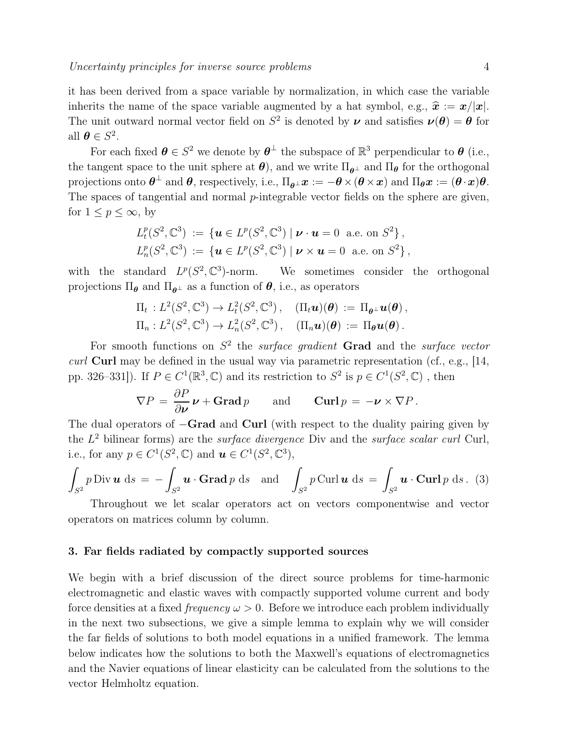it has been derived from a space variable by normalization, in which case the variable inherits the name of the space variable augmented by a hat symbol, e.g., $\widehat{\boldsymbol{x}} := \boldsymbol{x}/|\boldsymbol{x}|$. The unit outward normal vector field on $S^2$ is denoted by $\boldsymbol{\nu}$ and satisfies $\boldsymbol{\nu}(\boldsymbol{\theta}) = \boldsymbol{\theta}$ for all $\boldsymbol{\theta} \in S^2$.

For each fixed $\boldsymbol{\theta} \in S^2$ we denote by $\boldsymbol{\theta}^\perp$ the subspace of $\mathbb{R}^3$ perpendicular to $\boldsymbol{\theta}$ (i.e., the tangent space to the unit sphere at $\boldsymbol{\theta}$), and we write $\Pi_{\boldsymbol{\theta}^\perp}$ and $\Pi_{\boldsymbol{\theta}}$ for the orthogonal projections onto $\boldsymbol{\theta}^\perp$ and $\boldsymbol{\theta}$, respectively, i.e., $\Pi_{\boldsymbol{\theta}^\perp}\boldsymbol{x} := -\boldsymbol{\theta} \times (\boldsymbol{\theta} \times \boldsymbol{x})$ and $\Pi_{\boldsymbol{\theta}}\boldsymbol{x} := (\boldsymbol{\theta} \cdot \boldsymbol{x})\boldsymbol{\theta}$. The spaces of tangential and normal $p$-integrable vector fields on the sphere are given, for $1 \leq p \leq \infty$, by

$$L^p_t(S^2, \mathbb{C}^3) := \{\boldsymbol{u} \in L^p(S^2, \mathbb{C}^3) \mid \boldsymbol{\nu} \cdot \boldsymbol{u} = 0 \ \text{ a.e. on } S^2\},$$
$$L^p_n(S^2, \mathbb{C}^3) := \{\boldsymbol{u} \in L^p(S^2, \mathbb{C}^3) \mid \boldsymbol{\nu} \times \boldsymbol{u} = 0 \ \text{ a.e. on } S^2\},$$

with the standard $L^p(S^2, \mathbb{C}^3)$-norm. We sometimes consider the orthogonal projections $\Pi_{\boldsymbol{\theta}}$ and $\Pi_{\boldsymbol{\theta}^\perp}$ as a function of $\boldsymbol{\theta}$, i.e., as operators

$$\Pi_t : L^2(S^2, \mathbb{C}^3) \to L^2_t(S^2, \mathbb{C}^3), \quad (\Pi_t \boldsymbol{u})(\boldsymbol{\theta}) := \Pi_{\boldsymbol{\theta}^\perp}\boldsymbol{u}(\boldsymbol{\theta}),$$
$$\Pi_n : L^2(S^2, \mathbb{C}^3) \to L^2_n(S^2, \mathbb{C}^3), \quad (\Pi_n \boldsymbol{u})(\boldsymbol{\theta}) := \Pi_{\boldsymbol{\theta}}\boldsymbol{u}(\boldsymbol{\theta}).$$

For smooth functions on $S^2$ the *surface gradient* $\mathbf{Grad}$ and the *surface vector curl* $\mathbf{Curl}$ may be defined in the usual way via parametric representation (cf., e.g., [14, pp. 326–331]). If $P \in C^1(\mathbb{R}^3, \mathbb{C})$ and its restriction to $S^2$ is $p \in C^1(S^2, \mathbb{C})$ , then

$$\nabla P = \frac{\partial P}{\partial \boldsymbol{\nu}}\boldsymbol{\nu} + \mathbf{Grad}\, p \qquad \text{and} \qquad \mathbf{Curl}\, p = -\boldsymbol{\nu} \times \nabla P\,.$$

The dual operators of $-\mathbf{Grad}$ and $\mathbf{Curl}$ (with respect to the duality pairing given by the $L^2$ bilinear forms) are the *surface divergence* Div and the *surface scalar curl* Curl, i.e., for any $p \in C^1(S^2, \mathbb{C})$ and $\boldsymbol{u} \in C^1(S^2, \mathbb{C}^3)$,

$$\int_{S^2} p \operatorname{Div} \boldsymbol{u} \, \mathrm{d}s = -\int_{S^2} \boldsymbol{u} \cdot \mathbf{Grad}\, p \, \mathrm{d}s \quad \text{and} \quad \int_{S^2} p \operatorname{Curl} \boldsymbol{u} \, \mathrm{d}s = \int_{S^2} \boldsymbol{u} \cdot \mathbf{Curl}\, p \, \mathrm{d}s\,. \quad (3)$$

Throughout we let scalar operators act on vectors componentwise and vector operators on matrices column by column.

## 3. Far fields radiated by compactly supported sources

We begin with a brief discussion of the direct source problems for time-harmonic electromagnetic and elastic waves with compactly supported volume current and body force densities at a fixed *frequency* $\omega > 0$. Before we introduce each problem individually in the next two subsections, we give a simple lemma to explain why we will consider the far fields of solutions to both model equations in a unified framework. The lemma below indicates how the solutions to both the Maxwell's equations of electromagnetics and the Navier equations of linear elasticity can be calculated from the solutions to the vector Helmholtz equation.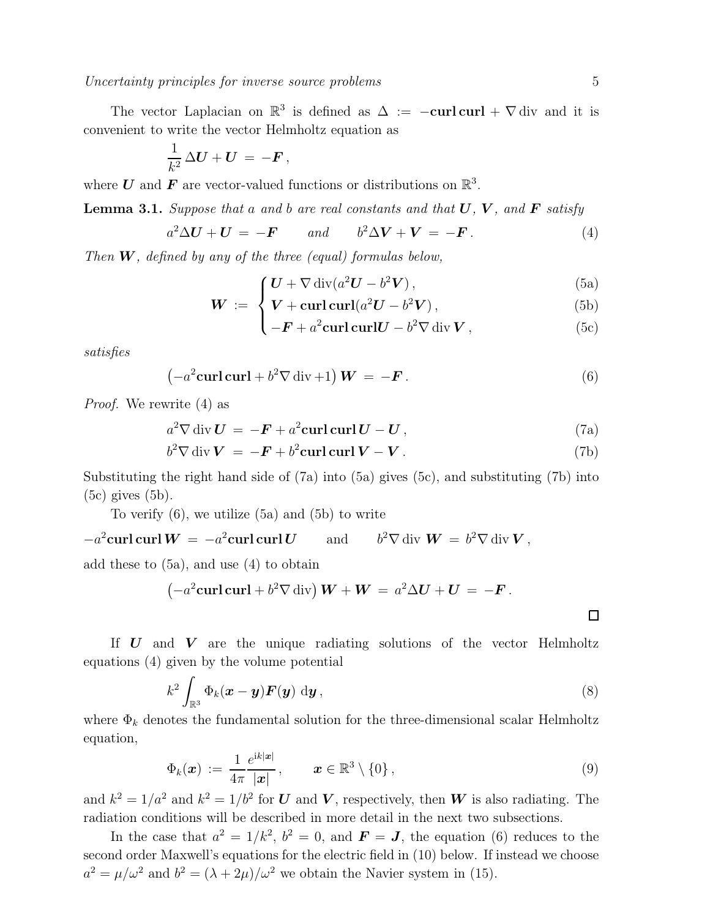The vector Laplacian on $\mathbb{R}^3$ is defined as $\Delta := -\mathbf{curl}\,\mathbf{curl} + \nabla\,\mathrm{div}$ and it is convenient to write the vector Helmholtz equation as

$$\frac{1}{k^2}\,\Delta \boldsymbol{U} + \boldsymbol{U} \;=\; -\boldsymbol{F}\,,$$

where $\boldsymbol{U}$ and $\boldsymbol{F}$ are vector-valued functions or distributions on $\mathbb{R}^3$.

**Lemma 3.1.** *Suppose that $a$ and $b$ are real constants and that $\boldsymbol{U}$, $\boldsymbol{V}$, and $\boldsymbol{F}$ satisfy*

$$a^2\Delta\boldsymbol{U} + \boldsymbol{U} \;=\; -\boldsymbol{F} \qquad \text{and} \qquad b^2\Delta\boldsymbol{V} + \boldsymbol{V} \;=\; -\boldsymbol{F}\,. \tag{4}$$

*Then $\boldsymbol{W}$, defined by any of the three (equal) formulas below,*

$$\boldsymbol{W} \;:=\; \begin{cases} \boldsymbol{U} + \nabla\,\mathrm{div}(a^2\boldsymbol{U} - b^2\boldsymbol{V})\,, & \text{(5a)}\\ \boldsymbol{V} + \mathbf{curl}\,\mathbf{curl}(a^2\boldsymbol{U} - b^2\boldsymbol{V})\,, & \text{(5b)}\\ -\boldsymbol{F} + a^2\mathbf{curl}\,\mathbf{curl}\boldsymbol{U} - b^2\nabla\,\mathrm{div}\,\boldsymbol{V}\,, & \text{(5c)} \end{cases}$$

*satisfies*

$$\left(-a^2\mathbf{curl}\,\mathbf{curl} + b^2\nabla\,\mathrm{div} + 1\right)\boldsymbol{W} \;=\; -\boldsymbol{F}\,. \tag{6}$$

*Proof.* We rewrite (4) as

$$a^2\nabla\,\mathrm{div}\,\boldsymbol{U} \;=\; -\boldsymbol{F} + a^2\mathbf{curl}\,\mathbf{curl}\,\boldsymbol{U} - \boldsymbol{U}\,, \tag{7a}$$

$$b^2\nabla\,\mathrm{div}\,\boldsymbol{V} \;=\; -\boldsymbol{F} + b^2\mathbf{curl}\,\mathbf{curl}\,\boldsymbol{V} - \boldsymbol{V}\,. \tag{7b}$$

Substituting the right hand side of (7a) into (5a) gives (5c), and substituting (7b) into (5c) gives (5b).

To verify (6), we utilize (5a) and (5b) to write

$$-a^2\mathbf{curl}\,\mathbf{curl}\,\boldsymbol{W} \;=\; -a^2\mathbf{curl}\,\mathbf{curl}\,\boldsymbol{U} \qquad \text{and} \qquad b^2\nabla\,\mathrm{div}\;\boldsymbol{W} \;=\; b^2\nabla\,\mathrm{div}\,\boldsymbol{V}\,,$$

add these to (5a), and use (4) to obtain

$$\left(-a^2\mathbf{curl}\,\mathbf{curl} + b^2\nabla\,\mathrm{div}\right)\boldsymbol{W} + \boldsymbol{W} \;=\; a^2\Delta\boldsymbol{U} + \boldsymbol{U} \;=\; -\boldsymbol{F}\,.$$

$\square$

If $\boldsymbol{U}$ and $\boldsymbol{V}$ are the unique radiating solutions of the vector Helmholtz equations (4) given by the volume potential

$$k^2\int_{\mathbb{R}^3}\Phi_k(\boldsymbol{x}-\boldsymbol{y})\boldsymbol{F}(\boldsymbol{y})\;\mathrm{d}\boldsymbol{y}\,, \tag{8}$$

where $\Phi_k$ denotes the fundamental solution for the three-dimensional scalar Helmholtz equation,

$$\Phi_k(\boldsymbol{x}) \;:=\; \frac{1}{4\pi}\frac{e^{\mathrm{i}k|\boldsymbol{x}|}}{|\boldsymbol{x}|}\,, \qquad \boldsymbol{x}\in\mathbb{R}^3\setminus\{0\}\,, \tag{9}$$

and $k^2 = 1/a^2$ and $k^2 = 1/b^2$ for $\boldsymbol{U}$ and $\boldsymbol{V}$, respectively, then $\boldsymbol{W}$ is also radiating. The radiation conditions will be described in more detail in the next two subsections.

In the case that $a^2 = 1/k^2$, $b^2 = 0$, and $\boldsymbol{F} = \boldsymbol{J}$, the equation (6) reduces to the second order Maxwell's equations for the electric field in (10) below. If instead we choose $a^2 = \mu/\omega^2$ and $b^2 = (\lambda + 2\mu)/\omega^2$ we obtain the Navier system in (15).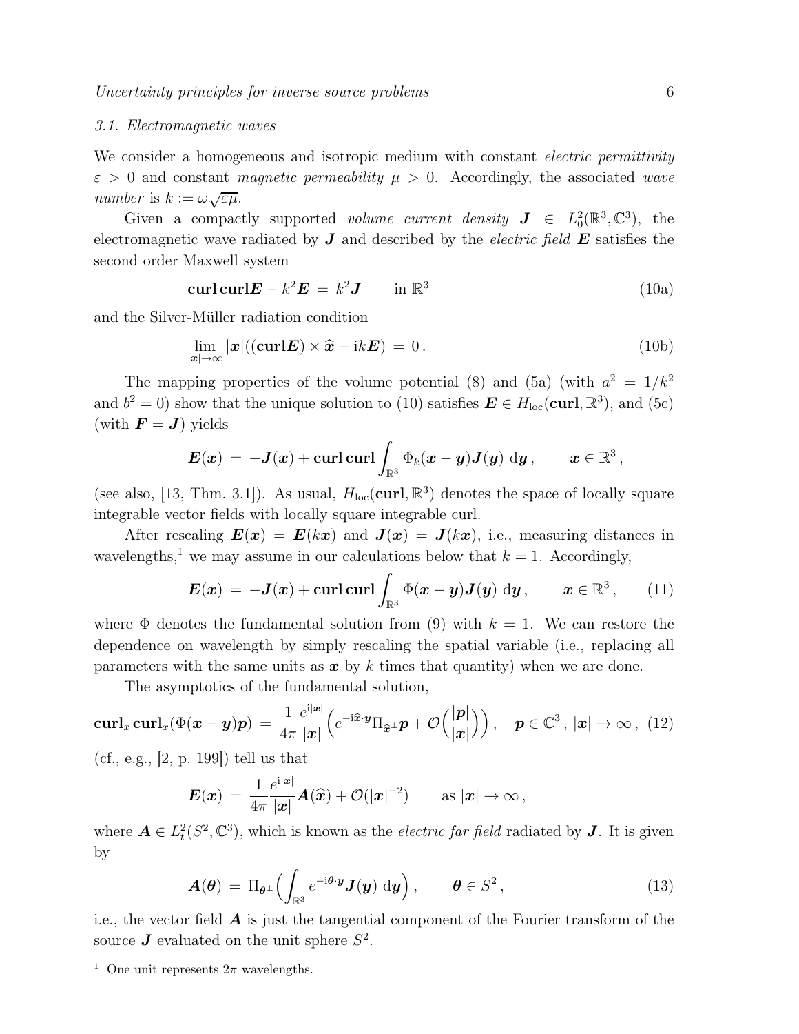### 3.1. Electromagnetic waves

We consider a homogeneous and isotropic medium with constant *electric permittivity* $\varepsilon > 0$ and constant *magnetic permeability* $\mu > 0$. Accordingly, the associated *wave number* is $k := \omega\sqrt{\varepsilon\mu}$.

Given a compactly supported *volume current density* $\boldsymbol{J} \in L^2_0(\mathbb{R}^3, \mathbb{C}^3)$, the electromagnetic wave radiated by $\boldsymbol{J}$ and described by the *electric field* $\boldsymbol{E}$ satisfies the second order Maxwell system

$$\mathbf{curl}\,\mathbf{curl}\boldsymbol{E} - k^2\boldsymbol{E} \,=\, k^2\boldsymbol{J} \qquad \text{in } \mathbb{R}^3 \tag{10a}$$

and the Silver-Müller radiation condition

$$\lim_{|\boldsymbol{x}|\to\infty} |\boldsymbol{x}|((\mathbf{curl}\boldsymbol{E}) \times \widehat{\boldsymbol{x}} - \mathrm{i}k\boldsymbol{E}) \,=\, 0\,. \tag{10b}$$

The mapping properties of the volume potential (8) and (5a) (with $a^2 = 1/k^2$ and $b^2 = 0$) show that the unique solution to (10) satisfies $\boldsymbol{E} \in H_{\mathrm{loc}}(\mathbf{curl}, \mathbb{R}^3)$, and (5c) (with $\boldsymbol{F} = \boldsymbol{J}$) yields

$$\boldsymbol{E}(\boldsymbol{x}) \,=\, -\boldsymbol{J}(\boldsymbol{x}) + \mathbf{curl}\,\mathbf{curl}\int_{\mathbb{R}^3} \Phi_k(\boldsymbol{x}-\boldsymbol{y})\boldsymbol{J}(\boldsymbol{y})\,\mathrm{d}\boldsymbol{y}\,, \qquad \boldsymbol{x} \in \mathbb{R}^3\,,$$

(see also, [13, Thm. 3.1]). As usual, $H_{\mathrm{loc}}(\mathbf{curl}, \mathbb{R}^3)$ denotes the space of locally square integrable vector fields with locally square integrable curl.

After rescaling $\boldsymbol{E}(\boldsymbol{x}) = \boldsymbol{E}(k\boldsymbol{x})$ and $\boldsymbol{J}(\boldsymbol{x}) = \boldsymbol{J}(k\boldsymbol{x})$, i.e., measuring distances in wavelengths,[1] we may assume in our calculations below that $k = 1$. Accordingly,

$$\boldsymbol{E}(\boldsymbol{x}) \,=\, -\boldsymbol{J}(\boldsymbol{x}) + \mathbf{curl}\,\mathbf{curl}\int_{\mathbb{R}^3} \Phi(\boldsymbol{x}-\boldsymbol{y})\boldsymbol{J}(\boldsymbol{y})\,\mathrm{d}\boldsymbol{y}\,, \qquad \boldsymbol{x} \in \mathbb{R}^3\,, \tag{11}$$

where $\Phi$ denotes the fundamental solution from (9) with $k = 1$. We can restore the dependence on wavelength by simply rescaling the spatial variable (i.e., replacing all parameters with the same units as $\boldsymbol{x}$ by $k$ times that quantity) when we are done.

The asymptotics of the fundamental solution,

$$\mathbf{curl}_x\,\mathbf{curl}_x(\Phi(\boldsymbol{x}-\boldsymbol{y})\boldsymbol{p}) \,=\, \frac{1}{4\pi}\frac{e^{\mathrm{i}|\boldsymbol{x}|}}{|\boldsymbol{x}|}\Big(e^{-\mathrm{i}\widehat{\boldsymbol{x}}\cdot\boldsymbol{y}}\Pi_{\widehat{\boldsymbol{x}}^\perp}\boldsymbol{p} + \mathcal{O}\Big(\frac{|\boldsymbol{p}|}{|\boldsymbol{x}|}\Big)\Big)\,, \quad \boldsymbol{p} \in \mathbb{C}^3\,,\ |\boldsymbol{x}| \to \infty\,, \tag{12}$$

(cf., e.g., [2, p. 199]) tell us that

$$\boldsymbol{E}(\boldsymbol{x}) \,=\, \frac{1}{4\pi}\frac{e^{\mathrm{i}|\boldsymbol{x}|}}{|\boldsymbol{x}|}\boldsymbol{A}(\widehat{\boldsymbol{x}}) + \mathcal{O}(|\boldsymbol{x}|^{-2}) \qquad \text{as } |\boldsymbol{x}| \to \infty\,,$$

where $\boldsymbol{A} \in L^2_t(S^2, \mathbb{C}^3)$, which is known as the *electric far field* radiated by $\boldsymbol{J}$. It is given by

$$\boldsymbol{A}(\boldsymbol{\theta}) \,=\, \Pi_{\boldsymbol{\theta}^\perp}\Big(\int_{\mathbb{R}^3} e^{-\mathrm{i}\boldsymbol{\theta}\cdot\boldsymbol{y}}\boldsymbol{J}(\boldsymbol{y})\,\mathrm{d}\boldsymbol{y}\Big)\,, \qquad \boldsymbol{\theta} \in S^2\,, \tag{13}$$

i.e., the vector field $\boldsymbol{A}$ is just the tangential component of the Fourier transform of the source $\boldsymbol{J}$ evaluated on the unit sphere $S^2$.

[1] One unit represents $2\pi$ wavelengths.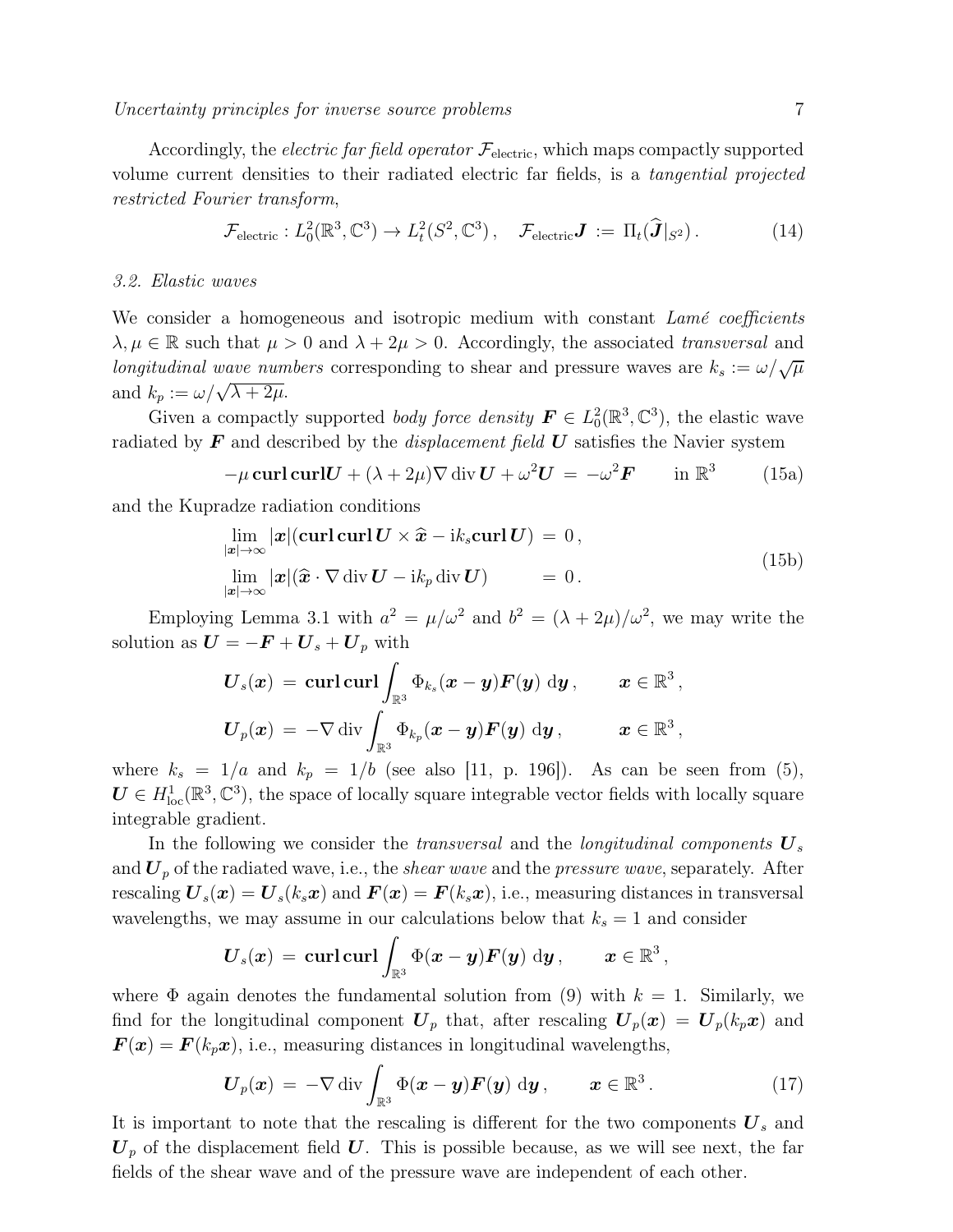Accordingly, the *electric far field operator* $\mathcal{F}_{\text{electric}}$, which maps compactly supported volume current densities to their radiated electric far fields, is a *tangential projected restricted Fourier transform*,

$$\mathcal{F}_{\text{electric}} : L^2_0(\mathbb{R}^3, \mathbb{C}^3) \to L^2_t(S^2, \mathbb{C}^3)\,, \quad \mathcal{F}_{\text{electric}}\boldsymbol{J} := \Pi_t(\widehat{\boldsymbol{J}}|_{S^2})\,. \tag{14}$$

### 3.2. Elastic waves

We consider a homogeneous and isotropic medium with constant *Lamé coefficients* $\lambda, \mu \in \mathbb{R}$ such that $\mu > 0$ and $\lambda + 2\mu > 0$. Accordingly, the associated *transversal* and *longitudinal wave numbers* corresponding to shear and pressure waves are $k_s := \omega/\sqrt{\mu}$ and $k_p := \omega/\sqrt{\lambda + 2\mu}$.

Given a compactly supported *body force density* $\boldsymbol{F} \in L^2_0(\mathbb{R}^3, \mathbb{C}^3)$, the elastic wave radiated by $\boldsymbol{F}$ and described by the *displacement field* $\boldsymbol{U}$ satisfies the Navier system

$$-\mu\, \mathbf{curl}\,\mathbf{curl}\boldsymbol{U} + (\lambda + 2\mu)\nabla \operatorname{div} \boldsymbol{U} + \omega^2 \boldsymbol{U} \;=\; -\omega^2 \boldsymbol{F} \qquad \text{in } \mathbb{R}^3 \tag{15a}$$

and the Kupradze radiation conditions

$$\begin{aligned}
&\lim_{|\boldsymbol{x}|\to\infty} |\boldsymbol{x}|(\mathbf{curl}\,\mathbf{curl}\,\boldsymbol{U} \times \widehat{\boldsymbol{x}} - \mathrm{i}k_s \mathbf{curl}\,\boldsymbol{U}) \;=\; 0\,,\\
&\lim_{|\boldsymbol{x}|\to\infty} |\boldsymbol{x}|(\widehat{\boldsymbol{x}} \cdot \nabla \operatorname{div} \boldsymbol{U} - \mathrm{i}k_p \operatorname{div} \boldsymbol{U}) \qquad\;\; = \; 0\,.
\end{aligned} \tag{15b}$$

Employing Lemma 3.1 with $a^2 = \mu/\omega^2$ and $b^2 = (\lambda + 2\mu)/\omega^2$, we may write the solution as $\boldsymbol{U} = -\boldsymbol{F} + \boldsymbol{U}_s + \boldsymbol{U}_p$ with

$$\begin{aligned}
\boldsymbol{U}_s(\boldsymbol{x}) \;&=\; \mathbf{curl}\,\mathbf{curl} \int_{\mathbb{R}^3} \Phi_{k_s}(\boldsymbol{x} - \boldsymbol{y})\boldsymbol{F}(\boldsymbol{y})\; \mathrm{d}\boldsymbol{y}\,, \qquad \boldsymbol{x} \in \mathbb{R}^3\,,\\
\boldsymbol{U}_p(\boldsymbol{x}) \;&=\; -\nabla \operatorname{div} \int_{\mathbb{R}^3} \Phi_{k_p}(\boldsymbol{x} - \boldsymbol{y})\boldsymbol{F}(\boldsymbol{y})\; \mathrm{d}\boldsymbol{y}\,, \qquad \boldsymbol{x} \in \mathbb{R}^3\,,
\end{aligned}$$

where $k_s = 1/a$ and $k_p = 1/b$ (see also [11, p. 196]). As can be seen from (5), $\boldsymbol{U} \in H^1_{\text{loc}}(\mathbb{R}^3, \mathbb{C}^3)$, the space of locally square integrable vector fields with locally square integrable gradient.

In the following we consider the *transversal* and the *longitudinal components* $\boldsymbol{U}_s$ and $\boldsymbol{U}_p$ of the radiated wave, i.e., the *shear wave* and the *pressure wave*, separately. After rescaling $\boldsymbol{U}_s(\boldsymbol{x}) = \boldsymbol{U}_s(k_s\boldsymbol{x})$ and $\boldsymbol{F}(\boldsymbol{x}) = \boldsymbol{F}(k_s\boldsymbol{x})$, i.e., measuring distances in transversal wavelengths, we may assume in our calculations below that $k_s = 1$ and consider

$$\boldsymbol{U}_s(\boldsymbol{x}) \;=\; \mathbf{curl}\,\mathbf{curl} \int_{\mathbb{R}^3} \Phi(\boldsymbol{x} - \boldsymbol{y})\boldsymbol{F}(\boldsymbol{y})\; \mathrm{d}\boldsymbol{y}\,, \qquad \boldsymbol{x} \in \mathbb{R}^3\,,$$

where $\Phi$ again denotes the fundamental solution from (9) with $k = 1$. Similarly, we find for the longitudinal component $\boldsymbol{U}_p$ that, after rescaling $\boldsymbol{U}_p(\boldsymbol{x}) = \boldsymbol{U}_p(k_p\boldsymbol{x})$ and $\boldsymbol{F}(\boldsymbol{x}) = \boldsymbol{F}(k_p\boldsymbol{x})$, i.e., measuring distances in longitudinal wavelengths,

$$\boldsymbol{U}_p(\boldsymbol{x}) \;=\; -\nabla \operatorname{div} \int_{\mathbb{R}^3} \Phi(\boldsymbol{x} - \boldsymbol{y})\boldsymbol{F}(\boldsymbol{y})\; \mathrm{d}\boldsymbol{y}\,, \qquad \boldsymbol{x} \in \mathbb{R}^3\,. \tag{17}$$

It is important to note that the rescaling is different for the two components $\boldsymbol{U}_s$ and $\boldsymbol{U}_p$ of the displacement field $\boldsymbol{U}$. This is possible because, as we will see next, the far fields of the shear wave and of the pressure wave are independent of each other.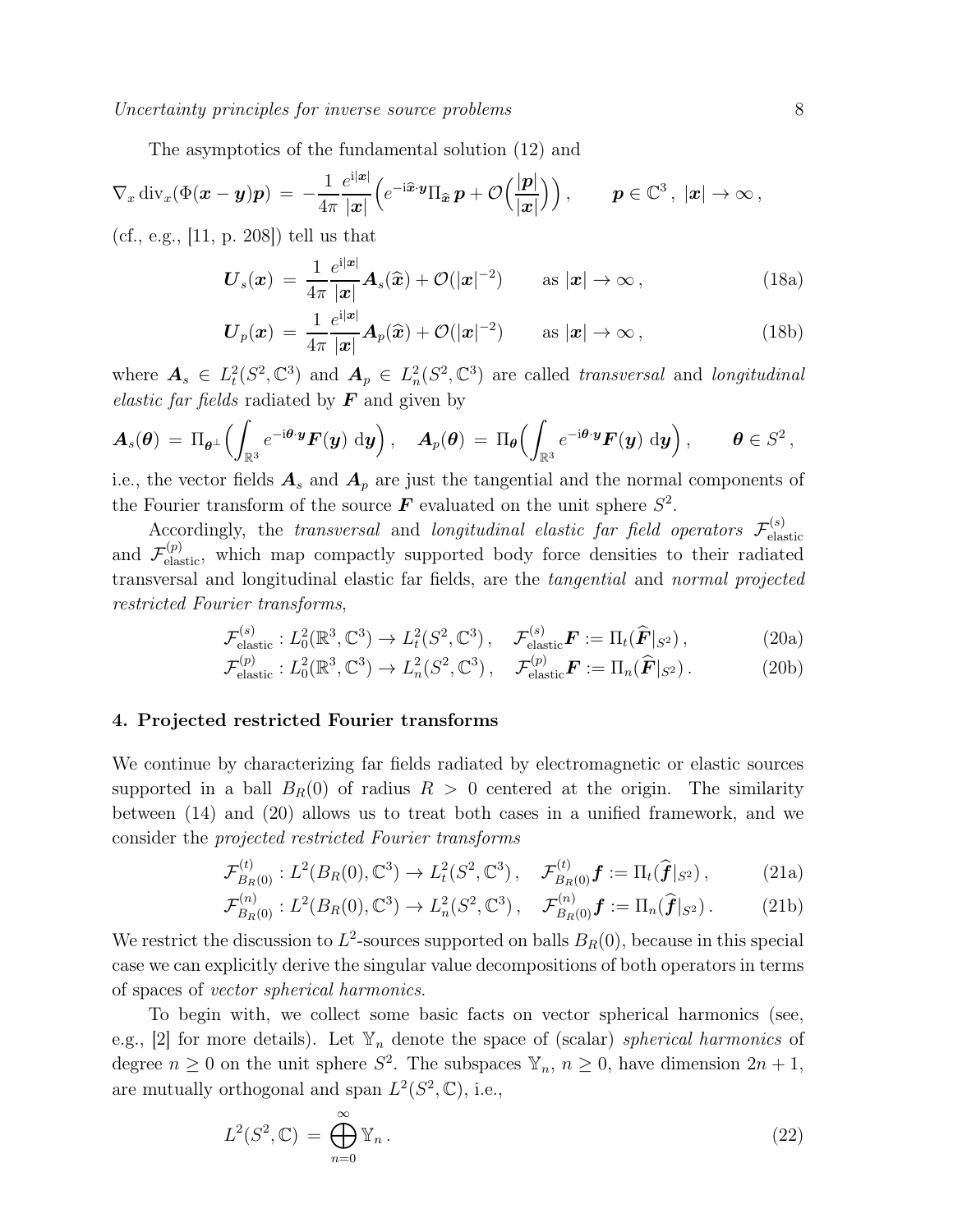The asymptotics of the fundamental solution (12) and

$$\nabla_x \operatorname{div}_x(\Phi(\boldsymbol{x}-\boldsymbol{y})\boldsymbol{p}) \;=\; -\frac{1}{4\pi}\frac{e^{\mathrm{i}|\boldsymbol{x}|}}{|\boldsymbol{x}|}\Big(e^{-\mathrm{i}\widehat{\boldsymbol{x}}\cdot\boldsymbol{y}}\Pi_{\widehat{\boldsymbol{x}}}\,\boldsymbol{p} + \mathcal{O}\Big(\frac{|\boldsymbol{p}|}{|\boldsymbol{x}|}\Big)\Big)\,, \qquad \boldsymbol{p}\in\mathbb{C}^3\,,\ |\boldsymbol{x}|\to\infty\,,$$

(cf., e.g., [11, p. 208]) tell us that

$$\boldsymbol{U}_s(\boldsymbol{x}) \;=\; \frac{1}{4\pi}\frac{e^{\mathrm{i}|\boldsymbol{x}|}}{|\boldsymbol{x}|}\boldsymbol{A}_s(\widehat{\boldsymbol{x}}) + \mathcal{O}(|\boldsymbol{x}|^{-2}) \qquad \text{as } |\boldsymbol{x}|\to\infty\,, \tag{18a}$$

$$\boldsymbol{U}_p(\boldsymbol{x}) \;=\; \frac{1}{4\pi}\frac{e^{\mathrm{i}|\boldsymbol{x}|}}{|\boldsymbol{x}|}\boldsymbol{A}_p(\widehat{\boldsymbol{x}}) + \mathcal{O}(|\boldsymbol{x}|^{-2}) \qquad \text{as } |\boldsymbol{x}|\to\infty\,, \tag{18b}$$

where $\boldsymbol{A}_s \in L^2_t(S^2,\mathbb{C}^3)$ and $\boldsymbol{A}_p \in L^2_n(S^2,\mathbb{C}^3)$ are called *transversal* and *longitudinal elastic far fields* radiated by $\boldsymbol{F}$ and given by

$$\boldsymbol{A}_s(\boldsymbol{\theta}) \;=\; \Pi_{\boldsymbol{\theta}^\perp}\Big(\int_{\mathbb{R}^3} e^{-\mathrm{i}\boldsymbol{\theta}\cdot\boldsymbol{y}}\boldsymbol{F}(\boldsymbol{y})\,\mathrm{d}\boldsymbol{y}\Big)\,, \quad \boldsymbol{A}_p(\boldsymbol{\theta}) \;=\; \Pi_{\boldsymbol{\theta}}\Big(\int_{\mathbb{R}^3} e^{-\mathrm{i}\boldsymbol{\theta}\cdot\boldsymbol{y}}\boldsymbol{F}(\boldsymbol{y})\,\mathrm{d}\boldsymbol{y}\Big)\,, \qquad \boldsymbol{\theta}\in S^2\,,$$

i.e., the vector fields $\boldsymbol{A}_s$ and $\boldsymbol{A}_p$ are just the tangential and the normal components of the Fourier transform of the source $\boldsymbol{F}$ evaluated on the unit sphere $S^2$.

Accordingly, the *transversal* and *longitudinal elastic far field operators* $\mathcal{F}^{(s)}_{\mathrm{elastic}}$ and $\mathcal{F}^{(p)}_{\mathrm{elastic}}$, which map compactly supported body force densities to their radiated transversal and longitudinal elastic far fields, are the *tangential* and *normal projected restricted Fourier transforms*,

$$\mathcal{F}^{(s)}_{\mathrm{elastic}} : L^2_0(\mathbb{R}^3,\mathbb{C}^3) \to L^2_t(S^2,\mathbb{C}^3)\,, \quad \mathcal{F}^{(s)}_{\mathrm{elastic}}\boldsymbol{F} := \Pi_t(\widehat{\boldsymbol{F}}|_{S^2})\,, \tag{20a}$$

$$\mathcal{F}^{(p)}_{\mathrm{elastic}} : L^2_0(\mathbb{R}^3,\mathbb{C}^3) \to L^2_n(S^2,\mathbb{C}^3)\,, \quad \mathcal{F}^{(p)}_{\mathrm{elastic}}\boldsymbol{F} := \Pi_n(\widehat{\boldsymbol{F}}|_{S^2})\,. \tag{20b}$$

## 4. Projected restricted Fourier transforms

We continue by characterizing far fields radiated by electromagnetic or elastic sources supported in a ball $B_R(0)$ of radius $R > 0$ centered at the origin. The similarity between (14) and (20) allows us to treat both cases in a unified framework, and we consider the *projected restricted Fourier transforms*

$$\mathcal{F}^{(t)}_{B_R(0)} : L^2(B_R(0),\mathbb{C}^3) \to L^2_t(S^2,\mathbb{C}^3)\,, \quad \mathcal{F}^{(t)}_{B_R(0)}\boldsymbol{f} := \Pi_t(\widehat{\boldsymbol{f}}|_{S^2})\,, \tag{21a}$$

$$\mathcal{F}^{(n)}_{B_R(0)} : L^2(B_R(0),\mathbb{C}^3) \to L^2_n(S^2,\mathbb{C}^3)\,, \quad \mathcal{F}^{(n)}_{B_R(0)}\boldsymbol{f} := \Pi_n(\widehat{\boldsymbol{f}}|_{S^2})\,. \tag{21b}$$

We restrict the discussion to $L^2$-sources supported on balls $B_R(0)$, because in this special case we can explicitly derive the singular value decompositions of both operators in terms of spaces of *vector spherical harmonics*.

To begin with, we collect some basic facts on vector spherical harmonics (see, e.g., [2] for more details). Let $\mathbb{Y}_n$ denote the space of (scalar) *spherical harmonics* of degree $n \geq 0$ on the unit sphere $S^2$. The subspaces $\mathbb{Y}_n$, $n \geq 0$, have dimension $2n+1$, are mutually orthogonal and span $L^2(S^2,\mathbb{C})$, i.e.,

$$L^2(S^2,\mathbb{C}) \;=\; \bigoplus_{n=0}^{\infty} \mathbb{Y}_n\,. \tag{22}$$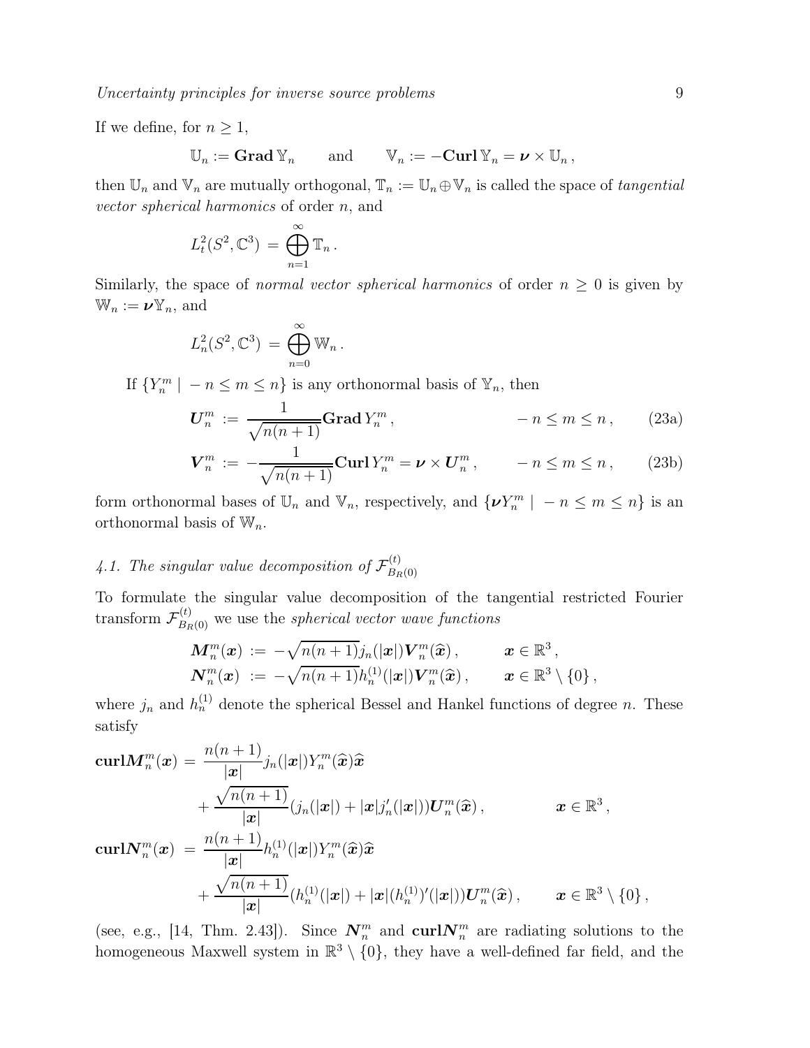If we define, for $n \geq 1$,

$$\mathbb{U}_n := \mathbf{Grad}\, \mathbb{Y}_n \qquad \text{and} \qquad \mathbb{V}_n := -\mathbf{Curl}\, \mathbb{Y}_n = \boldsymbol{\nu} \times \mathbb{U}_n \,,$$

then $\mathbb{U}_n$ and $\mathbb{V}_n$ are mutually orthogonal, $\mathbb{T}_n := \mathbb{U}_n \oplus \mathbb{V}_n$ is called the space of *tangential vector spherical harmonics* of order $n$, and

$$L^2_t(S^2, \mathbb{C}^3) \,=\, \bigoplus_{n=1}^{\infty} \mathbb{T}_n \,.$$

Similarly, the space of *normal vector spherical harmonics* of order $n \geq 0$ is given by $\mathbb{W}_n := \boldsymbol{\nu}\mathbb{Y}_n$, and

$$L^2_n(S^2, \mathbb{C}^3) \,=\, \bigoplus_{n=0}^{\infty} \mathbb{W}_n \,.$$

If $\{Y_n^m \mid -n \leq m \leq n\}$ is any orthonormal basis of $\mathbb{Y}_n$, then

$$\boldsymbol{U}_n^m \,:=\, \frac{1}{\sqrt{n(n+1)}} \mathbf{Grad}\, Y_n^m \,, \qquad -n \leq m \leq n \,, \tag{23a}$$

$$\boldsymbol{V}_n^m \,:=\, -\frac{1}{\sqrt{n(n+1)}} \mathbf{Curl}\, Y_n^m = \boldsymbol{\nu} \times \boldsymbol{U}_n^m \,, \qquad -n \leq m \leq n \,, \tag{23b}$$

form orthonormal bases of $\mathbb{U}_n$ and $\mathbb{V}_n$, respectively, and $\{\boldsymbol{\nu} Y_n^m \mid -n \leq m \leq n\}$ is an orthonormal basis of $\mathbb{W}_n$.

### *4.1. The singular value decomposition of $\mathcal{F}^{(t)}_{B_R(0)}$*

To formulate the singular value decomposition of the tangential restricted Fourier transform $\mathcal{F}^{(t)}_{B_R(0)}$ we use the *spherical vector wave functions*

$$\boldsymbol{M}_n^m(\boldsymbol{x}) \,:=\, -\sqrt{n(n+1)} j_n(|\boldsymbol{x}|) \boldsymbol{V}_n^m(\widehat{\boldsymbol{x}}) \,, \qquad \boldsymbol{x} \in \mathbb{R}^3 \,,$$

$$\boldsymbol{N}_n^m(\boldsymbol{x}) \,:=\, -\sqrt{n(n+1)} h_n^{(1)}(|\boldsymbol{x}|) \boldsymbol{V}_n^m(\widehat{\boldsymbol{x}}) \,, \qquad \boldsymbol{x} \in \mathbb{R}^3 \setminus \{0\} \,,$$

where $j_n$ and $h_n^{(1)}$ denote the spherical Bessel and Hankel functions of degree $n$. These satisfy

$$\begin{aligned}
\mathbf{curl}\boldsymbol{M}_n^m(\boldsymbol{x}) \,=\, & \frac{n(n+1)}{|\boldsymbol{x}|} j_n(|\boldsymbol{x}|) Y_n^m(\widehat{\boldsymbol{x}}) \widehat{\boldsymbol{x}} \\
& + \frac{\sqrt{n(n+1)}}{|\boldsymbol{x}|} (j_n(|\boldsymbol{x}|) + |\boldsymbol{x}| j_n'(|\boldsymbol{x}|)) \boldsymbol{U}_n^m(\widehat{\boldsymbol{x}}) \,, \qquad \boldsymbol{x} \in \mathbb{R}^3 \,, \\
\mathbf{curl}\boldsymbol{N}_n^m(\boldsymbol{x}) \,=\, & \frac{n(n+1)}{|\boldsymbol{x}|} h_n^{(1)}(|\boldsymbol{x}|) Y_n^m(\widehat{\boldsymbol{x}}) \widehat{\boldsymbol{x}} \\
& + \frac{\sqrt{n(n+1)}}{|\boldsymbol{x}|} (h_n^{(1)}(|\boldsymbol{x}|) + |\boldsymbol{x}| (h_n^{(1)})'(|\boldsymbol{x}|)) \boldsymbol{U}_n^m(\widehat{\boldsymbol{x}}) \,, \qquad \boldsymbol{x} \in \mathbb{R}^3 \setminus \{0\} \,,
\end{aligned}$$

(see, e.g., [14, Thm. 2.43]). Since $\boldsymbol{N}_n^m$ and $\mathbf{curl}\boldsymbol{N}_n^m$ are radiating solutions to the homogeneous Maxwell system in $\mathbb{R}^3 \setminus \{0\}$, they have a well-defined far field, and the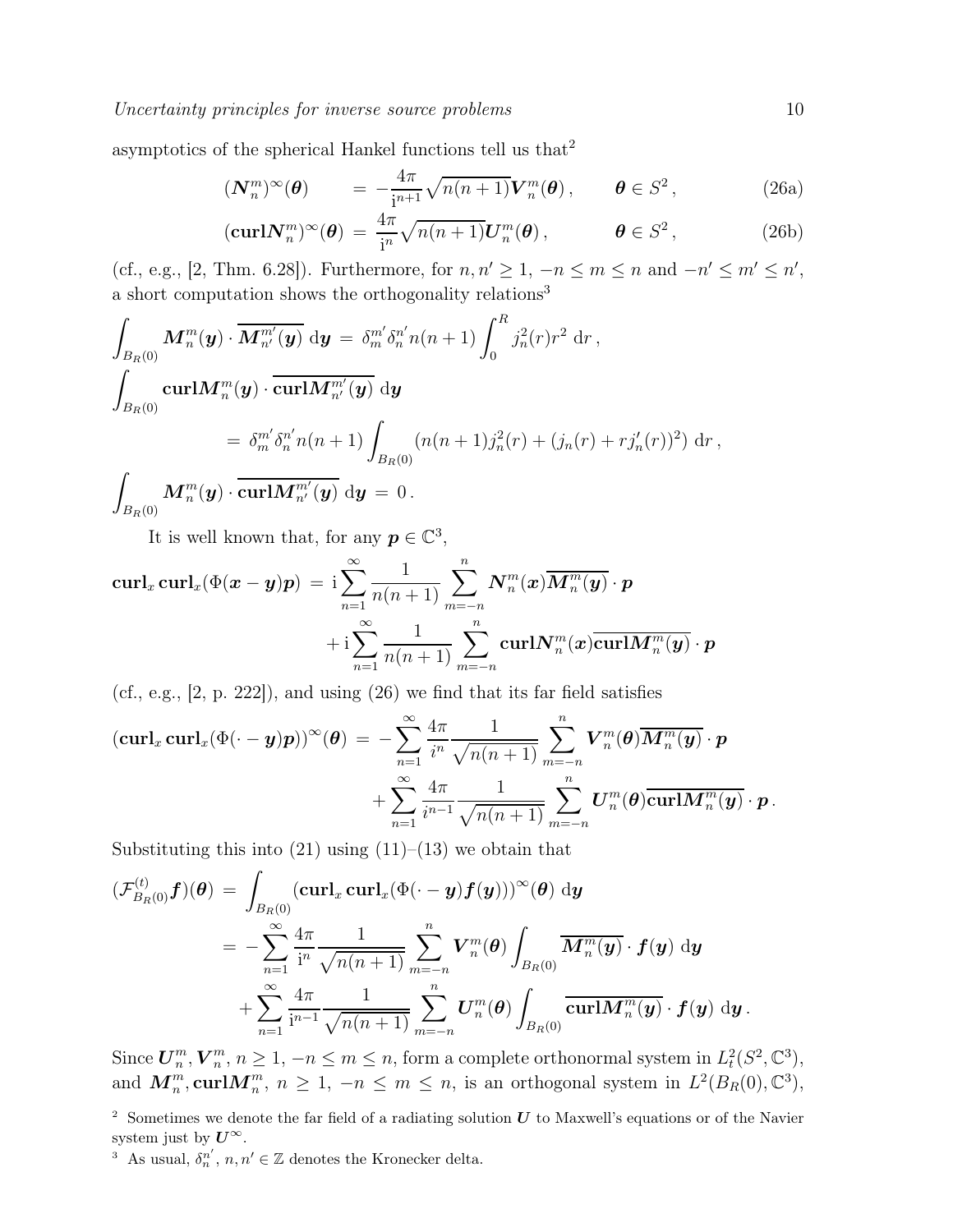asymptotics of the spherical Hankel functions tell us that[2]

$$(\boldsymbol{N}_n^m)^\infty(\boldsymbol{\theta}) \;=\; -\frac{4\pi}{\mathrm{i}^{n+1}}\sqrt{n(n+1)}\boldsymbol{V}_n^m(\boldsymbol{\theta})\,, \qquad \boldsymbol{\theta}\in S^2\,, \tag{26a}$$

$$(\mathbf{curl}\boldsymbol{N}_n^m)^\infty(\boldsymbol{\theta}) \;=\; \frac{4\pi}{\mathrm{i}^{n}}\sqrt{n(n+1)}\boldsymbol{U}_n^m(\boldsymbol{\theta})\,, \qquad \boldsymbol{\theta}\in S^2\,, \tag{26b}$$

(cf., e.g., [2, Thm. 6.28]). Furthermore, for $n,n'\geq 1$, $-n\leq m\leq n$ and $-n'\leq m'\leq n'$, a short computation shows the orthogonality relations[3]

$$\int_{B_R(0)} \boldsymbol{M}_n^m(\boldsymbol{y})\cdot\overline{\boldsymbol{M}_{n'}^{m'}(\boldsymbol{y})}\,\mathrm{d}\boldsymbol{y} \;=\; \delta_m^{m'}\delta_n^{n'}n(n+1)\int_0^R j_n^2(r)r^2\,\mathrm{d}r\,,$$

$$\int_{B_R(0)} \mathbf{curl}\boldsymbol{M}_n^m(\boldsymbol{y})\cdot\overline{\mathbf{curl}\boldsymbol{M}_{n'}^{m'}(\boldsymbol{y})}\,\mathrm{d}\boldsymbol{y}$$

$$\;=\; \delta_m^{m'}\delta_n^{n'}n(n+1)\int_{B_R(0)}\big(n(n+1)j_n^2(r)+(j_n(r)+rj_n'(r))^2\big)\,\mathrm{d}r\,,$$

$$\int_{B_R(0)} \boldsymbol{M}_n^m(\boldsymbol{y})\cdot\overline{\mathbf{curl}\boldsymbol{M}_{n'}^{m'}(\boldsymbol{y})}\,\mathrm{d}\boldsymbol{y} \;=\; 0\,.$$

It is well known that, for any $\boldsymbol{p}\in\mathbb{C}^3$,

$$\mathbf{curl}_x\,\mathbf{curl}_x(\Phi(\boldsymbol{x}-\boldsymbol{y})\boldsymbol{p}) \;=\; \mathrm{i}\sum_{n=1}^\infty \frac{1}{n(n+1)}\sum_{m=-n}^n \boldsymbol{N}_n^m(\boldsymbol{x})\overline{\boldsymbol{M}_n^m(\boldsymbol{y})}\cdot\boldsymbol{p}$$
$$+\,\mathrm{i}\sum_{n=1}^\infty \frac{1}{n(n+1)}\sum_{m=-n}^n \mathbf{curl}\boldsymbol{N}_n^m(\boldsymbol{x})\overline{\mathbf{curl}\boldsymbol{M}_n^m(\boldsymbol{y})}\cdot\boldsymbol{p}$$

(cf., e.g., [2, p. 222]), and using (26) we find that its far field satisfies

$$(\mathbf{curl}_x\,\mathbf{curl}_x(\Phi(\cdot-\boldsymbol{y})\boldsymbol{p}))^\infty(\boldsymbol{\theta}) \;=\; -\sum_{n=1}^\infty \frac{4\pi}{i^n}\frac{1}{\sqrt{n(n+1)}}\sum_{m=-n}^n \boldsymbol{V}_n^m(\boldsymbol{\theta})\overline{\boldsymbol{M}_n^m(\boldsymbol{y})}\cdot\boldsymbol{p}$$
$$+\sum_{n=1}^\infty \frac{4\pi}{i^{n-1}}\frac{1}{\sqrt{n(n+1)}}\sum_{m=-n}^n \boldsymbol{U}_n^m(\boldsymbol{\theta})\overline{\mathbf{curl}\boldsymbol{M}_n^m(\boldsymbol{y})}\cdot\boldsymbol{p}\,.$$

Substituting this into (21) using (11)–(13) we obtain that

$$(\mathcal{F}_{B_R(0)}^{(t)}\boldsymbol{f})(\boldsymbol{\theta}) \;=\; \int_{B_R(0)}(\mathbf{curl}_x\,\mathbf{curl}_x(\Phi(\cdot-\boldsymbol{y})\boldsymbol{f}(\boldsymbol{y})))^\infty(\boldsymbol{\theta})\,\mathrm{d}\boldsymbol{y}$$
$$=\; -\sum_{n=1}^\infty \frac{4\pi}{\mathrm{i}^n}\frac{1}{\sqrt{n(n+1)}}\sum_{m=-n}^n \boldsymbol{V}_n^m(\boldsymbol{\theta})\int_{B_R(0)}\overline{\boldsymbol{M}_n^m(\boldsymbol{y})}\cdot\boldsymbol{f}(\boldsymbol{y})\,\mathrm{d}\boldsymbol{y}$$
$$+\sum_{n=1}^\infty \frac{4\pi}{\mathrm{i}^{n-1}}\frac{1}{\sqrt{n(n+1)}}\sum_{m=-n}^n \boldsymbol{U}_n^m(\boldsymbol{\theta})\int_{B_R(0)}\overline{\mathbf{curl}\boldsymbol{M}_n^m(\boldsymbol{y})}\cdot\boldsymbol{f}(\boldsymbol{y})\,\mathrm{d}\boldsymbol{y}\,.$$

Since $\boldsymbol{U}_n^m,\boldsymbol{V}_n^m$, $n\geq 1$, $-n\leq m\leq n$, form a complete orthonormal system in $L^2_t(S^2,\mathbb{C}^3)$, and $\boldsymbol{M}_n^m,\mathbf{curl}\boldsymbol{M}_n^m$, $n\geq 1$, $-n\leq m\leq n$, is an orthogonal system in $L^2(B_R(0),\mathbb{C}^3)$,

[2] Sometimes we denote the far field of a radiating solution $\boldsymbol{U}$ to Maxwell's equations or of the Navier system just by $\boldsymbol{U}^\infty$.

[3] As usual, $\delta_n^{n'}$, $n,n'\in\mathbb{Z}$ denotes the Kronecker delta.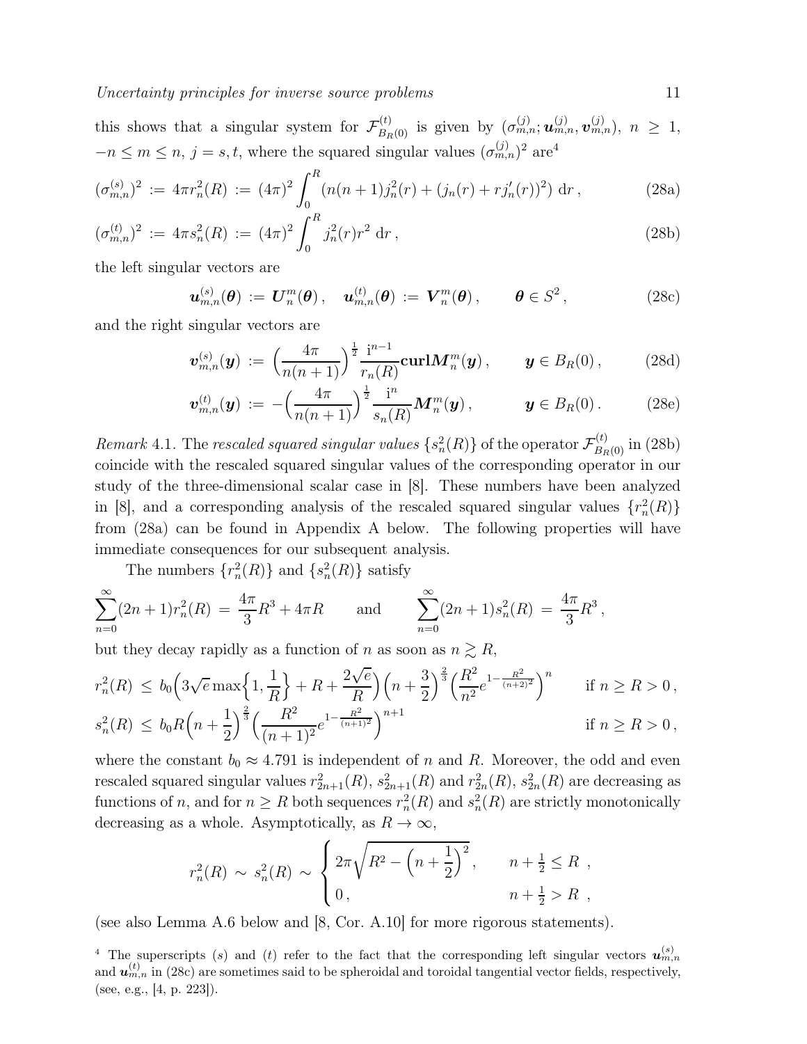this shows that a singular system for $\mathcal{F}^{(t)}_{B_R(0)}$ is given by $(\sigma^{(j)}_{m,n}; \boldsymbol{u}^{(j)}_{m,n}, \boldsymbol{v}^{(j)}_{m,n})$, $n \geq 1$, $-n \leq m \leq n$, $j = s, t$, where the squared singular values $(\sigma^{(j)}_{m,n})^2$ are[4]

$$(\sigma^{(s)}_{m,n})^2 \,:=\, 4\pi r_n^2(R) \,:=\, (4\pi)^2 \int_0^R \bigl(n(n+1) j_n^2(r) + (j_n(r) + r j_n'(r))^2\bigr)\,\mathrm{d}r\,, \tag{28a}$$

$$(\sigma^{(t)}_{m,n})^2 \,:=\, 4\pi s_n^2(R) \,:=\, (4\pi)^2 \int_0^R j_n^2(r) r^2\,\mathrm{d}r\,, \tag{28b}$$

the left singular vectors are

$$\boldsymbol{u}^{(s)}_{m,n}(\boldsymbol{\theta}) \,:=\, \boldsymbol{U}^m_n(\boldsymbol{\theta})\,, \quad \boldsymbol{u}^{(t)}_{m,n}(\boldsymbol{\theta}) \,:=\, \boldsymbol{V}^m_n(\boldsymbol{\theta})\,, \qquad \boldsymbol{\theta} \in S^2\,, \tag{28c}$$

and the right singular vectors are

$$\boldsymbol{v}^{(s)}_{m,n}(\boldsymbol{y}) \,:=\, \Bigl(\frac{4\pi}{n(n+1)}\Bigr)^{\frac{1}{2}} \frac{\mathrm{i}^{n-1}}{r_n(R)} \mathbf{curl} \boldsymbol{M}^m_n(\boldsymbol{y})\,, \qquad \boldsymbol{y} \in B_R(0)\,, \tag{28d}$$

$$\boldsymbol{v}^{(t)}_{m,n}(\boldsymbol{y}) \,:=\, -\Bigl(\frac{4\pi}{n(n+1)}\Bigr)^{\frac{1}{2}} \frac{\mathrm{i}^{n}}{s_n(R)} \boldsymbol{M}^m_n(\boldsymbol{y})\,, \qquad \boldsymbol{y} \in B_R(0)\,. \tag{28e}$$

*Remark* 4.1. The *rescaled squared singular values* $\{s_n^2(R)\}$ of the operator $\mathcal{F}^{(t)}_{B_R(0)}$ in (28b) coincide with the rescaled squared singular values of the corresponding operator in our study of the three-dimensional scalar case in [8]. These numbers have been analyzed in [8], and a corresponding analysis of the rescaled squared singular values $\{r_n^2(R)\}$ from (28a) can be found in Appendix A below. The following properties will have immediate consequences for our subsequent analysis.

The numbers $\{r_n^2(R)\}$ and $\{s_n^2(R)\}$ satisfy

$$\sum_{n=0}^{\infty} (2n+1) r_n^2(R) \,=\, \frac{4\pi}{3}R^3 + 4\pi R \qquad \text{and} \qquad \sum_{n=0}^{\infty} (2n+1) s_n^2(R) \,=\, \frac{4\pi}{3}R^3\,,$$

but they decay rapidly as a function of $n$ as soon as $n \gtrsim R$,

$$r_n^2(R) \,\leq\, b_0\Bigl(3\sqrt{e}\max\Bigl\{1,\frac{1}{R}\Bigr\} + R + \frac{2\sqrt{e}}{R}\Bigr)\Bigl(n+\frac{3}{2}\Bigr)^{\frac{2}{3}}\Bigl(\frac{R^2}{n^2}e^{1-\frac{R^2}{(n+2)^2}}\Bigr)^n \qquad \text{if } n \geq R > 0\,,$$

$$s_n^2(R) \,\leq\, b_0 R\Bigl(n+\frac{1}{2}\Bigr)^{\frac{2}{3}}\Bigl(\frac{R^2}{(n+1)^2}e^{1-\frac{R^2}{(n+1)^2}}\Bigr)^{n+1} \qquad \text{if } n \geq R > 0\,,$$

where the constant $b_0 \approx 4.791$ is independent of $n$ and $R$. Moreover, the odd and even rescaled squared singular values $r_{2n+1}^2(R)$, $s_{2n+1}^2(R)$ and $r_{2n}^2(R)$, $s_{2n}^2(R)$ are decreasing as functions of $n$, and for $n \geq R$ both sequences $r_n^2(R)$ and $s_n^2(R)$ are strictly monotonically decreasing as a whole. Asymptotically, as $R \to \infty$,

$$r_n^2(R) \,\sim\, s_n^2(R) \,\sim\, \begin{cases} 2\pi\sqrt{R^2 - \Bigl(n+\dfrac{1}{2}\Bigr)^2}\,, & n+\frac{1}{2} \leq R\,, \\ 0\,, & n+\frac{1}{2} > R\,, \end{cases}$$

(see also Lemma A.6 below and [8, Cor. A.10] for more rigorous statements).

[4] The superscripts $(s)$ and $(t)$ refer to the fact that the corresponding left singular vectors $\boldsymbol{u}^{(s)}_{m,n}$ and $\boldsymbol{u}^{(t)}_{m,n}$ in (28c) are sometimes said to be spheroidal and toroidal tangential vector fields, respectively, (see, e.g., [4, p. 223]).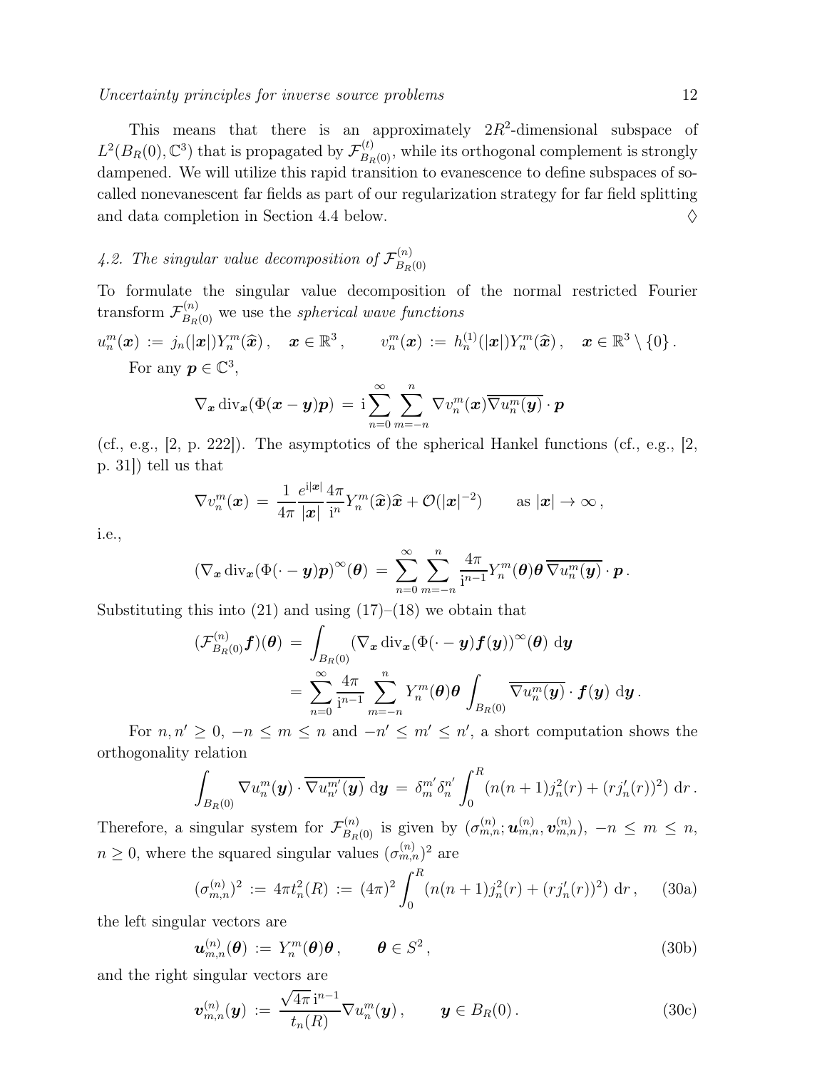This means that there is an approximately $2R^2$-dimensional subspace of $L^2(B_R(0), \mathbb{C}^3)$ that is propagated by $\mathcal{F}^{(t)}_{B_R(0)}$, while its orthogonal complement is strongly dampened. We will utilize this rapid transition to evanescence to define subspaces of so-called nonevanescent far fields as part of our regularization strategy for far field splitting and data completion in Section 4.4 below. ♢

### *4.2. The singular value decomposition of $\mathcal{F}^{(n)}_{B_R(0)}$*

To formulate the singular value decomposition of the normal restricted Fourier transform $\mathcal{F}^{(n)}_{B_R(0)}$ we use the *spherical wave functions*

$$u_n^m(\boldsymbol{x}) := j_n(|\boldsymbol{x}|)Y_n^m(\widehat{\boldsymbol{x}}) , \quad \boldsymbol{x} \in \mathbb{R}^3 , \qquad v_n^m(\boldsymbol{x}) := h_n^{(1)}(|\boldsymbol{x}|)Y_n^m(\widehat{\boldsymbol{x}}) , \quad \boldsymbol{x} \in \mathbb{R}^3 \setminus \{0\} .$$

For any $\boldsymbol{p} \in \mathbb{C}^3$,

$$\nabla_{\boldsymbol{x}} \operatorname{div}_{\boldsymbol{x}}(\Phi(\boldsymbol{x}-\boldsymbol{y})\boldsymbol{p}) = \mathrm{i} \sum_{n=0}^{\infty} \sum_{m=-n}^{n} \nabla v_n^m(\boldsymbol{x}) \overline{\nabla u_n^m(\boldsymbol{y})} \cdot \boldsymbol{p}$$

(cf., e.g., [2, p. 222]). The asymptotics of the spherical Hankel functions (cf., e.g., [2, p. 31]) tell us that

$$\nabla v_n^m(\boldsymbol{x}) = \frac{1}{4\pi} \frac{e^{\mathrm{i}|\boldsymbol{x}|}}{|\boldsymbol{x}|} \frac{4\pi}{\mathrm{i}^n} Y_n^m(\widehat{\boldsymbol{x}})\widehat{\boldsymbol{x}} + \mathcal{O}(|\boldsymbol{x}|^{-2}) \qquad \text{as } |\boldsymbol{x}| \to \infty ,$$

i.e.,

$$(\nabla_{\boldsymbol{x}} \operatorname{div}_{\boldsymbol{x}}(\Phi(\cdot - \boldsymbol{y})\boldsymbol{p})^{\infty}(\boldsymbol{\theta}) = \sum_{n=0}^{\infty} \sum_{m=-n}^{n} \frac{4\pi}{\mathrm{i}^{n-1}} Y_n^m(\boldsymbol{\theta})\boldsymbol{\theta}\, \overline{\nabla u_n^m(\boldsymbol{y})} \cdot \boldsymbol{p} .$$

Substituting this into (21) and using (17)–(18) we obtain that

$$\begin{aligned}
(\mathcal{F}^{(n)}_{B_R(0)}\boldsymbol{f})(\boldsymbol{\theta}) &= \int_{B_R(0)} (\nabla_{\boldsymbol{x}} \operatorname{div}_{\boldsymbol{x}}(\Phi(\cdot - \boldsymbol{y})\boldsymbol{f}(\boldsymbol{y}))^{\infty}(\boldsymbol{\theta}) \,\mathrm{d}\boldsymbol{y} \\
&= \sum_{n=0}^{\infty} \frac{4\pi}{\mathrm{i}^{n-1}} \sum_{m=-n}^{n} Y_n^m(\boldsymbol{\theta})\boldsymbol{\theta} \int_{B_R(0)} \overline{\nabla u_n^m(\boldsymbol{y})} \cdot \boldsymbol{f}(\boldsymbol{y}) \,\mathrm{d}\boldsymbol{y} .
\end{aligned}$$

For $n, n' \geq 0$, $-n \leq m \leq n$ and $-n' \leq m' \leq n'$, a short computation shows the orthogonality relation

$$\int_{B_R(0)} \nabla u_n^m(\boldsymbol{y}) \cdot \overline{\nabla u_{n'}^{m'}(\boldsymbol{y})} \,\mathrm{d}\boldsymbol{y} = \delta_m^{m'} \delta_n^{n'} \int_0^R (n(n+1)j_n^2(r) + (r j_n'(r))^2) \,\mathrm{d}r .$$

Therefore, a singular system for $\mathcal{F}^{(n)}_{B_R(0)}$ is given by $(\sigma^{(n)}_{m,n}; \boldsymbol{u}^{(n)}_{m,n}, \boldsymbol{v}^{(n)}_{m,n})$, $-n \leq m \leq n$, $n \geq 0$, where the squared singular values $(\sigma^{(n)}_{m,n})^2$ are

$$(\sigma^{(n)}_{m,n})^2 := 4\pi t_n^2(R) := (4\pi)^2 \int_0^R (n(n+1)j_n^2(r) + (r j_n'(r))^2) \,\mathrm{d}r , \tag{30a}$$

the left singular vectors are

$$\boldsymbol{u}^{(n)}_{m,n}(\boldsymbol{\theta}) := Y_n^m(\boldsymbol{\theta})\boldsymbol{\theta} , \qquad \boldsymbol{\theta} \in S^2 , \tag{30b}$$

and the right singular vectors are

$$\boldsymbol{v}^{(n)}_{m,n}(\boldsymbol{y}) := \frac{\sqrt{4\pi}\, \mathrm{i}^{n-1}}{t_n(R)} \nabla u_n^m(\boldsymbol{y}) , \qquad \boldsymbol{y} \in B_R(0) . \tag{30c}$$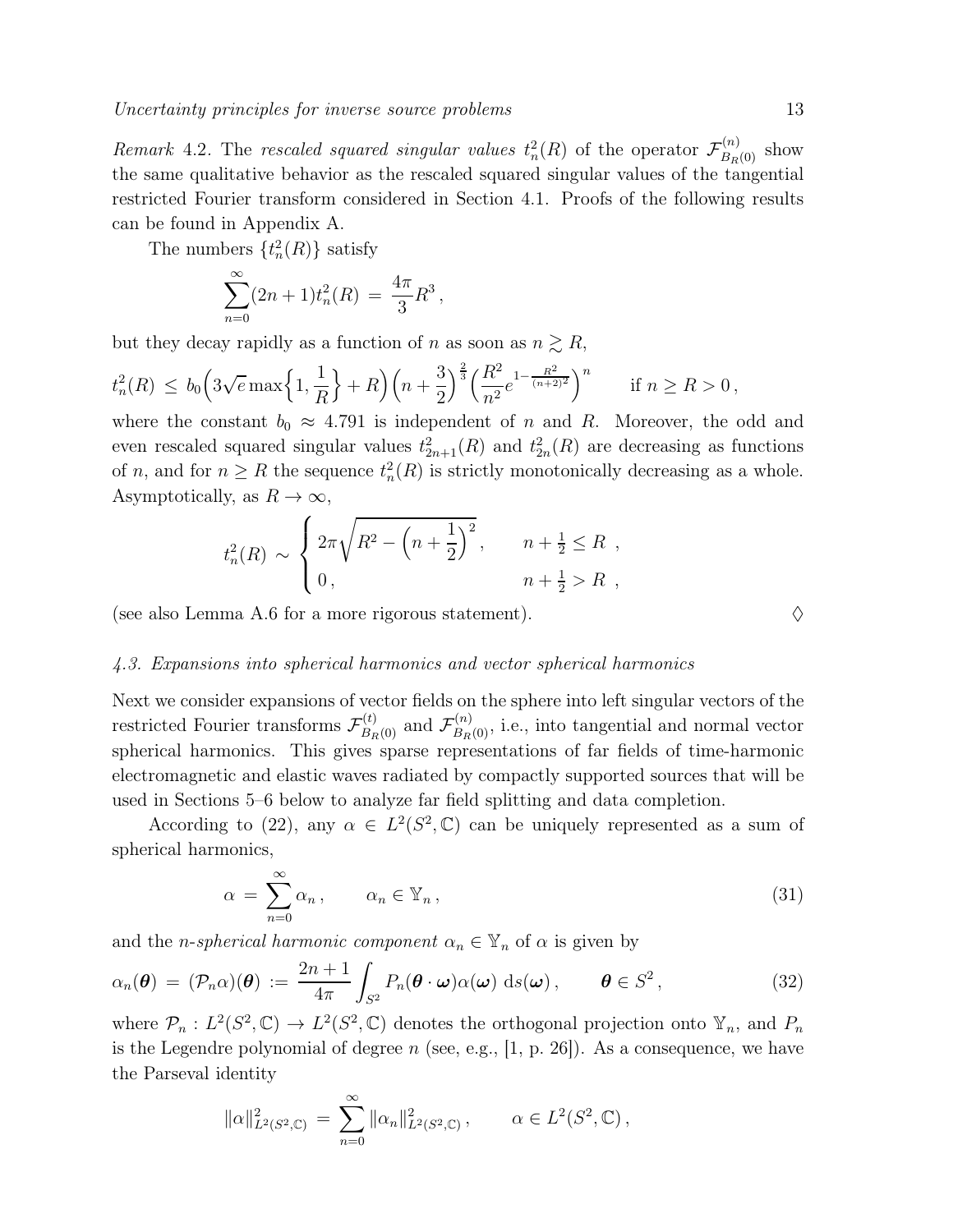*Remark* 4.2. The *rescaled squared singular values* $t_n^2(R)$ of the operator $\mathcal{F}^{(n)}_{B_R(0)}$ show the same qualitative behavior as the rescaled squared singular values of the tangential restricted Fourier transform considered in Section 4.1. Proofs of the following results can be found in Appendix A.

The numbers $\{t_n^2(R)\}$ satisfy

$$\sum_{n=0}^{\infty}(2n+1)t_n^2(R) \,=\, \frac{4\pi}{3}R^3\,,$$

but they decay rapidly as a function of $n$ as soon as $n \gtrsim R$,

$$t_n^2(R) \,\leq\, b_0\Big(3\sqrt{e}\max\Big\{1,\frac{1}{R}\Big\}+R\Big)\Big(n+\frac{3}{2}\Big)^{\frac{2}{3}}\Big(\frac{R^2}{n^2}e^{1-\frac{R^2}{(n+2)^2}}\Big)^n \qquad \text{if } n \geq R > 0\,,$$

where the constant $b_0 \approx 4.791$ is independent of $n$ and $R$. Moreover, the odd and even rescaled squared singular values $t_{2n+1}^2(R)$ and $t_{2n}^2(R)$ are decreasing as functions of $n$, and for $n \geq R$ the sequence $t_n^2(R)$ is strictly monotonically decreasing as a whole. Asymptotically, as $R \to \infty$,

$$t_n^2(R) \,\sim\, \begin{cases} 2\pi\sqrt{R^2-\Big(n+\dfrac{1}{2}\Big)^2}\,, & n+\frac{1}{2} \leq R\ , \\ 0\,, & n+\frac{1}{2} > R\ , \end{cases}$$

(see also Lemma A.6 for a more rigorous statement). $\Diamond$

### *4.3. Expansions into spherical harmonics and vector spherical harmonics*

Next we consider expansions of vector fields on the sphere into left singular vectors of the restricted Fourier transforms $\mathcal{F}^{(t)}_{B_R(0)}$ and $\mathcal{F}^{(n)}_{B_R(0)}$, i.e., into tangential and normal vector spherical harmonics. This gives sparse representations of far fields of time-harmonic electromagnetic and elastic waves radiated by compactly supported sources that will be used in Sections 5–6 below to analyze far field splitting and data completion.

According to (22), any $\alpha \in L^2(S^2,\mathbb{C})$ can be uniquely represented as a sum of spherical harmonics,

$$\alpha \,=\, \sum_{n=0}^{\infty}\alpha_n\,, \qquad \alpha_n \in \mathbb{Y}_n\,, \tag{31}$$

and the *n-spherical harmonic component* $\alpha_n \in \mathbb{Y}_n$ of $\alpha$ is given by

$$\alpha_n(\boldsymbol{\theta}) \,=\, (\mathcal{P}_n\alpha)(\boldsymbol{\theta}) \,:=\, \frac{2n+1}{4\pi}\int_{S^2}P_n(\boldsymbol{\theta}\cdot\boldsymbol{\omega})\alpha(\boldsymbol{\omega})\,\mathrm{d}s(\boldsymbol{\omega})\,, \qquad \boldsymbol{\theta} \in S^2\,, \tag{32}$$

where $\mathcal{P}_n : L^2(S^2,\mathbb{C}) \to L^2(S^2,\mathbb{C})$ denotes the orthogonal projection onto $\mathbb{Y}_n$, and $P_n$ is the Legendre polynomial of degree $n$ (see, e.g., [1, p. 26]). As a consequence, we have the Parseval identity

$$\|\alpha\|^2_{L^2(S^2,\mathbb{C})} \,=\, \sum_{n=0}^{\infty}\|\alpha_n\|^2_{L^2(S^2,\mathbb{C})}\,, \qquad \alpha \in L^2(S^2,\mathbb{C})\,,$$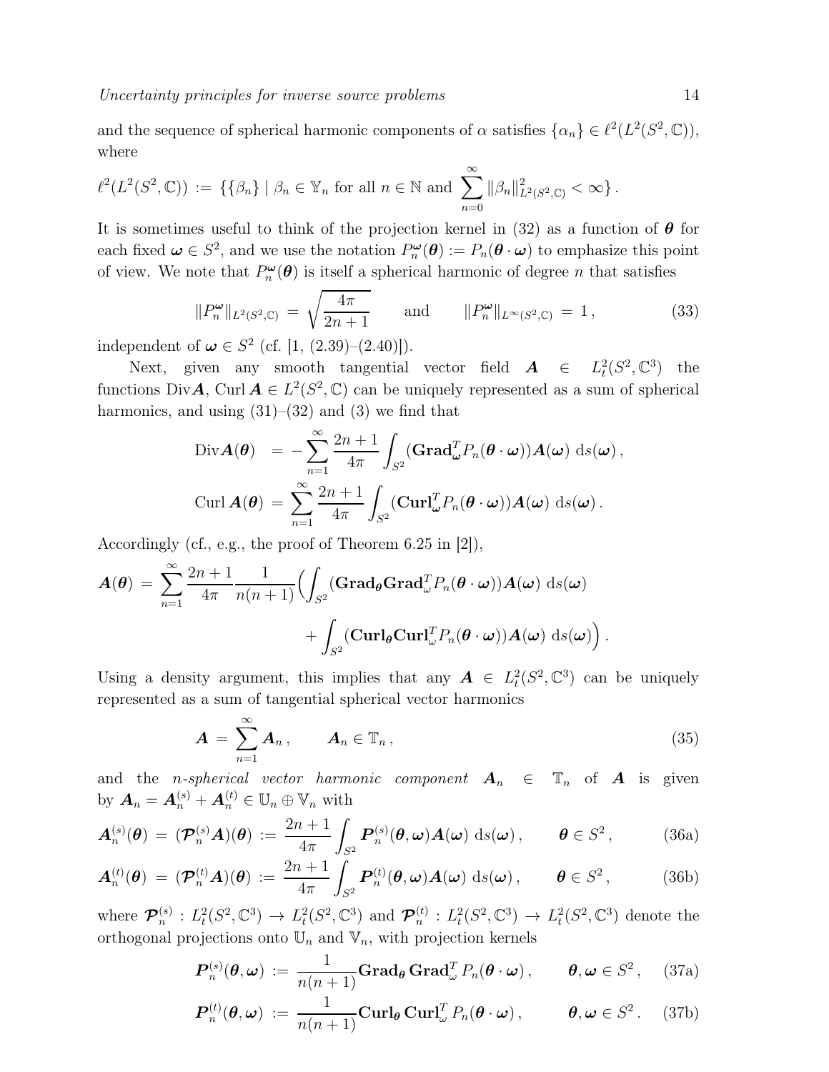and the sequence of spherical harmonic components of $\alpha$ satisfies $\{\alpha_n\} \in \ell^2(L^2(S^2,\mathbb{C}))$, where

$$\ell^2(L^2(S^2,\mathbb{C})) := \{\{\beta_n\} \mid \beta_n \in \mathbb{Y}_n \text{ for all } n \in \mathbb{N} \text{ and } \sum_{n=0}^{\infty} \|\beta_n\|^2_{L^2(S^2,\mathbb{C})} < \infty\}.$$

It is sometimes useful to think of the projection kernel in (32) as a function of $\boldsymbol{\theta}$ for each fixed $\boldsymbol{\omega} \in S^2$, and we use the notation $P_n^{\boldsymbol{\omega}}(\boldsymbol{\theta}) := P_n(\boldsymbol{\theta}\cdot\boldsymbol{\omega})$ to emphasize this point of view. We note that $P_n^{\boldsymbol{\omega}}(\boldsymbol{\theta})$ is itself a spherical harmonic of degree $n$ that satisfies

$$\|P_n^{\boldsymbol{\omega}}\|_{L^2(S^2,\mathbb{C})} = \sqrt{\frac{4\pi}{2n+1}} \qquad \text{and} \qquad \|P_n^{\boldsymbol{\omega}}\|_{L^\infty(S^2,\mathbb{C})} = 1, \tag{33}$$

independent of $\boldsymbol{\omega} \in S^2$ (cf. [1, (2.39)–(2.40)]).

Next, given any smooth tangential vector field $\boldsymbol{A} \in L^2_t(S^2,\mathbb{C}^3)$ the functions $\mathrm{Div}\boldsymbol{A}$, $\mathrm{Curl}\,\boldsymbol{A} \in L^2(S^2,\mathbb{C})$ can be uniquely represented as a sum of spherical harmonics, and using (31)–(32) and (3) we find that

$$\begin{aligned}
\mathrm{Div}\boldsymbol{A}(\boldsymbol{\theta}) &= -\sum_{n=1}^{\infty} \frac{2n+1}{4\pi} \int_{S^2} (\mathbf{Grad}_{\boldsymbol{\omega}}^T P_n(\boldsymbol{\theta}\cdot\boldsymbol{\omega}))\boldsymbol{A}(\boldsymbol{\omega}) \,\mathrm{d}s(\boldsymbol{\omega}),\\
\mathrm{Curl}\,\boldsymbol{A}(\boldsymbol{\theta}) &= \sum_{n=1}^{\infty} \frac{2n+1}{4\pi} \int_{S^2} (\mathbf{Curl}_{\boldsymbol{\omega}}^T P_n(\boldsymbol{\theta}\cdot\boldsymbol{\omega}))\boldsymbol{A}(\boldsymbol{\omega}) \,\mathrm{d}s(\boldsymbol{\omega}).
\end{aligned}$$

Accordingly (cf., e.g., the proof of Theorem 6.25 in [2]),

$$\begin{aligned}
\boldsymbol{A}(\boldsymbol{\theta}) = \sum_{n=1}^{\infty} \frac{2n+1}{4\pi}\frac{1}{n(n+1)} \Big( &\int_{S^2} (\mathbf{Grad}_{\boldsymbol{\theta}}\mathbf{Grad}_{\omega}^T P_n(\boldsymbol{\theta}\cdot\boldsymbol{\omega}))\boldsymbol{A}(\boldsymbol{\omega}) \,\mathrm{d}s(\boldsymbol{\omega})\\
&+ \int_{S^2} (\mathbf{Curl}_{\boldsymbol{\theta}}\mathbf{Curl}_{\omega}^T P_n(\boldsymbol{\theta}\cdot\boldsymbol{\omega}))\boldsymbol{A}(\boldsymbol{\omega}) \,\mathrm{d}s(\boldsymbol{\omega})\Big).
\end{aligned}$$

Using a density argument, this implies that any $\boldsymbol{A} \in L^2_t(S^2,\mathbb{C}^3)$ can be uniquely represented as a sum of tangential spherical vector harmonics

$$\boldsymbol{A} = \sum_{n=1}^{\infty} \boldsymbol{A}_n, \qquad \boldsymbol{A}_n \in \mathbb{T}_n, \tag{35}$$

and the *n-spherical vector harmonic component* $\boldsymbol{A}_n \in \mathbb{T}_n$ of $\boldsymbol{A}$ is given by $\boldsymbol{A}_n = \boldsymbol{A}_n^{(s)} + \boldsymbol{A}_n^{(t)} \in \mathbb{U}_n \oplus \mathbb{V}_n$ with

$$\boldsymbol{A}_n^{(s)}(\boldsymbol{\theta}) = (\boldsymbol{\mathcal{P}}_n^{(s)}\boldsymbol{A})(\boldsymbol{\theta}) := \frac{2n+1}{4\pi}\int_{S^2} \boldsymbol{P}_n^{(s)}(\boldsymbol{\theta},\boldsymbol{\omega})\boldsymbol{A}(\boldsymbol{\omega}) \,\mathrm{d}s(\boldsymbol{\omega}), \qquad \boldsymbol{\theta} \in S^2, \tag{36a}$$

$$\boldsymbol{A}_n^{(t)}(\boldsymbol{\theta}) = (\boldsymbol{\mathcal{P}}_n^{(t)}\boldsymbol{A})(\boldsymbol{\theta}) := \frac{2n+1}{4\pi}\int_{S^2} \boldsymbol{P}_n^{(t)}(\boldsymbol{\theta},\boldsymbol{\omega})\boldsymbol{A}(\boldsymbol{\omega}) \,\mathrm{d}s(\boldsymbol{\omega}), \qquad \boldsymbol{\theta} \in S^2, \tag{36b}$$

where $\boldsymbol{\mathcal{P}}_n^{(s)} : L^2_t(S^2,\mathbb{C}^3) \to L^2_t(S^2,\mathbb{C}^3)$ and $\boldsymbol{\mathcal{P}}_n^{(t)} : L^2_t(S^2,\mathbb{C}^3) \to L^2_t(S^2,\mathbb{C}^3)$ denote the orthogonal projections onto $\mathbb{U}_n$ and $\mathbb{V}_n$, with projection kernels

$$\boldsymbol{P}_n^{(s)}(\boldsymbol{\theta},\boldsymbol{\omega}) := \frac{1}{n(n+1)}\mathbf{Grad}_{\boldsymbol{\theta}}\,\mathbf{Grad}_{\omega}^T P_n(\boldsymbol{\theta}\cdot\boldsymbol{\omega}), \qquad \boldsymbol{\theta},\boldsymbol{\omega} \in S^2, \tag{37a}$$

$$\boldsymbol{P}_n^{(t)}(\boldsymbol{\theta},\boldsymbol{\omega}) := \frac{1}{n(n+1)}\mathbf{Curl}_{\boldsymbol{\theta}}\,\mathbf{Curl}_{\omega}^T P_n(\boldsymbol{\theta}\cdot\boldsymbol{\omega}), \qquad \boldsymbol{\theta},\boldsymbol{\omega} \in S^2. \tag{37b}$$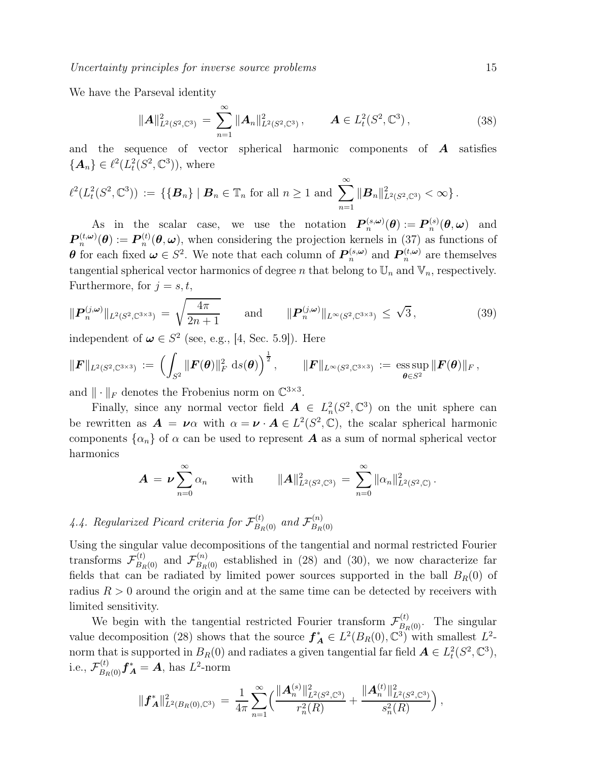We have the Parseval identity

$$
\|\boldsymbol{A}\|_{L^2(S^2,\mathbb{C}^3)}^2 \,=\, \sum_{n=1}^{\infty} \|\boldsymbol{A}_n\|_{L^2(S^2,\mathbb{C}^3)}^2 \,, \qquad \boldsymbol{A} \in L_t^2(S^2,\mathbb{C}^3)\,, \tag{38}
$$

and the sequence of vector spherical harmonic components of $\boldsymbol{A}$ satisfies $\{\boldsymbol{A}_n\} \in \ell^2(L_t^2(S^2,\mathbb{C}^3))$, where

$$
\ell^2(L_t^2(S^2,\mathbb{C}^3)) \,:=\, \{\{\boldsymbol{B}_n\} \mid \boldsymbol{B}_n \in \mathbb{T}_n \text{ for all } n \geq 1 \text{ and } \sum_{n=1}^{\infty} \|\boldsymbol{B}_n\|_{L^2(S^2,\mathbb{C}^3)}^2 < \infty\}\,.
$$

As in the scalar case, we use the notation $\boldsymbol{P}_n^{(s,\boldsymbol{\omega})}(\boldsymbol{\theta}) := \boldsymbol{P}_n^{(s)}(\boldsymbol{\theta},\boldsymbol{\omega})$ and $\boldsymbol{P}_n^{(t,\boldsymbol{\omega})}(\boldsymbol{\theta}) := \boldsymbol{P}_n^{(t)}(\boldsymbol{\theta},\boldsymbol{\omega})$, when considering the projection kernels in (37) as functions of $\boldsymbol{\theta}$ for each fixed $\boldsymbol{\omega} \in S^2$. We note that each column of $\boldsymbol{P}_n^{(s,\boldsymbol{\omega})}$ and $\boldsymbol{P}_n^{(t,\boldsymbol{\omega})}$ are themselves tangential spherical vector harmonics of degree $n$ that belong to $\mathbb{U}_n$ and $\mathbb{V}_n$, respectively. Furthermore, for $j = s, t$,

$$
\|\boldsymbol{P}_n^{(j,\boldsymbol{\omega})}\|_{L^2(S^2,\mathbb{C}^{3\times 3})} \,=\, \sqrt{\frac{4\pi}{2n+1}} \qquad \text{and} \qquad \|\boldsymbol{P}_n^{(j,\boldsymbol{\omega})}\|_{L^\infty(S^2,\mathbb{C}^{3\times 3})} \,\leq\, \sqrt{3}\,, \tag{39}
$$

independent of $\boldsymbol{\omega} \in S^2$ (see, e.g., [4, Sec. 5.9]). Here

$$
\|\boldsymbol{F}\|_{L^2(S^2,\mathbb{C}^{3\times 3})} \,:=\, \Big(\int_{S^2} \|\boldsymbol{F}(\boldsymbol{\theta})\|_F^2 \,\mathrm{d}s(\boldsymbol{\theta})\Big)^{\frac{1}{2}}\,, \qquad \|\boldsymbol{F}\|_{L^\infty(S^2,\mathbb{C}^{3\times 3})} \,:=\, \operatorname*{ess\,sup}_{\boldsymbol{\theta}\in S^2} \|\boldsymbol{F}(\boldsymbol{\theta})\|_F\,,
$$

and $\|\cdot\|_F$ denotes the Frobenius norm on $\mathbb{C}^{3\times 3}$.

Finally, since any normal vector field $\boldsymbol{A} \in L_n^2(S^2,\mathbb{C}^3)$ on the unit sphere can be rewritten as $\boldsymbol{A} = \boldsymbol{\nu}\alpha$ with $\alpha = \boldsymbol{\nu}\cdot\boldsymbol{A} \in L^2(S^2,\mathbb{C})$, the scalar spherical harmonic components $\{\alpha_n\}$ of $\alpha$ can be used to represent $\boldsymbol{A}$ as a sum of normal spherical vector harmonics

$$
\boldsymbol{A} \,=\, \boldsymbol{\nu}\sum_{n=0}^{\infty} \alpha_n \qquad \text{with} \qquad \|\boldsymbol{A}\|_{L^2(S^2,\mathbb{C}^3)}^2 \,=\, \sum_{n=0}^{\infty} \|\alpha_n\|_{L^2(S^2,\mathbb{C})}^2\,.
$$

### *4.4. Regularized Picard criteria for $\mathcal{F}_{B_R(0)}^{(t)}$ and $\mathcal{F}_{B_R(0)}^{(n)}$*

Using the singular value decompositions of the tangential and normal restricted Fourier transforms $\mathcal{F}_{B_R(0)}^{(t)}$ and $\mathcal{F}_{B_R(0)}^{(n)}$ established in (28) and (30), we now characterize far fields that can be radiated by limited power sources supported in the ball $B_R(0)$ of radius $R > 0$ around the origin and at the same time can be detected by receivers with limited sensitivity.

We begin with the tangential restricted Fourier transform $\mathcal{F}_{B_R(0)}^{(t)}$. The singular value decomposition (28) shows that the source $\boldsymbol{f}_{\boldsymbol{A}}^* \in L^2(B_R(0),\mathbb{C}^3)$ with smallest $L^2$-norm that is supported in $B_R(0)$ and radiates a given tangential far field $\boldsymbol{A} \in L_t^2(S^2,\mathbb{C}^3)$, i.e., $\mathcal{F}_{B_R(0)}^{(t)}\boldsymbol{f}_{\boldsymbol{A}}^* = \boldsymbol{A}$, has $L^2$-norm

$$
\|\boldsymbol{f}_{\boldsymbol{A}}^*\|_{L^2(B_R(0),\mathbb{C}^3)}^2 \,=\, \frac{1}{4\pi}\sum_{n=1}^{\infty}\Big(\frac{\|\boldsymbol{A}_n^{(s)}\|_{L^2(S^2,\mathbb{C}^3)}^2}{r_n^2(R)} + \frac{\|\boldsymbol{A}_n^{(t)}\|_{L^2(S^2,\mathbb{C}^3)}^2}{s_n^2(R)}\Big)\,,
$$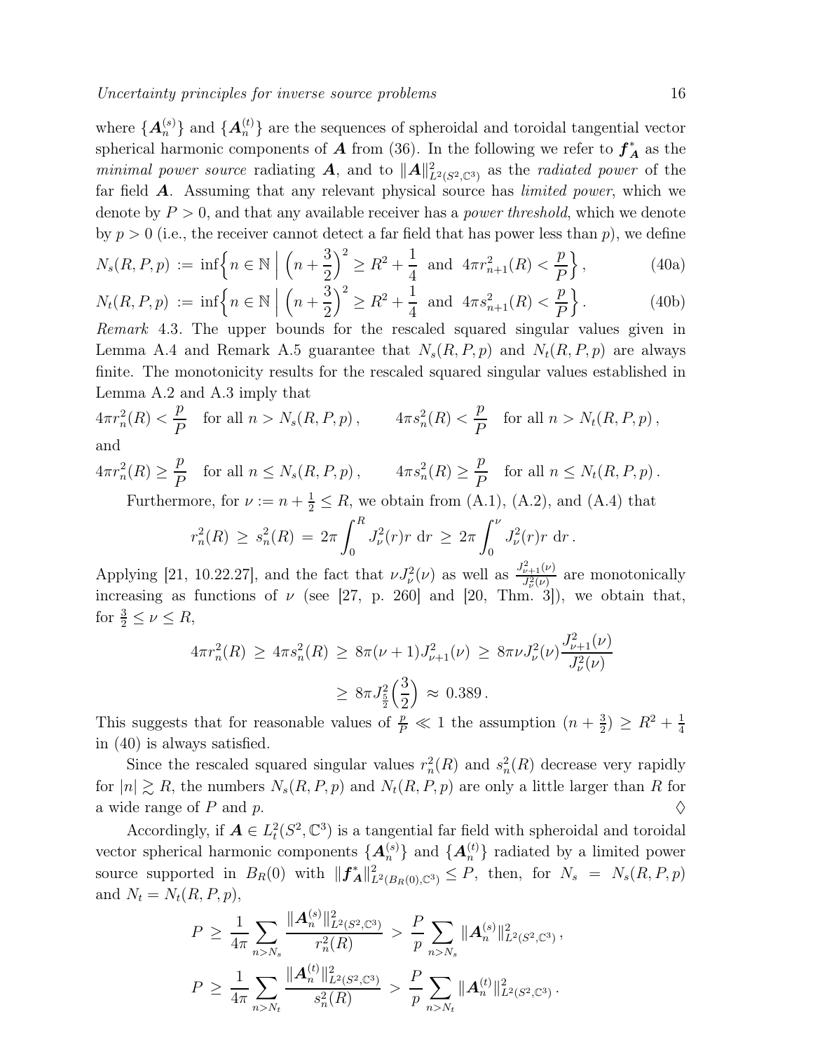where $\{\boldsymbol{A}_n^{(s)}\}$ and $\{\boldsymbol{A}_n^{(t)}\}$ are the sequences of spheroidal and toroidal tangential vector spherical harmonic components of $\boldsymbol{A}$ from (36). In the following we refer to $\boldsymbol{f}_{\boldsymbol{A}}^*$ as the *minimal power source* radiating $\boldsymbol{A}$, and to $\|\boldsymbol{A}\|^2_{L^2(S^2,\mathbb{C}^3)}$ as the *radiated power* of the far field $\boldsymbol{A}$. Assuming that any relevant physical source has *limited power*, which we denote by $P > 0$, and that any available receiver has a *power threshold*, which we denote by $p > 0$ (i.e., the receiver cannot detect a far field that has power less than $p$), we define

$$N_s(R,P,p) := \inf\Big\{ n \in \mathbb{N} \;\Big|\; \Big(n+\frac{3}{2}\Big)^2 \geq R^2 + \frac{1}{4} \;\text{ and }\; 4\pi r_{n+1}^2(R) < \frac{p}{P} \Big\}\,, \tag{40a}$$

$$N_t(R,P,p) := \inf\Big\{ n \in \mathbb{N} \;\Big|\; \Big(n+\frac{3}{2}\Big)^2 \geq R^2 + \frac{1}{4} \;\text{ and }\; 4\pi s_{n+1}^2(R) < \frac{p}{P} \Big\}\,. \tag{40b}$$

*Remark* 4.3. The upper bounds for the rescaled squared singular values given in Lemma A.4 and Remark A.5 guarantee that $N_s(R,P,p)$ and $N_t(R,P,p)$ are always finite. The monotonicity results for the rescaled squared singular values established in Lemma A.2 and A.3 imply that

$$4\pi r_n^2(R) < \frac{p}{P} \quad \text{for all } n > N_s(R,P,p)\,, \qquad 4\pi s_n^2(R) < \frac{p}{P} \quad \text{for all } n > N_t(R,P,p)\,,$$

and

$$4\pi r_n^2(R) \geq \frac{p}{P} \quad \text{for all } n \leq N_s(R,P,p)\,, \qquad 4\pi s_n^2(R) \geq \frac{p}{P} \quad \text{for all } n \leq N_t(R,P,p)\,.$$

Furthermore, for $\nu := n + \frac{1}{2} \leq R$, we obtain from (A.1), (A.2), and (A.4) that

$$r_n^2(R) \;\geq\; s_n^2(R) \;=\; 2\pi \int_0^R J_\nu^2(r) r \,\mathrm{d}r \;\geq\; 2\pi \int_0^\nu J_\nu^2(r) r \,\mathrm{d}r\,.$$

Applying [21, 10.22.27], and the fact that $\nu J_\nu^2(\nu)$ as well as $\frac{J_{\nu+1}^2(\nu)}{J_\nu^2(\nu)}$ are monotonically increasing as functions of $\nu$ (see [27, p. 260] and [20, Thm. 3]), we obtain that, for $\frac{3}{2} \leq \nu \leq R$,

$$\begin{aligned} 4\pi r_n^2(R) \;&\geq\; 4\pi s_n^2(R) \;\geq\; 8\pi(\nu+1) J_{\nu+1}^2(\nu) \;\geq\; 8\pi \nu J_\nu^2(\nu) \frac{J_{\nu+1}^2(\nu)}{J_\nu^2(\nu)} \\ &\geq\; 8\pi J_{\frac{5}{2}}^2\Big(\frac{3}{2}\Big) \;\approx\; 0.389\,. \end{aligned}$$

This suggests that for reasonable values of $\frac{p}{P} \ll 1$ the assumption $(n+\frac{3}{2}) \geq R^2 + \frac{1}{4}$ in (40) is always satisfied.

Since the rescaled squared singular values $r_n^2(R)$ and $s_n^2(R)$ decrease very rapidly for $|n| \gtrsim R$, the numbers $N_s(R,P,p)$ and $N_t(R,P,p)$ are only a little larger than $R$ for a wide range of $P$ and $p$. ♢

Accordingly, if $\boldsymbol{A} \in L_t^2(S^2,\mathbb{C}^3)$ is a tangential far field with spheroidal and toroidal vector spherical harmonic components $\{\boldsymbol{A}_n^{(s)}\}$ and $\{\boldsymbol{A}_n^{(t)}\}$ radiated by a limited power source supported in $B_R(0)$ with $\|\boldsymbol{f}_{\boldsymbol{A}}^*\|^2_{L^2(B_R(0),\mathbb{C}^3)} \leq P$, then, for $N_s = N_s(R,P,p)$ and $N_t = N_t(R,P,p)$,

$$P \;\geq\; \frac{1}{4\pi} \sum_{n>N_s} \frac{\|\boldsymbol{A}_n^{(s)}\|^2_{L^2(S^2,\mathbb{C}^3)}}{r_n^2(R)} \;>\; \frac{P}{p} \sum_{n>N_s} \|\boldsymbol{A}_n^{(s)}\|^2_{L^2(S^2,\mathbb{C}^3)}\,,$$

$$P \;\geq\; \frac{1}{4\pi} \sum_{n>N_t} \frac{\|\boldsymbol{A}_n^{(t)}\|^2_{L^2(S^2,\mathbb{C}^3)}}{s_n^2(R)} \;>\; \frac{P}{p} \sum_{n>N_t} \|\boldsymbol{A}_n^{(t)}\|^2_{L^2(S^2,\mathbb{C}^3)}\,.$$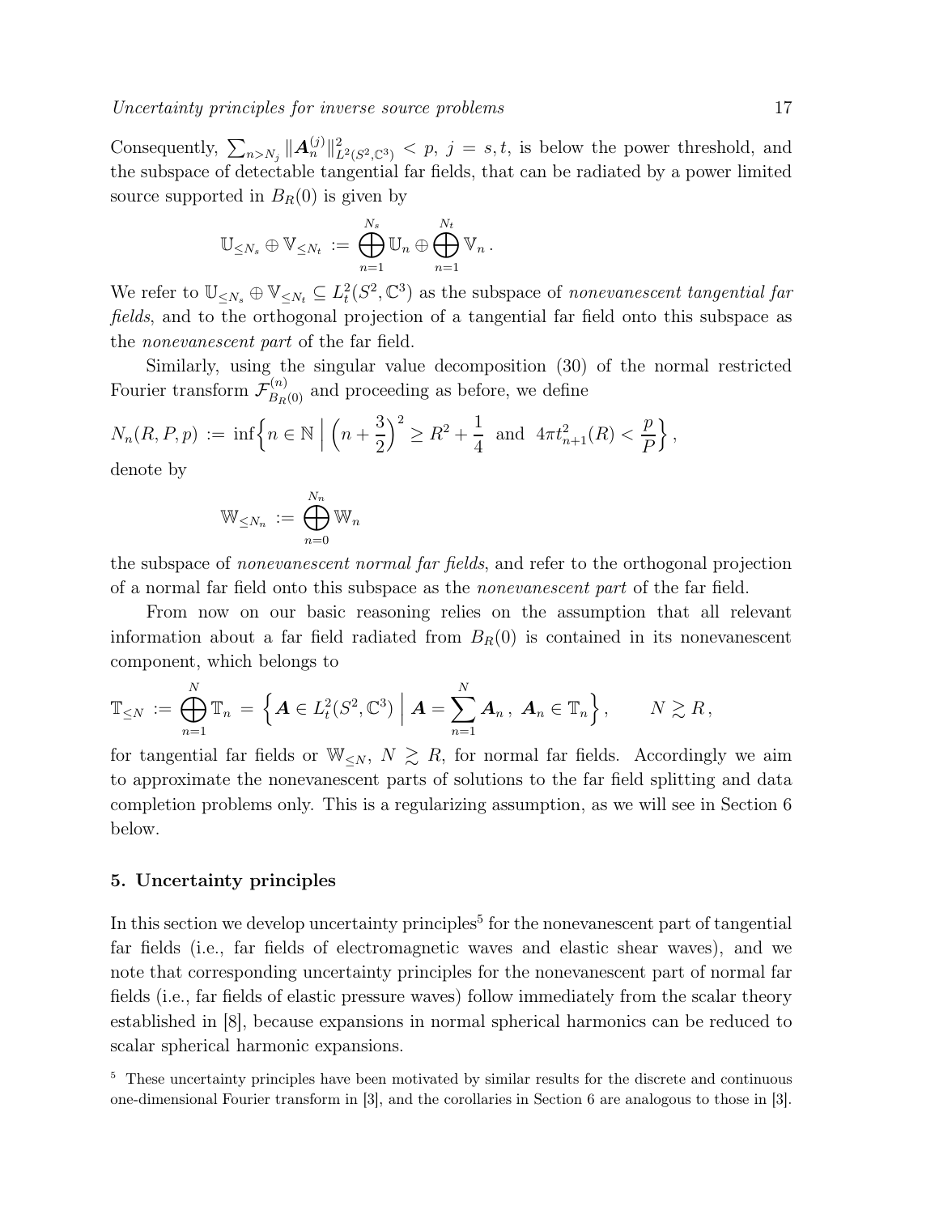Consequently, $\sum_{n>N_j} \|\boldsymbol{A}_n^{(j)}\|^2_{L^2(S^2,\mathbb{C}^3)} < p$, $j = s,t$, is below the power threshold, and the subspace of detectable tangential far fields, that can be radiated by a power limited source supported in $B_R(0)$ is given by

$$\mathbb{U}_{\leq N_s} \oplus \mathbb{V}_{\leq N_t} := \bigoplus_{n=1}^{N_s} \mathbb{U}_n \oplus \bigoplus_{n=1}^{N_t} \mathbb{V}_n \,.$$

We refer to $\mathbb{U}_{\leq N_s} \oplus \mathbb{V}_{\leq N_t} \subseteq L^2_t(S^2,\mathbb{C}^3)$ as the subspace of *nonevanescent tangential far fields*, and to the orthogonal projection of a tangential far field onto this subspace as the *nonevanescent part* of the far field.

Similarly, using the singular value decomposition (30) of the normal restricted Fourier transform $\mathcal{F}^{(n)}_{B_R(0)}$ and proceeding as before, we define

$$N_n(R,P,p) := \inf\Big\{ n \in \mathbb{N} \;\Big|\; \Big(n+\frac{3}{2}\Big)^2 \geq R^2 + \frac{1}{4} \text{ and } 4\pi t^2_{n+1}(R) < \frac{p}{P} \Big\} \,,$$

denote by

$$\mathbb{W}_{\leq N_n} := \bigoplus_{n=0}^{N_n} \mathbb{W}_n$$

the subspace of *nonevanescent normal far fields*, and refer to the orthogonal projection of a normal far field onto this subspace as the *nonevanescent part* of the far field.

From now on our basic reasoning relies on the assumption that all relevant information about a far field radiated from $B_R(0)$ is contained in its nonevanescent component, which belongs to

$$\mathbb{T}_{\leq N} := \bigoplus_{n=1}^{N} \mathbb{T}_n = \Big\{ \boldsymbol{A} \in L^2_t(S^2,\mathbb{C}^3) \;\Big|\; \boldsymbol{A} = \sum_{n=1}^{N} \boldsymbol{A}_n \,,\; \boldsymbol{A}_n \in \mathbb{T}_n \Big\} \,, \qquad N \gtrsim R \,,$$

for tangential far fields or $\mathbb{W}_{\leq N}$, $N \gtrsim R$, for normal far fields. Accordingly we aim to approximate the nonevanescent parts of solutions to the far field splitting and data completion problems only. This is a regularizing assumption, as we will see in Section 6 below.

## 5. Uncertainty principles

In this section we develop uncertainty principles[5] for the nonevanescent part of tangential far fields (i.e., far fields of electromagnetic waves and elastic shear waves), and we note that corresponding uncertainty principles for the nonevanescent part of normal far fields (i.e., far fields of elastic pressure waves) follow immediately from the scalar theory established in [8], because expansions in normal spherical harmonics can be reduced to scalar spherical harmonic expansions.

[5] These uncertainty principles have been motivated by similar results for the discrete and continuous one-dimensional Fourier transform in [3], and the corollaries in Section 6 are analogous to those in [3].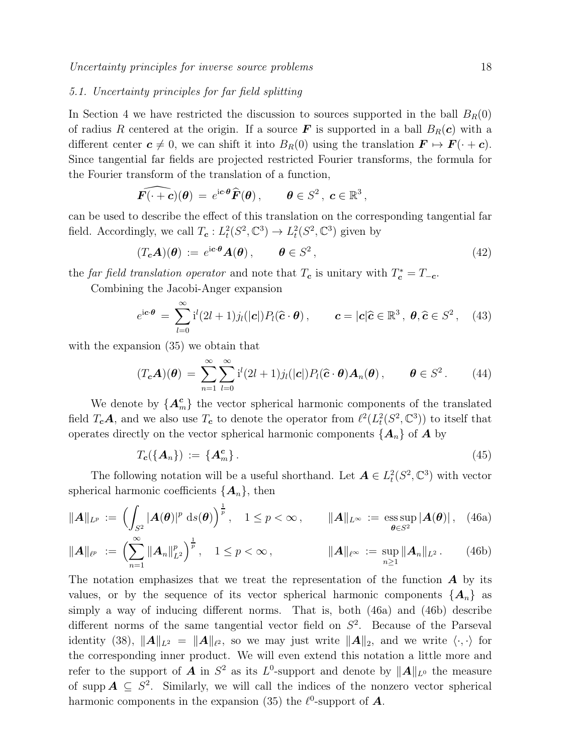### 5.1. Uncertainty principles for far field splitting

In Section 4 we have restricted the discussion to sources supported in the ball $B_R(0)$ of radius $R$ centered at the origin. If a source $\boldsymbol{F}$ is supported in a ball $B_R(\boldsymbol{c})$ with a different center $\boldsymbol{c} \neq 0$, we can shift it into $B_R(0)$ using the translation $\boldsymbol{F} \mapsto \boldsymbol{F}(\cdot + \boldsymbol{c})$. Since tangential far fields are projected restricted Fourier transforms, the formula for the Fourier transform of the translation of a function,

$$\widehat{\boldsymbol{F}(\cdot + \boldsymbol{c})}(\boldsymbol{\theta}) \,=\, e^{\mathrm{i}\boldsymbol{c}\cdot\boldsymbol{\theta}} \widehat{\boldsymbol{F}}(\boldsymbol{\theta}) \,, \qquad \boldsymbol{\theta} \in S^2 \,,\; \boldsymbol{c} \in \mathbb{R}^3 \,,$$

can be used to describe the effect of this translation on the corresponding tangential far field. Accordingly, we call $T_{\boldsymbol{c}} : L^2_t(S^2, \mathbb{C}^3) \to L^2_t(S^2, \mathbb{C}^3)$ given by

$$(T_{\boldsymbol{c}}\boldsymbol{A})(\boldsymbol{\theta}) \,:=\, e^{\mathrm{i}\boldsymbol{c}\cdot\boldsymbol{\theta}} \boldsymbol{A}(\boldsymbol{\theta}) \,, \qquad \boldsymbol{\theta} \in S^2 \,, \tag{42}$$

the *far field translation operator* and note that $T_{\boldsymbol{c}}$ is unitary with $T^*_{\boldsymbol{c}} = T_{-\boldsymbol{c}}$.

Combining the Jacobi-Anger expansion

$$e^{\mathrm{i}\boldsymbol{c}\cdot\boldsymbol{\theta}} \,=\, \sum_{l=0}^{\infty} \mathrm{i}^l (2l+1) j_l(|\boldsymbol{c}|) P_l(\widehat{\boldsymbol{c}} \cdot \boldsymbol{\theta}) \,, \qquad \boldsymbol{c} = |\boldsymbol{c}|\widehat{\boldsymbol{c}} \in \mathbb{R}^3 \,,\; \boldsymbol{\theta}, \widehat{\boldsymbol{c}} \in S^2 \,, \tag{43}$$

with the expansion (35) we obtain that

$$(T_{\boldsymbol{c}}\boldsymbol{A})(\boldsymbol{\theta}) \,=\, \sum_{n=1}^{\infty} \sum_{l=0}^{\infty} \mathrm{i}^l (2l+1) j_l(|\boldsymbol{c}|) P_l(\widehat{\boldsymbol{c}} \cdot \boldsymbol{\theta}) \boldsymbol{A}_n(\boldsymbol{\theta}) \,, \qquad \boldsymbol{\theta} \in S^2 \,. \tag{44}$$

We denote by $\{\boldsymbol{A}^{\boldsymbol{c}}_m\}$ the vector spherical harmonic components of the translated field $T_{\boldsymbol{c}}\boldsymbol{A}$, and we also use $T_{\boldsymbol{c}}$ to denote the operator from $\ell^2(L^2_t(S^2, \mathbb{C}^3))$ to itself that operates directly on the vector spherical harmonic components $\{\boldsymbol{A}_n\}$ of $\boldsymbol{A}$ by

$$T_{\boldsymbol{c}}(\{\boldsymbol{A}_n\}) \,:=\, \{\boldsymbol{A}^{\boldsymbol{c}}_m\} \,. \tag{45}$$

The following notation will be a useful shorthand. Let $\boldsymbol{A} \in L^2_t(S^2, \mathbb{C}^3)$ with vector spherical harmonic coefficients $\{\boldsymbol{A}_n\}$, then

$$\|\boldsymbol{A}\|_{L^p} \,:=\, \Big( \int_{S^2} |\boldsymbol{A}(\boldsymbol{\theta})|^p \,\mathrm{d}s(\boldsymbol{\theta}) \Big)^{\frac{1}{p}} \,, \quad 1 \leq p < \infty \,, \qquad \|\boldsymbol{A}\|_{L^\infty} \,:=\, \operatorname*{ess\,sup}_{\boldsymbol{\theta}\in S^2} |\boldsymbol{A}(\boldsymbol{\theta})| \,, \tag{46a}$$

$$\|\boldsymbol{A}\|_{\ell^p} \,:=\, \Big( \sum_{n=1}^{\infty} \|\boldsymbol{A}_n\|^p_{L^2} \Big)^{\frac{1}{p}} \,, \quad 1 \leq p < \infty \,, \qquad \|\boldsymbol{A}\|_{\ell^\infty} \,:=\, \sup_{n\geq 1} \|\boldsymbol{A}_n\|_{L^2} \,. \tag{46b}$$

The notation emphasizes that we treat the representation of the function $\boldsymbol{A}$ by its values, or by the sequence of its vector spherical harmonic components $\{\boldsymbol{A}_n\}$ as simply a way of inducing different norms. That is, both (46a) and (46b) describe different norms of the same tangential vector field on $S^2$. Because of the Parseval identity (38), $\|\boldsymbol{A}\|_{L^2} = \|\boldsymbol{A}\|_{\ell^2}$, so we may just write $\|\boldsymbol{A}\|_2$, and we write $\langle\cdot,\cdot\rangle$ for the corresponding inner product. We will even extend this notation a little more and refer to the support of $\boldsymbol{A}$ in $S^2$ as its $L^0$-support and denote by $\|\boldsymbol{A}\|_{L^0}$ the measure of $\operatorname{supp} \boldsymbol{A} \subseteq S^2$. Similarly, we will call the indices of the nonzero vector spherical harmonic components in the expansion (35) the $\ell^0$-support of $\boldsymbol{A}$.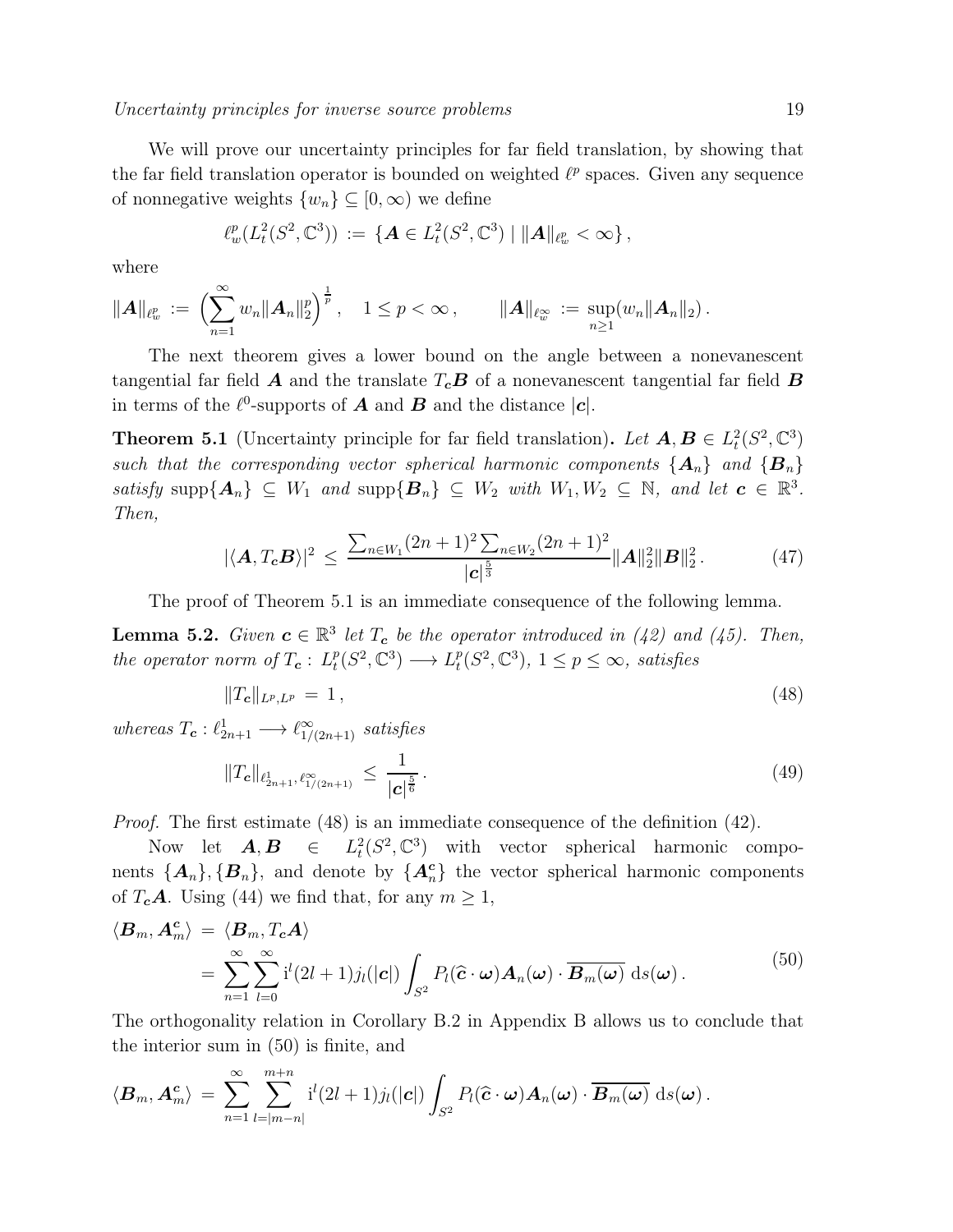We will prove our uncertainty principles for far field translation, by showing that the far field translation operator is bounded on weighted $\ell^p$ spaces. Given any sequence of nonnegative weights $\{w_n\} \subseteq [0,\infty)$ we define

$$\ell^p_w(L^2_t(S^2,\mathbb{C}^3)) := \{\boldsymbol{A} \in L^2_t(S^2,\mathbb{C}^3) \mid \|\boldsymbol{A}\|_{\ell^p_w} < \infty\},$$

where

$$\|\boldsymbol{A}\|_{\ell^p_w} := \Big(\sum_{n=1}^\infty w_n \|\boldsymbol{A}_n\|_2^p\Big)^{\frac{1}{p}}, \quad 1 \le p < \infty, \qquad \|\boldsymbol{A}\|_{\ell^\infty_w} := \sup_{n\ge 1}(w_n\|\boldsymbol{A}_n\|_2).$$

The next theorem gives a lower bound on the angle between a nonevanescent tangential far field $\boldsymbol{A}$ and the translate $T_{\boldsymbol{c}}\boldsymbol{B}$ of a nonevanescent tangential far field $\boldsymbol{B}$ in terms of the $\ell^0$-supports of $\boldsymbol{A}$ and $\boldsymbol{B}$ and the distance $|\boldsymbol{c}|$.

**Theorem 5.1** (Uncertainty principle for far field translation)**.** *Let $\boldsymbol{A},\boldsymbol{B} \in L^2_t(S^2,\mathbb{C}^3)$ such that the corresponding vector spherical harmonic components $\{\boldsymbol{A}_n\}$ and $\{\boldsymbol{B}_n\}$ satisfy $\operatorname{supp}\{\boldsymbol{A}_n\} \subseteq W_1$ and $\operatorname{supp}\{\boldsymbol{B}_n\} \subseteq W_2$ with $W_1, W_2 \subseteq \mathbb{N}$, and let $\boldsymbol{c} \in \mathbb{R}^3$. Then,*

$$|\langle \boldsymbol{A}, T_{\boldsymbol{c}}\boldsymbol{B}\rangle|^2 \le \frac{\sum_{n\in W_1}(2n+1)^2 \sum_{n\in W_2}(2n+1)^2}{|\boldsymbol{c}|^{\frac{5}{3}}} \|\boldsymbol{A}\|_2^2 \|\boldsymbol{B}\|_2^2. \tag{47}$$

The proof of Theorem 5.1 is an immediate consequence of the following lemma.

**Lemma 5.2.** *Given $\boldsymbol{c} \in \mathbb{R}^3$ let $T_{\boldsymbol{c}}$ be the operator introduced in (42) and (45). Then, the operator norm of $T_{\boldsymbol{c}} : L^p_t(S^2,\mathbb{C}^3) \longrightarrow L^p_t(S^2,\mathbb{C}^3)$, $1 \le p \le \infty$, satisfies*

$$\|T_{\boldsymbol{c}}\|_{L^p,L^p} = 1, \tag{48}$$

*whereas $T_{\boldsymbol{c}} : \ell^1_{2n+1} \longrightarrow \ell^\infty_{1/(2n+1)}$ satisfies*

$$\|T_{\boldsymbol{c}}\|_{\ell^1_{2n+1},\ell^\infty_{1/(2n+1)}} \le \frac{1}{|\boldsymbol{c}|^{\frac{5}{6}}}. \tag{49}$$

*Proof.* The first estimate (48) is an immediate consequence of the definition (42).

Now let $\boldsymbol{A},\boldsymbol{B} \in L^2_t(S^2,\mathbb{C}^3)$ with vector spherical harmonic components $\{\boldsymbol{A}_n\},\{\boldsymbol{B}_n\}$, and denote by $\{\boldsymbol{A}^{\boldsymbol{c}}_n\}$ the vector spherical harmonic components of $T_{\boldsymbol{c}}\boldsymbol{A}$. Using (44) we find that, for any $m \ge 1$,

$$\begin{aligned} \langle \boldsymbol{B}_m, \boldsymbol{A}^{\boldsymbol{c}}_m\rangle &= \langle \boldsymbol{B}_m, T_{\boldsymbol{c}}\boldsymbol{A}\rangle \\ &= \sum_{n=1}^\infty \sum_{l=0}^\infty \mathrm{i}^l(2l+1)j_l(|\boldsymbol{c}|)\int_{S^2} P_l(\widehat{\boldsymbol{c}}\cdot\boldsymbol{\omega})\boldsymbol{A}_n(\boldsymbol{\omega})\cdot\overline{\boldsymbol{B}_m(\boldsymbol{\omega})}\,\mathrm{d}s(\boldsymbol{\omega}). \end{aligned} \tag{50}$$

The orthogonality relation in Corollary B.2 in Appendix B allows us to conclude that the interior sum in (50) is finite, and

$$\langle \boldsymbol{B}_m, \boldsymbol{A}^{\boldsymbol{c}}_m\rangle = \sum_{n=1}^\infty \sum_{l=|m-n|}^{m+n} \mathrm{i}^l(2l+1)j_l(|\boldsymbol{c}|)\int_{S^2} P_l(\widehat{\boldsymbol{c}}\cdot\boldsymbol{\omega})\boldsymbol{A}_n(\boldsymbol{\omega})\cdot\overline{\boldsymbol{B}_m(\boldsymbol{\omega})}\,\mathrm{d}s(\boldsymbol{\omega}).$$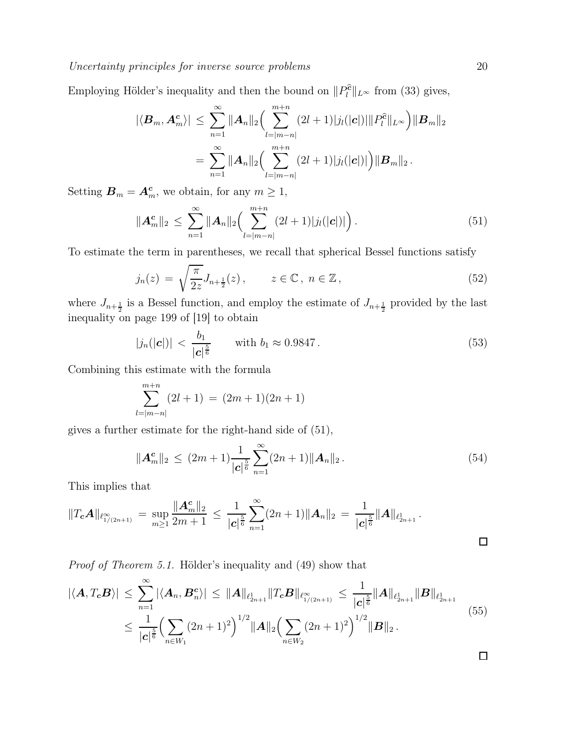Employing Hölder's inequality and then the bound on $\|P_l^{\widehat{\boldsymbol{c}}}\|_{L^\infty}$ from (33) gives,

$$
\begin{aligned}
|\langle \boldsymbol{B}_m, \boldsymbol{A}_m^{\boldsymbol{c}}\rangle| \;&\leq\; \sum_{n=1}^{\infty} \|\boldsymbol{A}_n\|_2 \Big( \sum_{l=|m-n|}^{m+n} (2l+1)|j_l(|\boldsymbol{c}|)| \|P_l^{\widehat{\boldsymbol{c}}}\|_{L^\infty} \Big) \|\boldsymbol{B}_m\|_2 \\
&=\; \sum_{n=1}^{\infty} \|\boldsymbol{A}_n\|_2 \Big( \sum_{l=|m-n|}^{m+n} (2l+1)|j_l(|\boldsymbol{c}|)| \Big) \|\boldsymbol{B}_m\|_2 \,.
\end{aligned}
$$

Setting $\boldsymbol{B}_m = \boldsymbol{A}_m^{\boldsymbol{c}}$, we obtain, for any $m \geq 1$,

$$
\|\boldsymbol{A}_m^{\boldsymbol{c}}\|_2 \;\leq\; \sum_{n=1}^{\infty} \|\boldsymbol{A}_n\|_2 \Big( \sum_{l=|m-n|}^{m+n} (2l+1)|j_l(|\boldsymbol{c}|)| \Big) \,. \tag{51}
$$

To estimate the term in parentheses, we recall that spherical Bessel functions satisfy

$$
j_n(z) \;=\; \sqrt{\frac{\pi}{2z}} J_{n+\frac{1}{2}}(z) \,, \qquad z \in \mathbb{C} \,,\; n \in \mathbb{Z} \,, \tag{52}
$$

where $J_{n+\frac{1}{2}}$ is a Bessel function, and employ the estimate of $J_{n+\frac{1}{2}}$ provided by the last inequality on page 199 of [19] to obtain

$$
|j_n(|\boldsymbol{c}|)| \;<\; \frac{b_1}{|\boldsymbol{c}|^{\frac{5}{6}}} \qquad \text{with } b_1 \approx 0.9847 \,. \tag{53}
$$

Combining this estimate with the formula

$$
\sum_{l=|m-n|}^{m+n} (2l+1) \;=\; (2m+1)(2n+1)
$$

gives a further estimate for the right-hand side of (51),

$$
\|\boldsymbol{A}_m^{\boldsymbol{c}}\|_2 \;\leq\; (2m+1) \frac{1}{|\boldsymbol{c}|^{\frac{5}{6}}} \sum_{n=1}^{\infty} (2n+1) \|\boldsymbol{A}_n\|_2 \,. \tag{54}
$$

This implies that

$$
\|T_{\boldsymbol{c}}\boldsymbol{A}\|_{\ell^\infty_{1/(2n+1)}} \;=\; \sup_{m\geq 1} \frac{\|\boldsymbol{A}_m^{\boldsymbol{c}}\|_2}{2m+1} \;\leq\; \frac{1}{|\boldsymbol{c}|^{\frac{5}{6}}} \sum_{n=1}^{\infty} (2n+1)\|\boldsymbol{A}_n\|_2 \;=\; \frac{1}{|\boldsymbol{c}|^{\frac{5}{6}}} \|\boldsymbol{A}\|_{\ell^1_{2n+1}} \,.
$$

□

*Proof of Theorem 5.1.* Hölder's inequality and (49) show that

$$
\begin{aligned}
|\langle \boldsymbol{A}, T_{\boldsymbol{c}}\boldsymbol{B}\rangle| \;&\leq\; \sum_{n=1}^{\infty} |\langle \boldsymbol{A}_n, \boldsymbol{B}_n^{\boldsymbol{c}}\rangle| \;\leq\; \|\boldsymbol{A}\|_{\ell^1_{2n+1}} \|T_{\boldsymbol{c}}\boldsymbol{B}\|_{\ell^\infty_{1/(2n+1)}} \;\leq\; \frac{1}{|\boldsymbol{c}|^{\frac{5}{6}}} \|\boldsymbol{A}\|_{\ell^1_{2n+1}} \|\boldsymbol{B}\|_{\ell^1_{2n+1}} \\
&\leq\; \frac{1}{|\boldsymbol{c}|^{\frac{5}{6}}} \Big( \sum_{n\in W_1} (2n+1)^2 \Big)^{1/2} \|\boldsymbol{A}\|_2 \Big( \sum_{n\in W_2} (2n+1)^2 \Big)^{1/2} \|\boldsymbol{B}\|_2 \,.
\end{aligned} \tag{55}
$$

□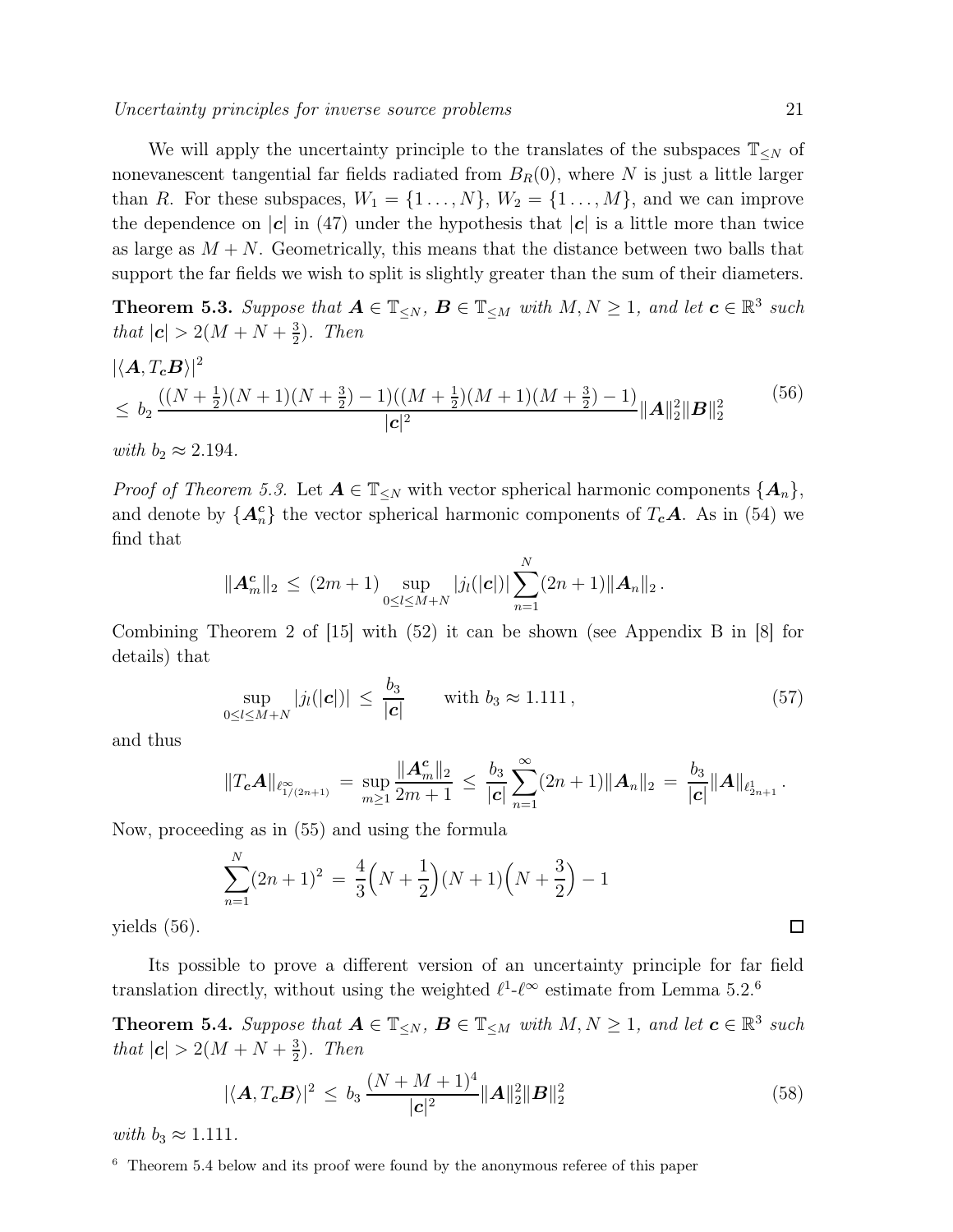We will apply the uncertainty principle to the translates of the subspaces $\mathbb{T}_{\leq N}$ of nonevanescent tangential far fields radiated from $B_R(0)$, where $N$ is just a little larger than $R$. For these subspaces, $W_1 = \{1\ldots, N\}$, $W_2 = \{1\ldots, M\}$, and we can improve the dependence on $|\boldsymbol{c}|$ in (47) under the hypothesis that $|\boldsymbol{c}|$ is a little more than twice as large as $M+N$. Geometrically, this means that the distance between two balls that support the far fields we wish to split is slightly greater than the sum of their diameters.

**Theorem 5.3.** *Suppose that $\boldsymbol{A} \in \mathbb{T}_{\leq N}$, $\boldsymbol{B} \in \mathbb{T}_{\leq M}$ with $M, N \geq 1$, and let $\boldsymbol{c} \in \mathbb{R}^3$ such that $|\boldsymbol{c}| > 2(M+N+\frac{3}{2})$. Then*

$$
\begin{aligned}
&|\langle \boldsymbol{A}, T_{\boldsymbol{c}}\boldsymbol{B}\rangle|^2 \\
&\leq\, b_2\, \frac{((N+\frac{1}{2})(N+1)(N+\frac{3}{2})-1)((M+\frac{1}{2})(M+1)(M+\frac{3}{2})-1)}{|\boldsymbol{c}|^2} \|\boldsymbol{A}\|_2^2 \|\boldsymbol{B}\|_2^2
\end{aligned}
\tag{56}
$$

*with $b_2 \approx 2.194$.*

*Proof of Theorem 5.3.* Let $\boldsymbol{A} \in \mathbb{T}_{\leq N}$ with vector spherical harmonic components $\{\boldsymbol{A}_n\}$, and denote by $\{\boldsymbol{A}_n^{\boldsymbol{c}}\}$ the vector spherical harmonic components of $T_{\boldsymbol{c}}\boldsymbol{A}$. As in (54) we find that

$$
\|\boldsymbol{A}_m^{\boldsymbol{c}}\|_2 \,\leq\, (2m+1) \sup_{0\leq l\leq M+N} |j_l(|\boldsymbol{c}|)| \sum_{n=1}^{N} (2n+1)\|\boldsymbol{A}_n\|_2 \,.
$$

Combining Theorem 2 of [15] with (52) it can be shown (see Appendix B in [8] for details) that

$$
\sup_{0\leq l\leq M+N} |j_l(|\boldsymbol{c}|)| \,\leq\, \frac{b_3}{|\boldsymbol{c}|} \qquad \text{with } b_3 \approx 1.111\,,
\tag{57}
$$

and thus

$$
\|T_{\boldsymbol{c}}\boldsymbol{A}\|_{\ell^\infty_{1/(2n+1)}} \,=\, \sup_{m\geq 1} \frac{\|\boldsymbol{A}_m^{\boldsymbol{c}}\|_2}{2m+1} \,\leq\, \frac{b_3}{|\boldsymbol{c}|} \sum_{n=1}^{\infty} (2n+1)\|\boldsymbol{A}_n\|_2 \,=\, \frac{b_3}{|\boldsymbol{c}|} \|\boldsymbol{A}\|_{\ell^1_{2n+1}}\,.
$$

Now, proceeding as in (55) and using the formula

$$
\sum_{n=1}^{N} (2n+1)^2 \,=\, \frac{4}{3}\Big(N+\frac{1}{2}\Big)(N+1)\Big(N+\frac{3}{2}\Big) - 1
$$

yields (56). $\square$

Its possible to prove a different version of an uncertainty principle for far field translation directly, without using the weighted $\ell^1$-$\ell^\infty$ estimate from Lemma 5.2.[6]

**Theorem 5.4.** *Suppose that $\boldsymbol{A} \in \mathbb{T}_{\leq N}$, $\boldsymbol{B} \in \mathbb{T}_{\leq M}$ with $M, N \geq 1$, and let $\boldsymbol{c} \in \mathbb{R}^3$ such that $|\boldsymbol{c}| > 2(M+N+\frac{3}{2})$. Then*

$$
|\langle \boldsymbol{A}, T_{\boldsymbol{c}}\boldsymbol{B}\rangle|^2 \,\leq\, b_3\, \frac{(N+M+1)^4}{|\boldsymbol{c}|^2} \|\boldsymbol{A}\|_2^2 \|\boldsymbol{B}\|_2^2
\tag{58}
$$

*with $b_3 \approx 1.111$.*

[6] Theorem 5.4 below and its proof were found by the anonymous referee of this paper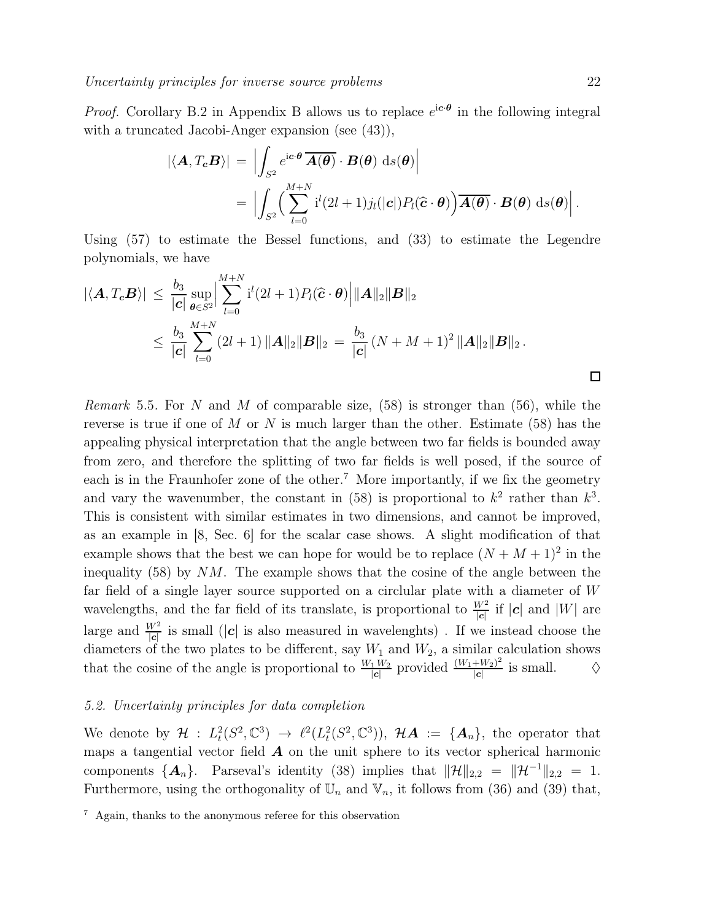*Proof.* Corollary B.2 in Appendix B allows us to replace $e^{\mathrm{i}\boldsymbol{c}\cdot\boldsymbol{\theta}}$ in the following integral with a truncated Jacobi-Anger expansion (see (43)),

$$
\begin{aligned}
|\langle \boldsymbol{A}, T_{\boldsymbol{c}}\boldsymbol{B}\rangle| &= \Big| \int_{S^2} e^{\mathrm{i}\boldsymbol{c}\cdot\boldsymbol{\theta}}\, \overline{\boldsymbol{A}(\boldsymbol{\theta})} \cdot \boldsymbol{B}(\boldsymbol{\theta})\ \mathrm{d}s(\boldsymbol{\theta}) \Big| \\
&= \Big| \int_{S^2} \Big( \sum_{l=0}^{M+N} \mathrm{i}^l (2l+1) j_l(|\boldsymbol{c}|) P_l(\widehat{\boldsymbol{c}}\cdot\boldsymbol{\theta}) \Big) \overline{\boldsymbol{A}(\boldsymbol{\theta})} \cdot \boldsymbol{B}(\boldsymbol{\theta})\ \mathrm{d}s(\boldsymbol{\theta}) \Big| .
\end{aligned}
$$

Using (57) to estimate the Bessel functions, and (33) to estimate the Legendre polynomials, we have

$$
\begin{aligned}
|\langle \boldsymbol{A}, T_{\boldsymbol{c}}\boldsymbol{B}\rangle| &\le \frac{b_3}{|\boldsymbol{c}|} \sup_{\boldsymbol{\theta}\in S^2} \Big| \sum_{l=0}^{M+N} \mathrm{i}^l (2l+1) P_l(\widehat{\boldsymbol{c}}\cdot\boldsymbol{\theta}) \Big| \|\boldsymbol{A}\|_2 \|\boldsymbol{B}\|_2 \\
&\le \frac{b_3}{|\boldsymbol{c}|} \sum_{l=0}^{M+N} (2l+1)\, \|\boldsymbol{A}\|_2 \|\boldsymbol{B}\|_2 \;=\; \frac{b_3}{|\boldsymbol{c}|} \,(N+M+1)^2\, \|\boldsymbol{A}\|_2 \|\boldsymbol{B}\|_2 \,.
\end{aligned}
$$

□

*Remark* 5.5. For $N$ and $M$ of comparable size, (58) is stronger than (56), while the reverse is true if one of $M$ or $N$ is much larger than the other. Estimate (58) has the appealing physical interpretation that the angle between two far fields is bounded away from zero, and therefore the splitting of two far fields is well posed, if the source of each is in the Fraunhofer zone of the other.[7] More importantly, if we fix the geometry and vary the wavenumber, the constant in (58) is proportional to $k^2$ rather than $k^3$. This is consistent with similar estimates in two dimensions, and cannot be improved, as an example in [8, Sec. 6] for the scalar case shows. A slight modification of that example shows that the best we can hope for would be to replace $(N+M+1)^2$ in the inequality (58) by $NM$. The example shows that the cosine of the angle between the far field of a single layer source supported on a circular plate with a diameter of $W$ wavelengths, and the far field of its translate, is proportional to $\frac{W^2}{|\boldsymbol{c}|}$ if $|\boldsymbol{c}|$ and $|W|$ are large and $\frac{W^2}{|\boldsymbol{c}|}$ is small ($|\boldsymbol{c}|$ is also measured in wavelenghts) . If we instead choose the diameters of the two plates to be different, say $W_1$ and $W_2$, a similar calculation shows that the cosine of the angle is proportional to $\frac{W_1 W_2}{|\boldsymbol{c}|}$ provided $\frac{(W_1+W_2)^2}{|\boldsymbol{c}|}$ is small. ♢

### 5.2. Uncertainty principles for data completion

We denote by $\mathcal{H} : L^2_t(S^2,\mathbb{C}^3) \to \ell^2(L^2_t(S^2,\mathbb{C}^3))$, $\mathcal{H}\boldsymbol{A} := \{\boldsymbol{A}_n\}$, the operator that maps a tangential vector field $\boldsymbol{A}$ on the unit sphere to its vector spherical harmonic components $\{\boldsymbol{A}_n\}$. Parseval's identity (38) implies that $\|\mathcal{H}\|_{2,2} = \|\mathcal{H}^{-1}\|_{2,2} = 1$. Furthermore, using the orthogonality of $\mathbb{U}_n$ and $\mathbb{V}_n$, it follows from (36) and (39) that,

[7] Again, thanks to the anonymous referee for this observation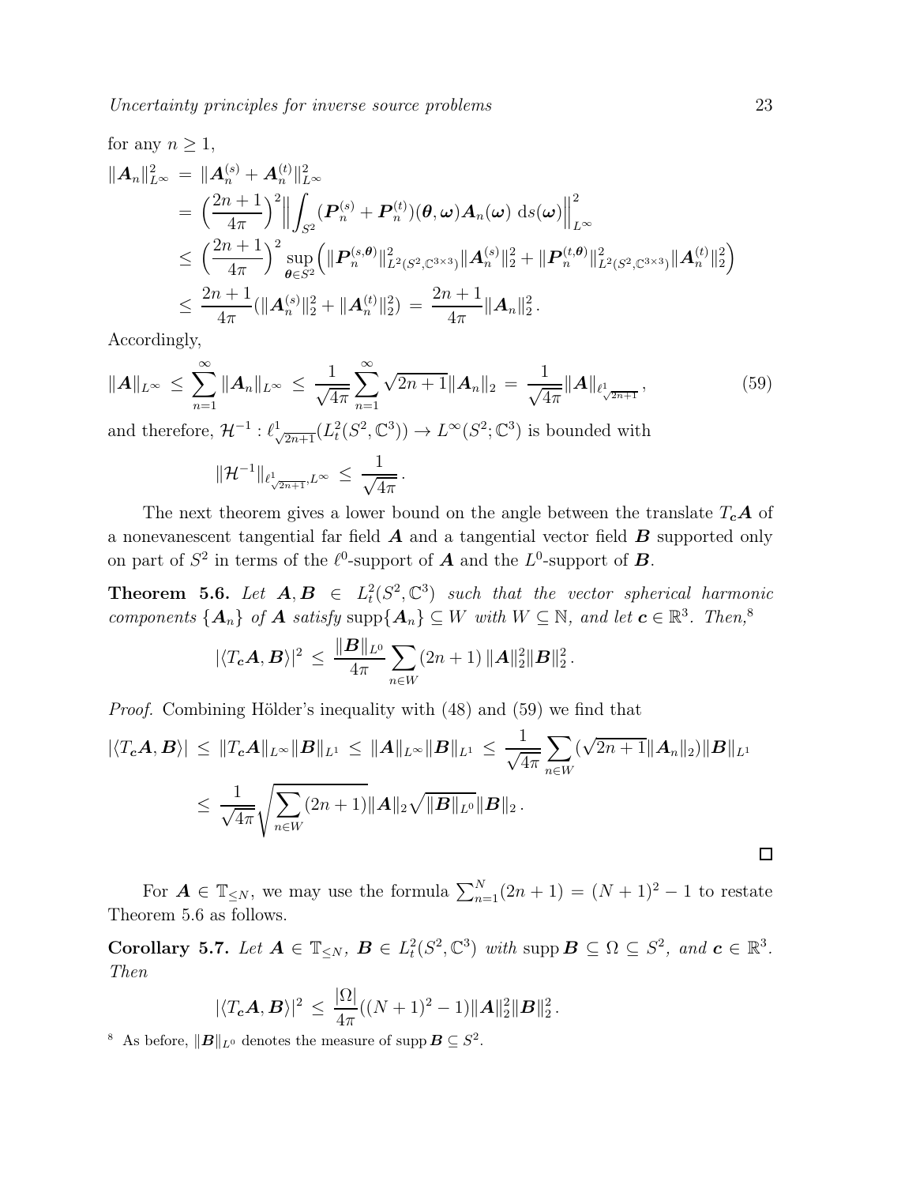for any $n \geq 1$,

$$
\begin{aligned}
\|\boldsymbol{A}_n\|_{L^\infty}^2 &= \|\boldsymbol{A}_n^{(s)} + \boldsymbol{A}_n^{(t)}\|_{L^\infty}^2 \\
&= \Big(\frac{2n+1}{4\pi}\Big)^2 \Big\| \int_{S^2} (\boldsymbol{P}_n^{(s)} + \boldsymbol{P}_n^{(t)})(\boldsymbol{\theta}, \boldsymbol{\omega}) \boldsymbol{A}_n(\boldsymbol{\omega}) \, \mathrm{d}s(\boldsymbol{\omega}) \Big\|_{L^\infty}^2 \\
&\leq \Big(\frac{2n+1}{4\pi}\Big)^2 \sup_{\boldsymbol{\theta} \in S^2} \Big( \|\boldsymbol{P}_n^{(s,\boldsymbol{\theta})}\|_{L^2(S^2,\mathbb{C}^{3\times 3})}^2 \|\boldsymbol{A}_n^{(s)}\|_2^2 + \|\boldsymbol{P}_n^{(t,\boldsymbol{\theta})}\|_{L^2(S^2,\mathbb{C}^{3\times 3})}^2 \|\boldsymbol{A}_n^{(t)}\|_2^2 \Big) \\
&\leq \frac{2n+1}{4\pi} (\|\boldsymbol{A}_n^{(s)}\|_2^2 + \|\boldsymbol{A}_n^{(t)}\|_2^2) = \frac{2n+1}{4\pi} \|\boldsymbol{A}_n\|_2^2 .
\end{aligned}
$$

Accordingly,

$$
\|\boldsymbol{A}\|_{L^\infty} \leq \sum_{n=1}^\infty \|\boldsymbol{A}_n\|_{L^\infty} \leq \frac{1}{\sqrt{4\pi}} \sum_{n=1}^\infty \sqrt{2n+1} \|\boldsymbol{A}_n\|_2 = \frac{1}{\sqrt{4\pi}} \|\boldsymbol{A}\|_{\ell^1_{\sqrt{2n+1}}} , \tag{59}
$$

and therefore, $\mathcal{H}^{-1} : \ell^1_{\sqrt{2n+1}}(L_t^2(S^2,\mathbb{C}^3)) \to L^\infty(S^2;\mathbb{C}^3)$ is bounded with

$$
\|\mathcal{H}^{-1}\|_{\ell^1_{\sqrt{2n+1}}, L^\infty} \leq \frac{1}{\sqrt{4\pi}} .
$$

The next theorem gives a lower bound on the angle between the translate $T_{\boldsymbol{c}}\boldsymbol{A}$ of a nonevanescent tangential far field $\boldsymbol{A}$ and a tangential vector field $\boldsymbol{B}$ supported only on part of $S^2$ in terms of the $\ell^0$-support of $\boldsymbol{A}$ and the $L^0$-support of $\boldsymbol{B}$.

**Theorem 5.6.** *Let $\boldsymbol{A}, \boldsymbol{B} \in L_t^2(S^2,\mathbb{C}^3)$ such that the vector spherical harmonic components $\{\boldsymbol{A}_n\}$ of $\boldsymbol{A}$ satisfy $\operatorname{supp}\{\boldsymbol{A}_n\} \subseteq W$ with $W \subseteq \mathbb{N}$, and let $\boldsymbol{c} \in \mathbb{R}^3$. Then,*[8]

$$
|\langle T_{\boldsymbol{c}}\boldsymbol{A}, \boldsymbol{B}\rangle|^2 \leq \frac{\|\boldsymbol{B}\|_{L^0}}{4\pi} \sum_{n\in W} (2n+1) \, \|\boldsymbol{A}\|_2^2 \|\boldsymbol{B}\|_2^2 .
$$

*Proof.* Combining Hölder's inequality with (48) and (59) we find that

$$
\begin{aligned}
|\langle T_{\boldsymbol{c}}\boldsymbol{A}, \boldsymbol{B}\rangle| &\leq \|T_{\boldsymbol{c}}\boldsymbol{A}\|_{L^\infty} \|\boldsymbol{B}\|_{L^1} \leq \|\boldsymbol{A}\|_{L^\infty} \|\boldsymbol{B}\|_{L^1} \leq \frac{1}{\sqrt{4\pi}} \sum_{n\in W} (\sqrt{2n+1} \|\boldsymbol{A}_n\|_2) \|\boldsymbol{B}\|_{L^1} \\
&\leq \frac{1}{\sqrt{4\pi}} \sqrt{\sum_{n\in W} (2n+1)} \|\boldsymbol{A}\|_2 \sqrt{\|\boldsymbol{B}\|_{L^0}} \|\boldsymbol{B}\|_2 .
\end{aligned}
$$

□

For $\boldsymbol{A} \in \mathbb{T}_{\leq N}$, we may use the formula $\sum_{n=1}^N (2n+1) = (N+1)^2 - 1$ to restate Theorem 5.6 as follows.

**Corollary 5.7.** *Let $\boldsymbol{A} \in \mathbb{T}_{\leq N}$, $\boldsymbol{B} \in L_t^2(S^2,\mathbb{C}^3)$ with $\operatorname{supp}\boldsymbol{B} \subseteq \Omega \subseteq S^2$, and $\boldsymbol{c} \in \mathbb{R}^3$. Then*

$$
|\langle T_{\boldsymbol{c}}\boldsymbol{A}, \boldsymbol{B}\rangle|^2 \leq \frac{|\Omega|}{4\pi} ((N+1)^2 - 1) \|\boldsymbol{A}\|_2^2 \|\boldsymbol{B}\|_2^2 .
$$

[8] As before, $\|\boldsymbol{B}\|_{L^0}$ denotes the measure of $\operatorname{supp}\boldsymbol{B} \subseteq S^2$.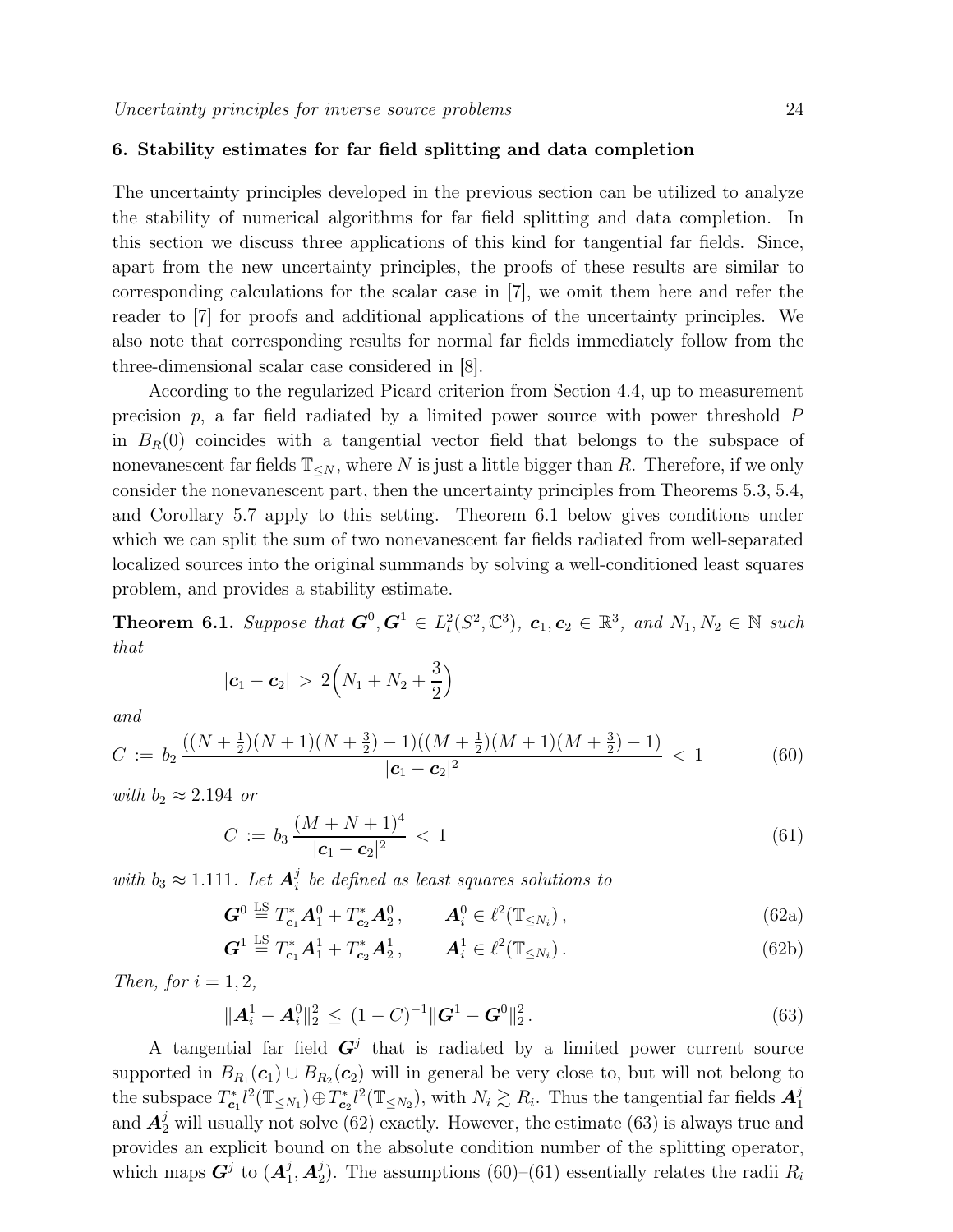## 6. Stability estimates for far field splitting and data completion

The uncertainty principles developed in the previous section can be utilized to analyze the stability of numerical algorithms for far field splitting and data completion. In this section we discuss three applications of this kind for tangential far fields. Since, apart from the new uncertainty principles, the proofs of these results are similar to corresponding calculations for the scalar case in [7], we omit them here and refer the reader to [7] for proofs and additional applications of the uncertainty principles. We also note that corresponding results for normal far fields immediately follow from the three-dimensional scalar case considered in [8].

According to the regularized Picard criterion from Section 4.4, up to measurement precision $p$, a far field radiated by a limited power source with power threshold $P$ in $B_R(0)$ coincides with a tangential vector field that belongs to the subspace of nonevanescent far fields $\mathbb{T}_{\leq N}$, where $N$ is just a little bigger than $R$. Therefore, if we only consider the nonevanescent part, then the uncertainty principles from Theorems 5.3, 5.4, and Corollary 5.7 apply to this setting. Theorem 6.1 below gives conditions under which we can split the sum of two nonevanescent far fields radiated from well-separated localized sources into the original summands by solving a well-conditioned least squares problem, and provides a stability estimate.

**Theorem 6.1.** *Suppose that $\boldsymbol{G}^0, \boldsymbol{G}^1 \in L^2_t(S^2, \mathbb{C}^3)$, $\boldsymbol{c}_1, \boldsymbol{c}_2 \in \mathbb{R}^3$, and $N_1, N_2 \in \mathbb{N}$ such that*

$$|\boldsymbol{c}_1 - \boldsymbol{c}_2| \;>\; 2\Big(N_1 + N_2 + \frac{3}{2}\Big)$$

*and*

$$C \;:=\; b_2 \, \frac{((N+\frac{1}{2})(N+1)(N+\frac{3}{2})-1)((M+\frac{1}{2})(M+1)(M+\frac{3}{2})-1)}{|\boldsymbol{c}_1 - \boldsymbol{c}_2|^2} \;<\; 1 \tag{60}$$

*with $b_2 \approx 2.194$ or*

$$C \;:=\; b_3 \, \frac{(M+N+1)^4}{|\boldsymbol{c}_1 - \boldsymbol{c}_2|^2} \;<\; 1 \tag{61}$$

*with $b_3 \approx 1.111$. Let $\boldsymbol{A}_i^j$ be defined as least squares solutions to*

$$\boldsymbol{G}^0 \overset{\text{LS}}{=} T^*_{\boldsymbol{c}_1} \boldsymbol{A}_1^0 + T^*_{\boldsymbol{c}_2} \boldsymbol{A}_2^0 \,, \qquad \boldsymbol{A}_i^0 \in \ell^2(\mathbb{T}_{\leq N_i}) \,, \tag{62a}$$

$$\boldsymbol{G}^1 \overset{\text{LS}}{=} T^*_{\boldsymbol{c}_1} \boldsymbol{A}_1^1 + T^*_{\boldsymbol{c}_2} \boldsymbol{A}_2^1 \,, \qquad \boldsymbol{A}_i^1 \in \ell^2(\mathbb{T}_{\leq N_i}) \,. \tag{62b}$$

*Then, for $i = 1, 2$,*

$$\|\boldsymbol{A}_i^1 - \boldsymbol{A}_i^0\|_2^2 \;\leq\; (1-C)^{-1} \|\boldsymbol{G}^1 - \boldsymbol{G}^0\|_2^2 \,. \tag{63}$$

A tangential far field $\boldsymbol{G}^j$ that is radiated by a limited power current source supported in $B_{R_1}(\boldsymbol{c}_1) \cup B_{R_2}(\boldsymbol{c}_2)$ will in general be very close to, but will not belong to the subspace $T^*_{\boldsymbol{c}_1} l^2(\mathbb{T}_{\leq N_1}) \oplus T^*_{\boldsymbol{c}_2} l^2(\mathbb{T}_{\leq N_2})$, with $N_i \gtrsim R_i$. Thus the tangential far fields $\boldsymbol{A}_1^j$ and $\boldsymbol{A}_2^j$ will usually not solve (62) exactly. However, the estimate (63) is always true and provides an explicit bound on the absolute condition number of the splitting operator, which maps $\boldsymbol{G}^j$ to $(\boldsymbol{A}_1^j, \boldsymbol{A}_2^j)$. The assumptions (60)–(61) essentially relates the radii $R_i$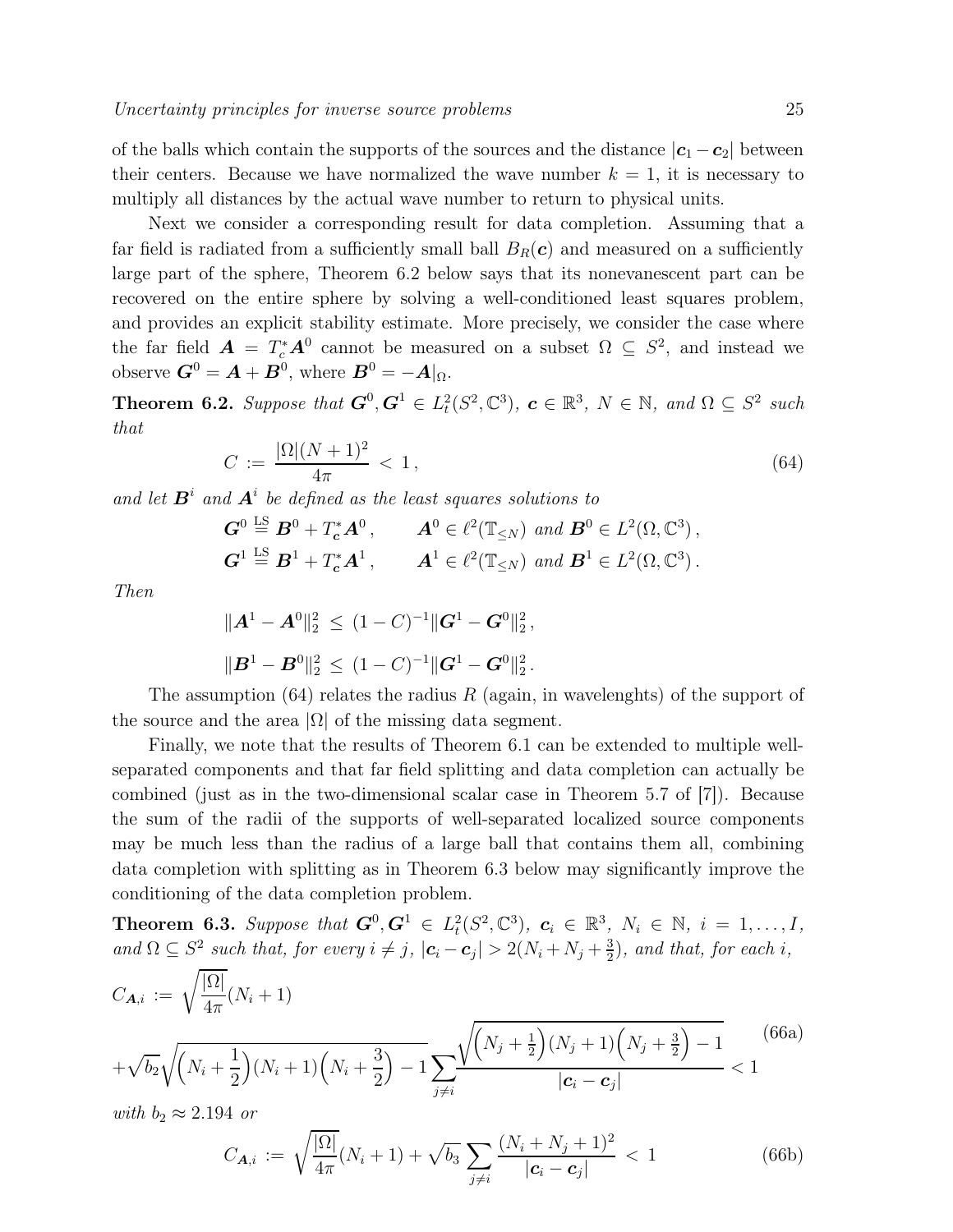of the balls which contain the supports of the sources and the distance $|\boldsymbol{c}_1 - \boldsymbol{c}_2|$ between their centers. Because we have normalized the wave number $k = 1$, it is necessary to multiply all distances by the actual wave number to return to physical units.

Next we consider a corresponding result for data completion. Assuming that a far field is radiated from a sufficiently small ball $B_R(\boldsymbol{c})$ and measured on a sufficiently large part of the sphere, Theorem 6.2 below says that its nonevanescent part can be recovered on the entire sphere by solving a well-conditioned least squares problem, and provides an explicit stability estimate. More precisely, we consider the case where the far field $\boldsymbol{A} = T_c^* \boldsymbol{A}^0$ cannot be measured on a subset $\Omega \subseteq S^2$, and instead we observe $\boldsymbol{G}^0 = \boldsymbol{A} + \boldsymbol{B}^0$, where $\boldsymbol{B}^0 = -\boldsymbol{A}|_\Omega$.

**Theorem 6.2.** *Suppose that $\boldsymbol{G}^0, \boldsymbol{G}^1 \in L^2_t(S^2, \mathbb{C}^3)$, $\boldsymbol{c} \in \mathbb{R}^3$, $N \in \mathbb{N}$, and $\Omega \subseteq S^2$ such that*

$$C := \frac{|\Omega|(N+1)^2}{4\pi} < 1\,, \tag{64}$$

*and let $\boldsymbol{B}^i$ and $\boldsymbol{A}^i$ be defined as the least squares solutions to*

$$\boldsymbol{G}^0 \overset{\text{LS}}{=} \boldsymbol{B}^0 + T_{\boldsymbol{c}}^* \boldsymbol{A}^0\,, \qquad \boldsymbol{A}^0 \in \ell^2(\mathbb{T}_{\leq N}) \text{ and } \boldsymbol{B}^0 \in L^2(\Omega, \mathbb{C}^3)\,,$$
$$\boldsymbol{G}^1 \overset{\text{LS}}{=} \boldsymbol{B}^1 + T_{\boldsymbol{c}}^* \boldsymbol{A}^1\,, \qquad \boldsymbol{A}^1 \in \ell^2(\mathbb{T}_{\leq N}) \text{ and } \boldsymbol{B}^1 \in L^2(\Omega, \mathbb{C}^3)\,.$$

*Then*

$$\|\boldsymbol{A}^1 - \boldsymbol{A}^0\|_2^2 \leq (1-C)^{-1} \|\boldsymbol{G}^1 - \boldsymbol{G}^0\|_2^2\,,$$

$$\|\boldsymbol{B}^1 - \boldsymbol{B}^0\|_2^2 \leq (1-C)^{-1} \|\boldsymbol{G}^1 - \boldsymbol{G}^0\|_2^2\,.$$

The assumption (64) relates the radius $R$ (again, in wavelenghts) of the support of the source and the area $|\Omega|$ of the missing data segment.

Finally, we note that the results of Theorem 6.1 can be extended to multiple well-separated components and that far field splitting and data completion can actually be combined (just as in the two-dimensional scalar case in Theorem 5.7 of [7]). Because the sum of the radii of the supports of well-separated localized source components may be much less than the radius of a large ball that contains them all, combining data completion with splitting as in Theorem 6.3 below may significantly improve the conditioning of the data completion problem.

**Theorem 6.3.** *Suppose that $\boldsymbol{G}^0, \boldsymbol{G}^1 \in L^2_t(S^2, \mathbb{C}^3)$, $\boldsymbol{c}_i \in \mathbb{R}^3$, $N_i \in \mathbb{N}$, $i = 1, \ldots, I$, and $\Omega \subseteq S^2$ such that, for every $i \neq j$, $|\boldsymbol{c}_i - \boldsymbol{c}_j| > 2(N_i + N_j + \frac{3}{2})$, and that, for each $i$,*

$$C_{\boldsymbol{A},i} := \sqrt{\frac{|\Omega|}{4\pi}}(N_i+1) + \sqrt{b_2}\sqrt{\Big(N_i+\frac{1}{2}\Big)(N_i+1)\Big(N_i+\frac{3}{2}\Big)-1}\sum_{j\neq i}\frac{\sqrt{\Big(N_j+\frac{1}{2}\Big)(N_j+1)\Big(N_j+\frac{3}{2}\Big)-1}}{|\boldsymbol{c}_i - \boldsymbol{c}_j|} < 1 \tag{66a}$$

*with $b_2 \approx 2.194$ or*

$$C_{\boldsymbol{A},i} := \sqrt{\frac{|\Omega|}{4\pi}}(N_i+1) + \sqrt{b_3}\sum_{j\neq i}\frac{(N_i+N_j+1)^2}{|\boldsymbol{c}_i - \boldsymbol{c}_j|} < 1 \tag{66b}$$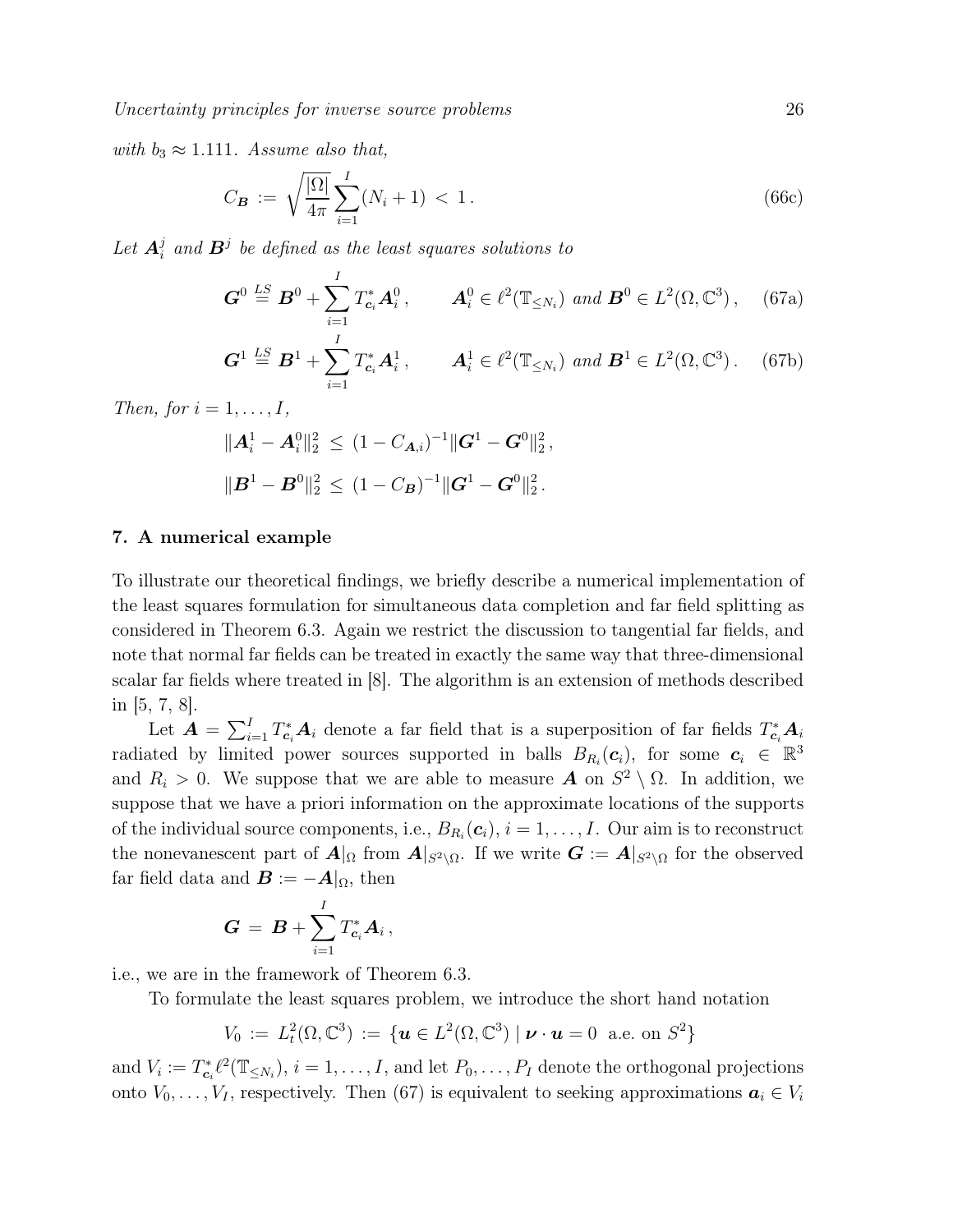*with $b_3 \approx 1.111$. Assume also that,*

$$C_{\boldsymbol{B}} := \sqrt{\frac{|\Omega|}{4\pi}} \sum_{i=1}^{I} (N_i + 1) < 1 . \tag{66c}$$

*Let $\boldsymbol{A}_i^j$ and $\boldsymbol{B}^j$ be defined as the least squares solutions to*

$$\boldsymbol{G}^0 \overset{LS}{=} \boldsymbol{B}^0 + \sum_{i=1}^{I} T_{\boldsymbol{c}_i}^* \boldsymbol{A}_i^0 , \qquad \boldsymbol{A}_i^0 \in \ell^2(\mathbb{T}_{\leq N_i}) \text{ and } \boldsymbol{B}^0 \in L^2(\Omega, \mathbb{C}^3) , \tag{67a}$$

$$\boldsymbol{G}^1 \overset{LS}{=} \boldsymbol{B}^1 + \sum_{i=1}^{I} T_{\boldsymbol{c}_i}^* \boldsymbol{A}_i^1 , \qquad \boldsymbol{A}_i^1 \in \ell^2(\mathbb{T}_{\leq N_i}) \text{ and } \boldsymbol{B}^1 \in L^2(\Omega, \mathbb{C}^3) . \tag{67b}$$

*Then, for $i = 1, \dots, I$,*

$$\|\boldsymbol{A}_i^1 - \boldsymbol{A}_i^0\|_2^2 \leq (1 - C_{\boldsymbol{A},i})^{-1} \|\boldsymbol{G}^1 - \boldsymbol{G}^0\|_2^2 ,$$

$$\|\boldsymbol{B}^1 - \boldsymbol{B}^0\|_2^2 \leq (1 - C_{\boldsymbol{B}})^{-1} \|\boldsymbol{G}^1 - \boldsymbol{G}^0\|_2^2 .$$

## 7. A numerical example

To illustrate our theoretical findings, we briefly describe a numerical implementation of the least squares formulation for simultaneous data completion and far field splitting as considered in Theorem 6.3. Again we restrict the discussion to tangential far fields, and note that normal far fields can be treated in exactly the same way that three-dimensional scalar far fields where treated in [8]. The algorithm is an extension of methods described in [5, 7, 8].

Let $\boldsymbol{A} = \sum_{i=1}^{I} T_{\boldsymbol{c}_i}^* \boldsymbol{A}_i$ denote a far field that is a superposition of far fields $T_{\boldsymbol{c}_i}^* \boldsymbol{A}_i$ radiated by limited power sources supported in balls $B_{R_i}(\boldsymbol{c}_i)$, for some $\boldsymbol{c}_i \in \mathbb{R}^3$ and $R_i > 0$. We suppose that we are able to measure $\boldsymbol{A}$ on $S^2 \setminus \Omega$. In addition, we suppose that we have a priori information on the approximate locations of the supports of the individual source components, i.e., $B_{R_i}(\boldsymbol{c}_i)$, $i = 1, \dots, I$. Our aim is to reconstruct the nonevanescent part of $\boldsymbol{A}|_\Omega$ from $\boldsymbol{A}|_{S^2 \setminus \Omega}$. If we write $\boldsymbol{G} := \boldsymbol{A}|_{S^2 \setminus \Omega}$ for the observed far field data and $\boldsymbol{B} := -\boldsymbol{A}|_\Omega$, then

$$\boldsymbol{G} = \boldsymbol{B} + \sum_{i=1}^{I} T_{\boldsymbol{c}_i}^* \boldsymbol{A}_i ,$$

i.e., we are in the framework of Theorem 6.3.

To formulate the least squares problem, we introduce the short hand notation

$$V_0 := L_t^2(\Omega, \mathbb{C}^3) := \{ \boldsymbol{u} \in L^2(\Omega, \mathbb{C}^3) \mid \boldsymbol{\nu} \cdot \boldsymbol{u} = 0 \text{ a.e. on } S^2 \}$$

and $V_i := T_{\boldsymbol{c}_i}^* \ell^2(\mathbb{T}_{\leq N_i})$, $i = 1, \dots, I$, and let $P_0, \dots, P_I$ denote the orthogonal projections onto $V_0, \dots, V_I$, respectively. Then (67) is equivalent to seeking approximations $\boldsymbol{a}_i \in V_i$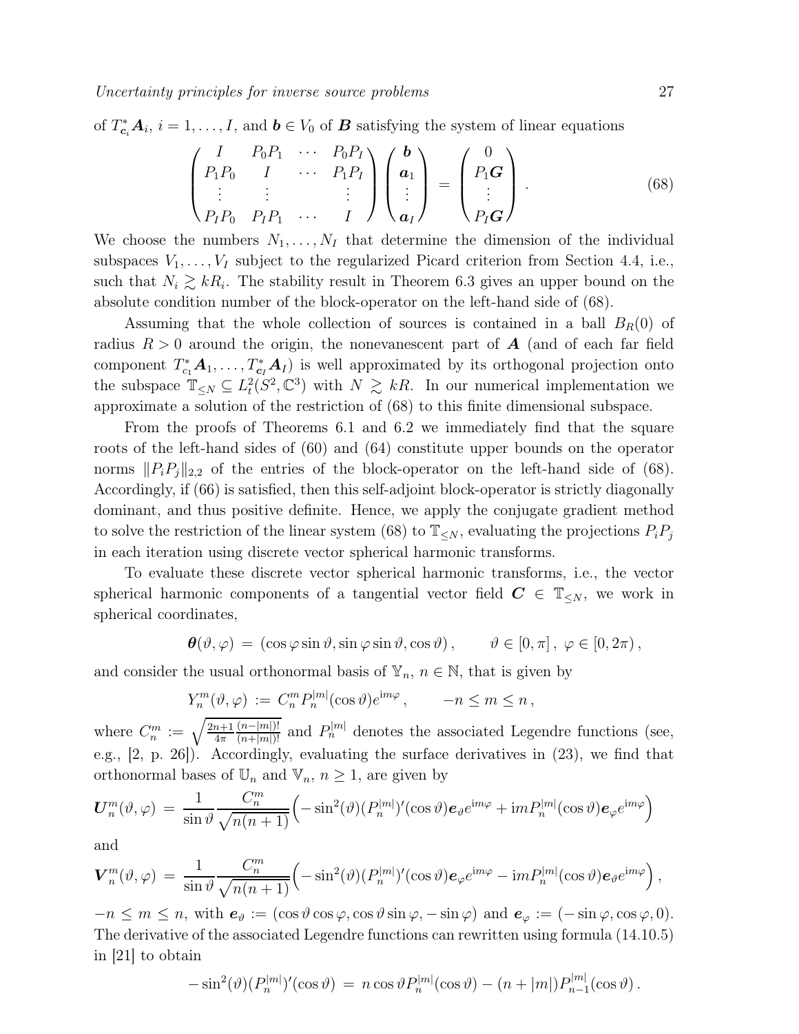of $T_{\boldsymbol{c}_i}^* \boldsymbol{A}_i$, $i = 1, \ldots, I$, and $\boldsymbol{b} \in V_0$ of $\boldsymbol{B}$ satisfying the system of linear equations

$$\begin{pmatrix} I & P_0 P_1 & \cdots & P_0 P_I \\ P_1 P_0 & I & \cdots & P_1 P_I \\ \vdots & \vdots & & \vdots \\ P_I P_0 & P_I P_1 & \cdots & I \end{pmatrix} \begin{pmatrix} \boldsymbol{b} \\ \boldsymbol{a}_1 \\ \vdots \\ \boldsymbol{a}_I \end{pmatrix} = \begin{pmatrix} 0 \\ P_1 \boldsymbol{G} \\ \vdots \\ P_I \boldsymbol{G} \end{pmatrix} . \tag{68}$$

We choose the numbers $N_1, \ldots, N_I$ that determine the dimension of the individual subspaces $V_1, \ldots, V_I$ subject to the regularized Picard criterion from Section 4.4, i.e., such that $N_i \gtrsim kR_i$. The stability result in Theorem 6.3 gives an upper bound on the absolute condition number of the block-operator on the left-hand side of (68).

Assuming that the whole collection of sources is contained in a ball $B_R(0)$ of radius $R > 0$ around the origin, the nonevanescent part of $\boldsymbol{A}$ (and of each far field component $T_{c_1}^* \boldsymbol{A}_1, \ldots, T_{\boldsymbol{c}_I}^* \boldsymbol{A}_I$) is well approximated by its orthogonal projection onto the subspace $\mathbb{T}_{\leq N} \subseteq L_t^2(S^2, \mathbb{C}^3)$ with $N \gtrsim kR$. In our numerical implementation we approximate a solution of the restriction of (68) to this finite dimensional subspace.

From the proofs of Theorems 6.1 and 6.2 we immediately find that the square roots of the left-hand sides of (60) and (64) constitute upper bounds on the operator norms $\|P_i P_j\|_{2,2}$ of the entries of the block-operator on the left-hand side of (68). Accordingly, if (66) is satisfied, then this self-adjoint block-operator is strictly diagonally dominant, and thus positive definite. Hence, we apply the conjugate gradient method to solve the restriction of the linear system (68) to $\mathbb{T}_{\leq N}$, evaluating the projections $P_i P_j$ in each iteration using discrete vector spherical harmonic transforms.

To evaluate these discrete vector spherical harmonic transforms, i.e., the vector spherical harmonic components of a tangential vector field $\boldsymbol{C} \in \mathbb{T}_{\leq N}$, we work in spherical coordinates,

$$\boldsymbol{\theta}(\vartheta, \varphi) = (\cos\varphi \sin\vartheta, \sin\varphi \sin\vartheta, \cos\vartheta) , \qquad \vartheta \in [0, \pi] , \ \varphi \in [0, 2\pi) ,$$

and consider the usual orthonormal basis of $\mathbb{Y}_n$, $n \in \mathbb{N}$, that is given by

$$Y_n^m(\vartheta, \varphi) := C_n^m P_n^{|m|}(\cos\vartheta) e^{\mathrm{i}m\varphi} , \qquad -n \leq m \leq n ,$$

where $C_n^m := \sqrt{\frac{2n+1}{4\pi} \frac{(n-|m|)!}{(n+|m|)!}}$ and $P_n^{|m|}$ denotes the associated Legendre functions (see, e.g., [2, p. 26]). Accordingly, evaluating the surface derivatives in (23), we find that orthonormal bases of $\mathbb{U}_n$ and $\mathbb{V}_n$, $n \geq 1$, are given by

$$\boldsymbol{U}_n^m(\vartheta, \varphi) = \frac{1}{\sin\vartheta} \frac{C_n^m}{\sqrt{n(n+1)}} \Big( -\sin^2(\vartheta) (P_n^{|m|})'(\cos\vartheta) \boldsymbol{e}_\vartheta e^{\mathrm{i}m\varphi} + \mathrm{i}m P_n^{|m|}(\cos\vartheta) \boldsymbol{e}_\varphi e^{\mathrm{i}m\varphi} \Big)$$

and

$$\boldsymbol{V}_n^m(\vartheta, \varphi) = \frac{1}{\sin\vartheta} \frac{C_n^m}{\sqrt{n(n+1)}} \Big( -\sin^2(\vartheta) (P_n^{|m|})'(\cos\vartheta) \boldsymbol{e}_\varphi e^{\mathrm{i}m\varphi} - \mathrm{i}m P_n^{|m|}(\cos\vartheta) \boldsymbol{e}_\vartheta e^{\mathrm{i}m\varphi} \Big) ,$$

$-n \leq m \leq n$, with $\boldsymbol{e}_\vartheta := (\cos\vartheta \cos\varphi, \cos\vartheta \sin\varphi, -\sin\varphi)$ and $\boldsymbol{e}_\varphi := (-\sin\varphi, \cos\varphi, 0)$. The derivative of the associated Legendre functions can rewritten using formula (14.10.5) in [21] to obtain

$$-\sin^2(\vartheta) (P_n^{|m|})'(\cos\vartheta) = n \cos\vartheta P_n^{|m|}(\cos\vartheta) - (n + |m|) P_{n-1}^{|m|}(\cos\vartheta) .$$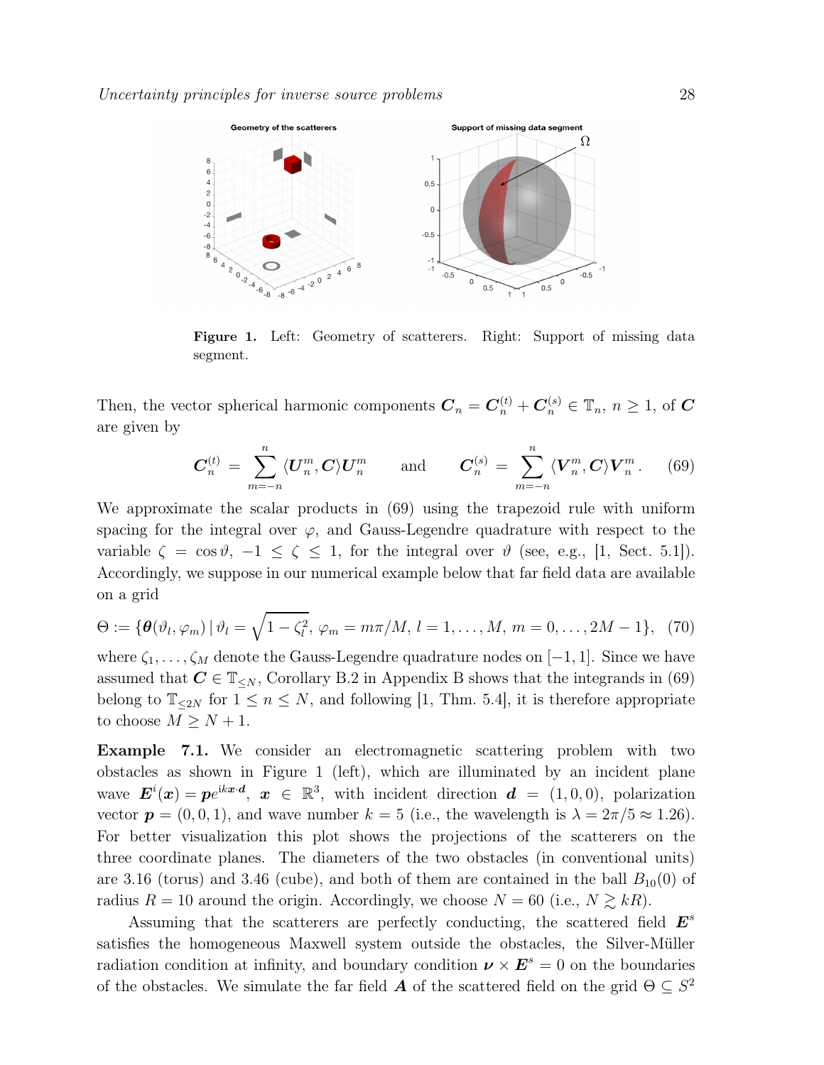**Figure 1.** Left: Geometry of scatterers. Right: Support of missing data segment.

Then, the vector spherical harmonic components $\boldsymbol{C}_n = \boldsymbol{C}_n^{(t)} + \boldsymbol{C}_n^{(s)} \in \mathbb{T}_n$, $n \geq 1$, of $\boldsymbol{C}$ are given by

$$\boldsymbol{C}_n^{(t)} = \sum_{m=-n}^{n} \langle \boldsymbol{U}_n^m, \boldsymbol{C} \rangle \boldsymbol{U}_n^m \qquad \text{and} \qquad \boldsymbol{C}_n^{(s)} = \sum_{m=-n}^{n} \langle \boldsymbol{V}_n^m, \boldsymbol{C} \rangle \boldsymbol{V}_n^m . \tag{69}$$

We approximate the scalar products in (69) using the trapezoid rule with uniform spacing for the integral over $\varphi$, and Gauss-Legendre quadrature with respect to the variable $\zeta = \cos\vartheta$, $-1 \leq \zeta \leq 1$, for the integral over $\vartheta$ (see, e.g., [1, Sect. 5.1]). Accordingly, we suppose in our numerical example below that far field data are available on a grid

$$\Theta := \{\boldsymbol{\theta}(\vartheta_l, \varphi_m) \,|\, \vartheta_l = \sqrt{1-\zeta_l^2},\, \varphi_m = m\pi/M,\, l = 1, \ldots, M,\, m = 0, \ldots, 2M-1\}, \tag{70}$$

where $\zeta_1, \ldots, \zeta_M$ denote the Gauss-Legendre quadrature nodes on $[-1, 1]$. Since we have assumed that $\boldsymbol{C} \in \mathbb{T}_{\leq N}$, Corollary B.2 in Appendix B shows that the integrands in (69) belong to $\mathbb{T}_{\leq 2N}$ for $1 \leq n \leq N$, and following [1, Thm. 5.4], it is therefore appropriate to choose $M \geq N + 1$.

**Example 7.1.** We consider an electromagnetic scattering problem with two obstacles as shown in Figure 1 (left), which are illuminated by an incident plane wave $\boldsymbol{E}^i(\boldsymbol{x}) = \boldsymbol{p}e^{\mathrm{i}k\boldsymbol{x}\cdot\boldsymbol{d}}$, $\boldsymbol{x} \in \mathbb{R}^3$, with incident direction $\boldsymbol{d} = (1, 0, 0)$, polarization vector $\boldsymbol{p} = (0, 0, 1)$, and wave number $k = 5$ (i.e., the wavelength is $\lambda = 2\pi/5 \approx 1.26$). For better visualization this plot shows the projections of the scatterers on the three coordinate planes. The diameters of the two obstacles (in conventional units) are 3.16 (torus) and 3.46 (cube), and both of them are contained in the ball $B_{10}(0)$ of radius $R = 10$ around the origin. Accordingly, we choose $N = 60$ (i.e., $N \gtrsim kR$).

Assuming that the scatterers are perfectly conducting, the scattered field $\boldsymbol{E}^s$ satisfies the homogeneous Maxwell system outside the obstacles, the Silver-Müller radiation condition at infinity, and boundary condition $\boldsymbol{\nu} \times \boldsymbol{E}^s = 0$ on the boundaries of the obstacles. We simulate the far field $\boldsymbol{A}$ of the scattered field on the grid $\Theta \subseteq S^2$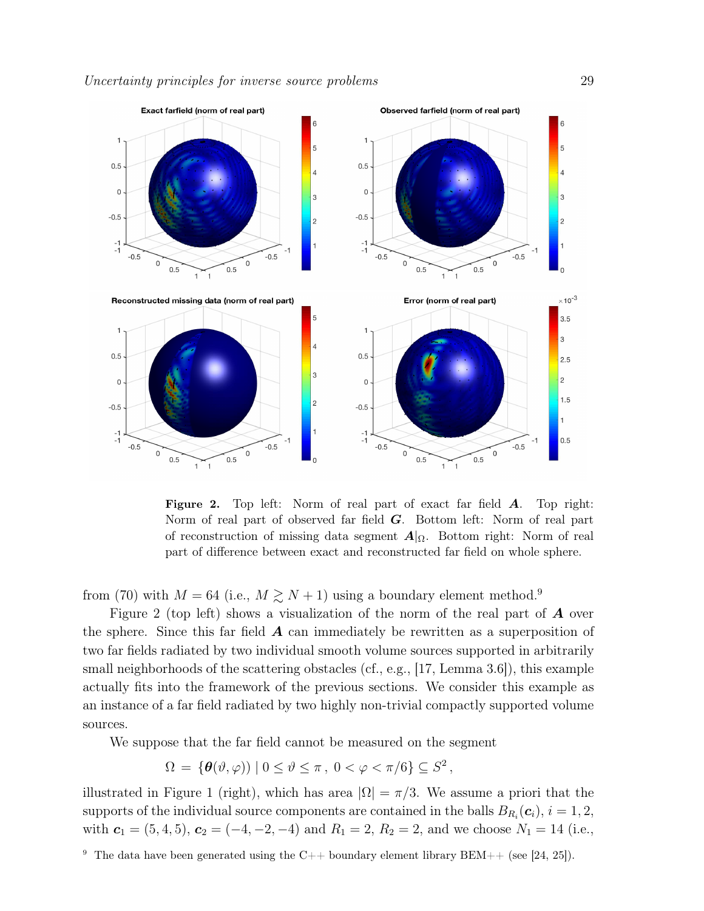**Figure 2.** Top left: Norm of real part of exact far field $\boldsymbol{A}$. Top right: Norm of real part of observed far field $\boldsymbol{G}$. Bottom left: Norm of real part of reconstruction of missing data segment $\boldsymbol{A}|_\Omega$. Bottom right: Norm of real part of difference between exact and reconstructed far field on whole sphere.

from (70) with $M = 64$ (i.e., $M \gtrsim N+1$) using a boundary element method.[9]

Figure 2 (top left) shows a visualization of the norm of the real part of $\boldsymbol{A}$ over the sphere. Since this far field $\boldsymbol{A}$ can immediately be rewritten as a superposition of two far fields radiated by two individual smooth volume sources supported in arbitrarily small neighborhoods of the scattering obstacles (cf., e.g., [17, Lemma 3.6]), this example actually fits into the framework of the previous sections. We consider this example as an instance of a far field radiated by two highly non-trivial compactly supported volume sources.

We suppose that the far field cannot be measured on the segment

$$\Omega \,=\, \{\boldsymbol{\theta}(\vartheta,\varphi)) \mid 0 \leq \vartheta \leq \pi\,,\ 0 < \varphi < \pi/6\} \subseteq S^2\,,$$

illustrated in Figure 1 (right), which has area $|\Omega| = \pi/3$. We assume a priori that the supports of the individual source components are contained in the balls $B_{R_i}(\boldsymbol{c}_i)$, $i = 1,2$, with $\boldsymbol{c}_1 = (5,4,5)$, $\boldsymbol{c}_2 = (-4,-2,-4)$ and $R_1 = 2$, $R_2 = 2$, and we choose $N_1 = 14$ (i.e.,

[9] The data have been generated using the C++ boundary element library BEM++ (see [24, 25]).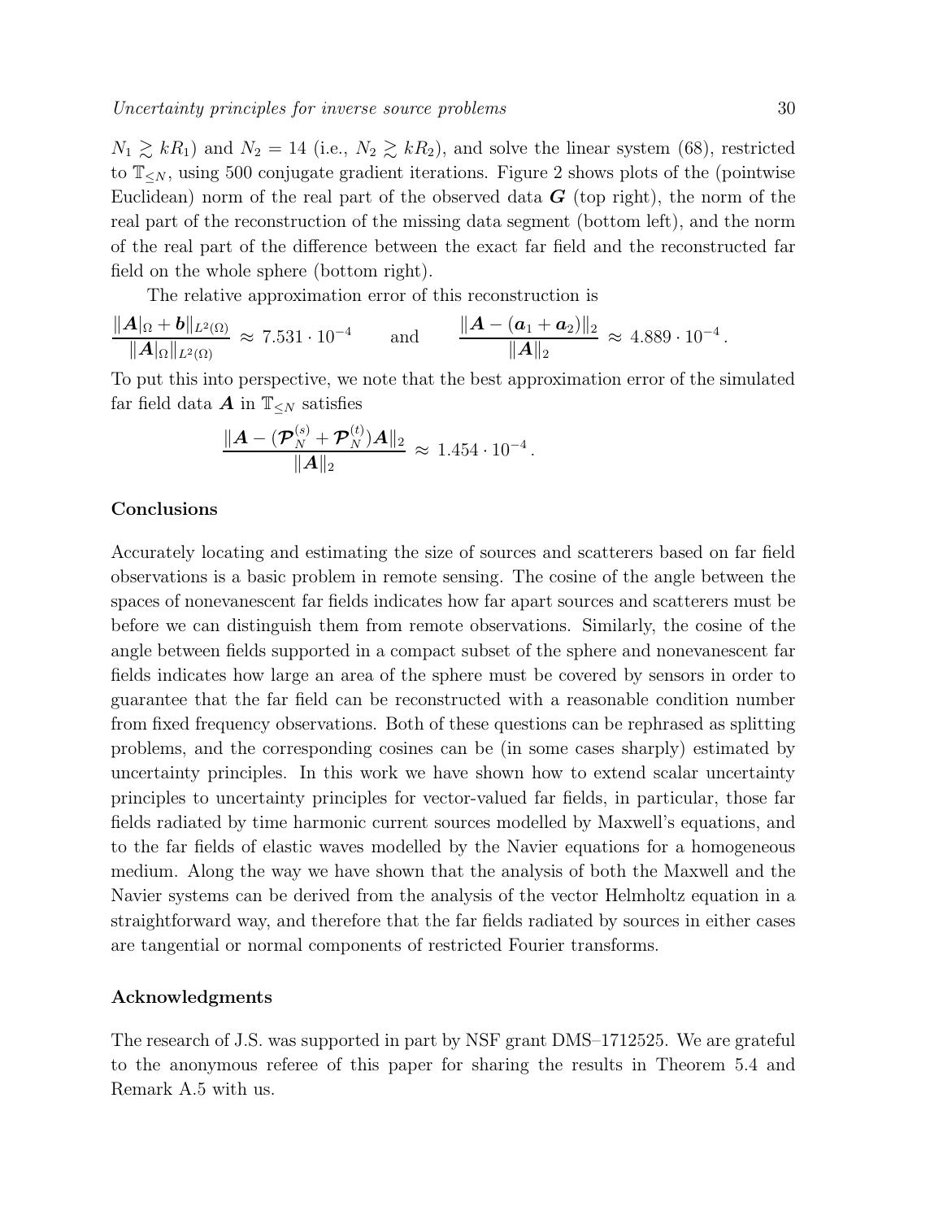$N_1 \gtrsim kR_1$) and $N_2 = 14$ (i.e., $N_2 \gtrsim kR_2$), and solve the linear system (68), restricted to $\mathbb{T}_{\leq N}$, using 500 conjugate gradient iterations. Figure 2 shows plots of the (pointwise Euclidean) norm of the real part of the observed data $\boldsymbol{G}$ (top right), the norm of the real part of the reconstruction of the missing data segment (bottom left), and the norm of the real part of the difference between the exact far field and the reconstructed far field on the whole sphere (bottom right).

The relative approximation error of this reconstruction is

$$\frac{\|\boldsymbol{A}|_{\Omega} + \boldsymbol{b}\|_{L^2(\Omega)}}{\|\boldsymbol{A}|_{\Omega}\|_{L^2(\Omega)}} \approx 7.531 \cdot 10^{-4} \qquad \text{and} \qquad \frac{\|\boldsymbol{A} - (\boldsymbol{a}_1 + \boldsymbol{a}_2)\|_2}{\|\boldsymbol{A}\|_2} \approx 4.889 \cdot 10^{-4}.$$

To put this into perspective, we note that the best approximation error of the simulated far field data $\boldsymbol{A}$ in $\mathbb{T}_{\leq N}$ satisfies

$$\frac{\|\boldsymbol{A} - (\boldsymbol{\mathcal{P}}_N^{(s)} + \boldsymbol{\mathcal{P}}_N^{(t)})\boldsymbol{A}\|_2}{\|\boldsymbol{A}\|_2} \approx 1.454 \cdot 10^{-4}.$$

## Conclusions

Accurately locating and estimating the size of sources and scatterers based on far field observations is a basic problem in remote sensing. The cosine of the angle between the spaces of nonevanescent far fields indicates how far apart sources and scatterers must be before we can distinguish them from remote observations. Similarly, the cosine of the angle between fields supported in a compact subset of the sphere and nonevanescent far fields indicates how large an area of the sphere must be covered by sensors in order to guarantee that the far field can be reconstructed with a reasonable condition number from fixed frequency observations. Both of these questions can be rephrased as splitting problems, and the corresponding cosines can be (in some cases sharply) estimated by uncertainty principles. In this work we have shown how to extend scalar uncertainty principles to uncertainty principles for vector-valued far fields, in particular, those far fields radiated by time harmonic current sources modelled by Maxwell's equations, and to the far fields of elastic waves modelled by the Navier equations for a homogeneous medium. Along the way we have shown that the analysis of both the Maxwell and the Navier systems can be derived from the analysis of the vector Helmholtz equation in a straightforward way, and therefore that the far fields radiated by sources in either cases are tangential or normal components of restricted Fourier transforms.

## Acknowledgments

The research of J.S. was supported in part by NSF grant DMS–1712525. We are grateful to the anonymous referee of this paper for sharing the results in Theorem 5.4 and Remark A.5 with us.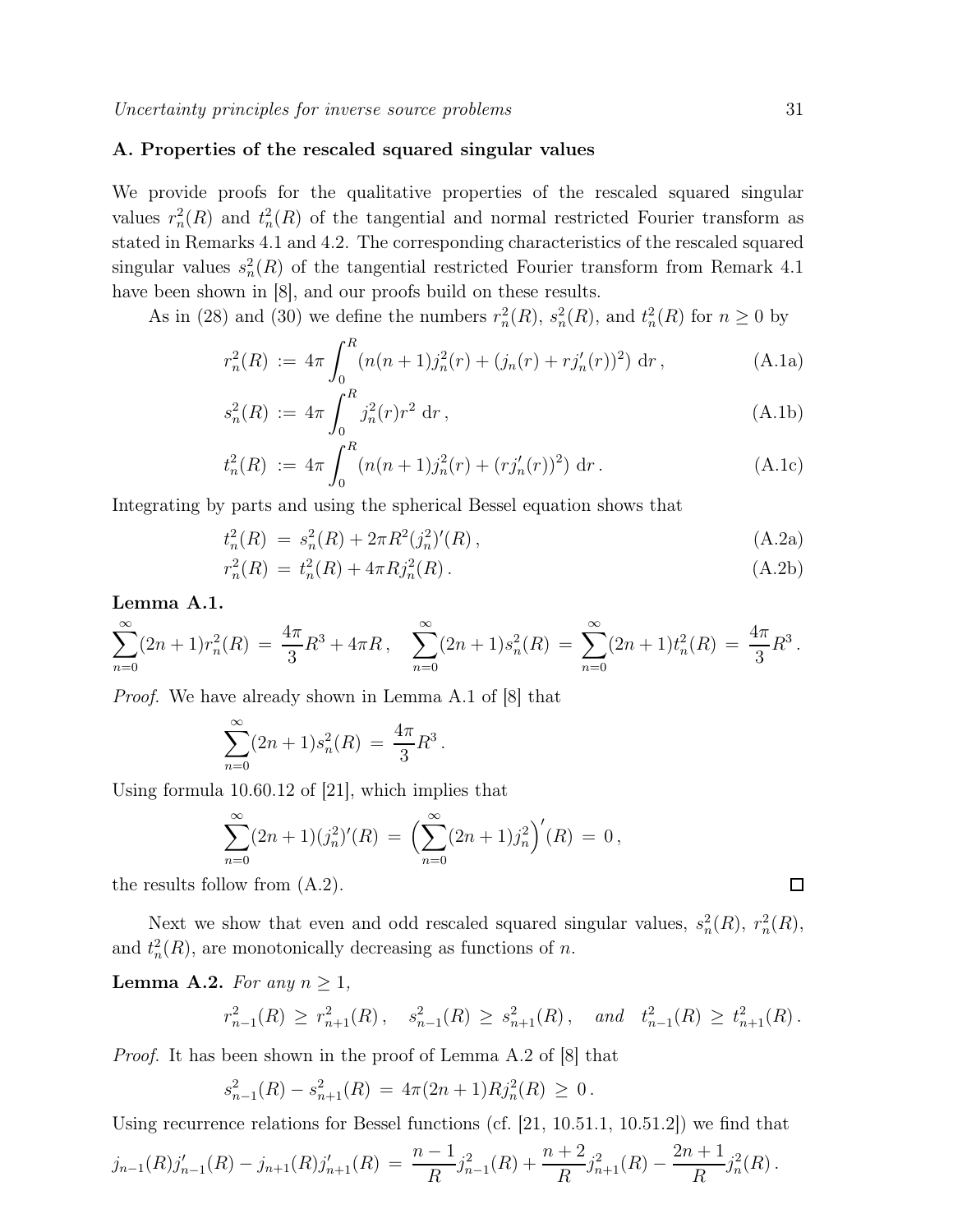### A. Properties of the rescaled squared singular values

We provide proofs for the qualitative properties of the rescaled squared singular values $r_n^2(R)$ and $t_n^2(R)$ of the tangential and normal restricted Fourier transform as stated in Remarks 4.1 and 4.2. The corresponding characteristics of the rescaled squared singular values $s_n^2(R)$ of the tangential restricted Fourier transform from Remark 4.1 have been shown in [8], and our proofs build on these results.

As in (28) and (30) we define the numbers $r_n^2(R)$, $s_n^2(R)$, and $t_n^2(R)$ for $n \geq 0$ by

$$r_n^2(R) := 4\pi \int_0^R \left(n(n+1)j_n^2(r) + (j_n(r) + rj_n'(r))^2\right) \, \mathrm{d}r \,, \tag{A.1a}$$

$$s_n^2(R) := 4\pi \int_0^R j_n^2(r) r^2 \, \mathrm{d}r \,, \tag{A.1b}$$

$$t_n^2(R) := 4\pi \int_0^R \left(n(n+1)j_n^2(r) + (rj_n'(r))^2\right) \, \mathrm{d}r \,. \tag{A.1c}$$

Integrating by parts and using the spherical Bessel equation shows that

$$t_n^2(R) = s_n^2(R) + 2\pi R^2 (j_n^2)'(R) \,, \tag{A.2a}$$

$$r_n^2(R) = t_n^2(R) + 4\pi R j_n^2(R) \,. \tag{A.2b}$$

**Lemma A.1.**

$$\sum_{n=0}^{\infty} (2n+1) r_n^2(R) = \frac{4\pi}{3} R^3 + 4\pi R \,, \quad \sum_{n=0}^{\infty} (2n+1) s_n^2(R) = \sum_{n=0}^{\infty} (2n+1) t_n^2(R) = \frac{4\pi}{3} R^3 \,.$$

*Proof.* We have already shown in Lemma A.1 of [8] that

$$\sum_{n=0}^{\infty} (2n+1) s_n^2(R) = \frac{4\pi}{3} R^3 \,.$$

Using formula 10.60.12 of [21], which implies that

$$\sum_{n=0}^{\infty} (2n+1)(j_n^2)'(R) = \Big(\sum_{n=0}^{\infty} (2n+1) j_n^2\Big)'(R) = 0 \,,$$

the results follow from (A.2). ☐

Next we show that even and odd rescaled squared singular values, $s_n^2(R)$, $r_n^2(R)$, and $t_n^2(R)$, are monotonically decreasing as functions of $n$.

**Lemma A.2.** *For any $n \geq 1$,*

$$r_{n-1}^2(R) \geq r_{n+1}^2(R) \,, \quad s_{n-1}^2(R) \geq s_{n+1}^2(R) \,, \quad \textit{and} \quad t_{n-1}^2(R) \geq t_{n+1}^2(R) \,.$$

*Proof.* It has been shown in the proof of Lemma A.2 of [8] that

$$s_{n-1}^2(R) - s_{n+1}^2(R) = 4\pi(2n+1) R j_n^2(R) \geq 0 \,.$$

Using recurrence relations for Bessel functions (cf. [21, 10.51.1, 10.51.2]) we find that

$$j_{n-1}(R) j_{n-1}'(R) - j_{n+1}(R) j_{n+1}'(R) = \frac{n-1}{R} j_{n-1}^2(R) + \frac{n+2}{R} j_{n+1}^2(R) - \frac{2n+1}{R} j_n^2(R) \,.$$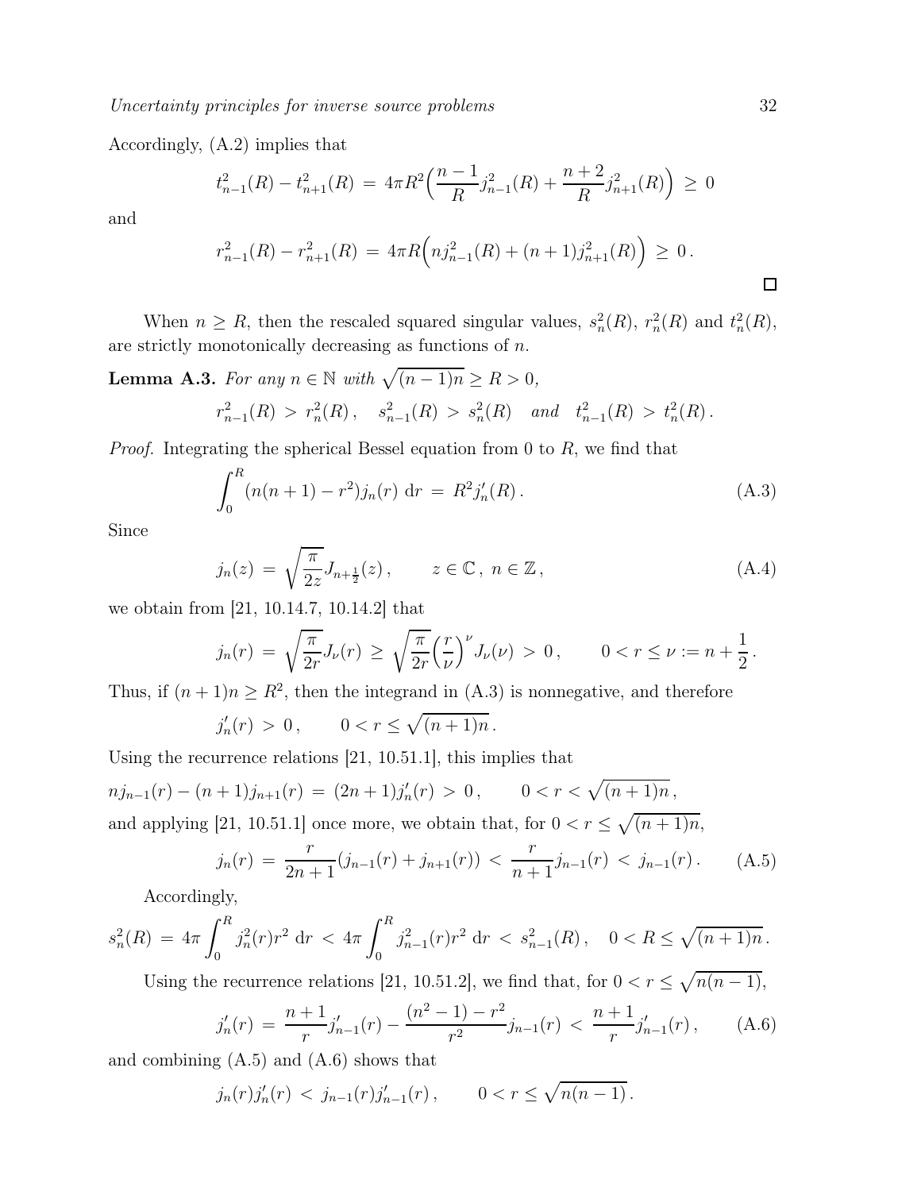Accordingly, (A.2) implies that

$$t_{n-1}^2(R) - t_{n+1}^2(R) \;=\; 4\pi R^2\Big(\frac{n-1}{R} j_{n-1}^2(R) + \frac{n+2}{R} j_{n+1}^2(R)\Big) \;\geq\; 0$$

and

$$r_{n-1}^2(R) - r_{n+1}^2(R) \;=\; 4\pi R\Big(n j_{n-1}^2(R) + (n+1) j_{n+1}^2(R)\Big) \;\geq\; 0\,.$$

□

When $n \geq R$, then the rescaled squared singular values, $s_n^2(R)$, $r_n^2(R)$ and $t_n^2(R)$, are strictly monotonically decreasing as functions of $n$.

**Lemma A.3.** *For any $n \in \mathbb{N}$ with $\sqrt{(n-1)n} \geq R > 0$,*

$$r_{n-1}^2(R) \;>\; r_n^2(R)\,, \quad s_{n-1}^2(R) \;>\; s_n^2(R) \quad \textit{and} \quad t_{n-1}^2(R) \;>\; t_n^2(R)\,.$$

*Proof.* Integrating the spherical Bessel equation from 0 to $R$, we find that

$$\int_0^R (n(n+1) - r^2) j_n(r) \;\mathrm{d}r \;=\; R^2 j_n'(R)\,. \tag{A.3}$$

Since

$$j_n(z) \;=\; \sqrt{\frac{\pi}{2z}} J_{n+\frac{1}{2}}(z)\,, \qquad z \in \mathbb{C}\,,\; n \in \mathbb{Z}\,, \tag{A.4}$$

we obtain from [21, 10.14.7, 10.14.2] that

$$j_n(r) \;=\; \sqrt{\frac{\pi}{2r}} J_\nu(r) \;\geq\; \sqrt{\frac{\pi}{2r}} \Big(\frac{r}{\nu}\Big)^\nu J_\nu(\nu) \;>\; 0\,, \qquad 0 < r \leq \nu := n + \frac{1}{2}\,.$$

Thus, if $(n+1)n \geq R^2$, then the integrand in (A.3) is nonnegative, and therefore

$$j_n'(r) \;>\; 0\,, \qquad 0 < r \leq \sqrt{(n+1)n}\,.$$

Using the recurrence relations [21, 10.51.1], this implies that

$$n j_{n-1}(r) - (n+1) j_{n+1}(r) \;=\; (2n+1) j_n'(r) \;>\; 0\,, \qquad 0 < r < \sqrt{(n+1)n}\,,$$

and applying [21, 10.51.1] once more, we obtain that, for $0 < r \leq \sqrt{(n+1)n}$,

$$j_n(r) \;=\; \frac{r}{2n+1}(j_{n-1}(r) + j_{n+1}(r)) \;<\; \frac{r}{n+1} j_{n-1}(r) \;<\; j_{n-1}(r)\,. \tag{A.5}$$

Accordingly,

$$s_n^2(R) \;=\; 4\pi \int_0^R j_n^2(r) r^2 \;\mathrm{d}r \;<\; 4\pi \int_0^R j_{n-1}^2(r) r^2 \;\mathrm{d}r \;<\; s_{n-1}^2(R)\,, \quad 0 < R \leq \sqrt{(n+1)n}\,.$$

Using the recurrence relations [21, 10.51.2], we find that, for $0 < r \leq \sqrt{n(n-1)}$,

$$j_n'(r) \;=\; \frac{n+1}{r} j_{n-1}'(r) - \frac{(n^2-1) - r^2}{r^2} j_{n-1}(r) \;<\; \frac{n+1}{r} j_{n-1}'(r)\,, \tag{A.6}$$

and combining (A.5) and (A.6) shows that

$$j_n(r) j_n'(r) \;<\; j_{n-1}(r) j_{n-1}'(r)\,, \qquad 0 < r \leq \sqrt{n(n-1)}\,.$$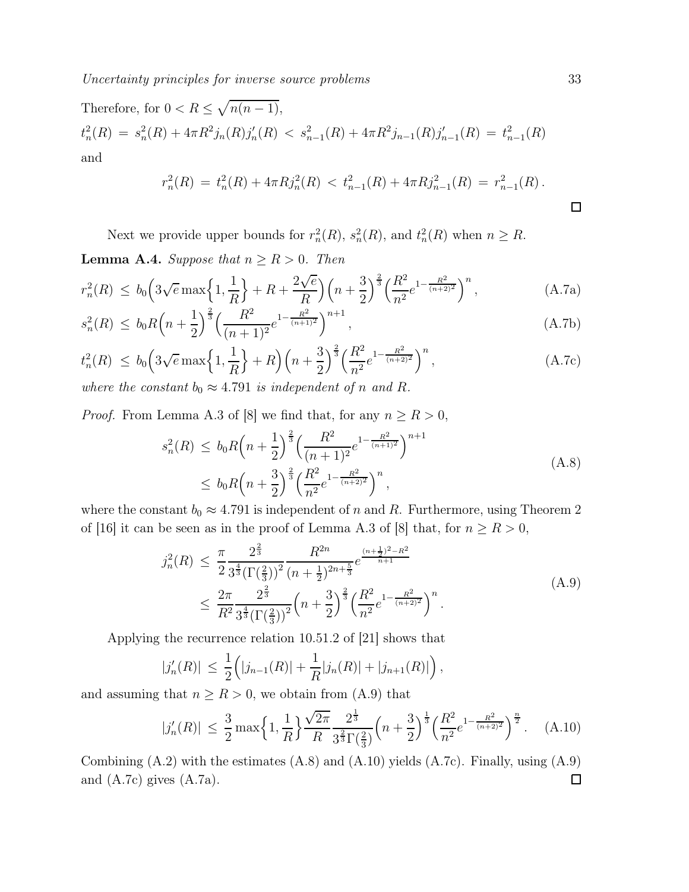Therefore, for $0 < R \leq \sqrt{n(n-1)}$,

$$t_n^2(R) \,=\, s_n^2(R) + 4\pi R^2 j_n(R) j_n'(R) \,<\, s_{n-1}^2(R) + 4\pi R^2 j_{n-1}(R) j_{n-1}'(R) \,=\, t_{n-1}^2(R)$$

and

$$r_n^2(R) \,=\, t_n^2(R) + 4\pi R j_n^2(R) \,<\, t_{n-1}^2(R) + 4\pi R j_{n-1}^2(R) \,=\, r_{n-1}^2(R)\,.$$

□

Next we provide upper bounds for $r_n^2(R)$, $s_n^2(R)$, and $t_n^2(R)$ when $n \geq R$.

**Lemma A.4.** *Suppose that $n \geq R > 0$. Then*

$$r_n^2(R) \,\leq\, b_0\Big(3\sqrt{e}\max\Big\{1, \frac{1}{R}\Big\} + R + \frac{2\sqrt{e}}{R}\Big)\Big(n+\frac{3}{2}\Big)^{\frac{2}{3}}\Big(\frac{R^2}{n^2}e^{1-\frac{R^2}{(n+2)^2}}\Big)^n, \tag{A.7a}$$

$$s_n^2(R) \,\leq\, b_0 R\Big(n+\frac{1}{2}\Big)^{\frac{2}{3}}\Big(\frac{R^2}{(n+1)^2}e^{1-\frac{R^2}{(n+1)^2}}\Big)^{n+1}, \tag{A.7b}$$

$$t_n^2(R) \,\leq\, b_0\Big(3\sqrt{e}\max\Big\{1, \frac{1}{R}\Big\} + R\Big)\Big(n+\frac{3}{2}\Big)^{\frac{2}{3}}\Big(\frac{R^2}{n^2}e^{1-\frac{R^2}{(n+2)^2}}\Big)^n, \tag{A.7c}$$

*where the constant $b_0 \approx 4.791$ is independent of $n$ and $R$.*

*Proof.* From Lemma A.3 of [8] we find that, for any $n \geq R > 0$,

$$\begin{aligned} s_n^2(R) \,&\leq\, b_0 R\Big(n+\frac{1}{2}\Big)^{\frac{2}{3}}\Big(\frac{R^2}{(n+1)^2}e^{1-\frac{R^2}{(n+1)^2}}\Big)^{n+1} \\ &\leq\, b_0 R\Big(n+\frac{3}{2}\Big)^{\frac{2}{3}}\Big(\frac{R^2}{n^2}e^{1-\frac{R^2}{(n+2)^2}}\Big)^n, \end{aligned} \tag{A.8}$$

where the constant $b_0 \approx 4.791$ is independent of $n$ and $R$. Furthermore, using Theorem 2 of [16] it can be seen as in the proof of Lemma A.3 of [8] that, for $n \geq R > 0$,

$$\begin{aligned} j_n^2(R) \,&\leq\, \frac{\pi}{2}\frac{2^{\frac{2}{3}}}{3^{\frac{4}{3}}(\Gamma(\frac{2}{3}))^2}\frac{R^{2n}}{(n+\frac{1}{2})^{2n+\frac{5}{3}}}e^{\frac{(n+\frac{1}{2})^2-R^2}{n+1}} \\ &\leq\, \frac{2\pi}{R^2}\frac{2^{\frac{2}{3}}}{3^{\frac{4}{3}}(\Gamma(\frac{2}{3}))^2}\Big(n+\frac{3}{2}\Big)^{\frac{2}{3}}\Big(\frac{R^2}{n^2}e^{1-\frac{R^2}{(n+2)^2}}\Big)^n. \end{aligned} \tag{A.9}$$

Applying the recurrence relation 10.51.2 of [21] shows that

$$|j_n'(R)| \,\leq\, \frac{1}{2}\Big(|j_{n-1}(R)| + \frac{1}{R}|j_n(R)| + |j_{n+1}(R)|\Big),$$

and assuming that $n \geq R > 0$, we obtain from (A.9) that

$$|j_n'(R)| \,\leq\, \frac{3}{2}\max\Big\{1, \frac{1}{R}\Big\}\frac{\sqrt{2\pi}}{R}\frac{2^{\frac{1}{3}}}{3^{\frac{2}{3}}\Gamma(\frac{2}{3})}\Big(n+\frac{3}{2}\Big)^{\frac{1}{3}}\Big(\frac{R^2}{n^2}e^{1-\frac{R^2}{(n+2)^2}}\Big)^{\frac{n}{2}}. \tag{A.10}$$

Combining (A.2) with the estimates (A.8) and (A.10) yields (A.7c). Finally, using (A.9) and (A.7c) gives (A.7a). □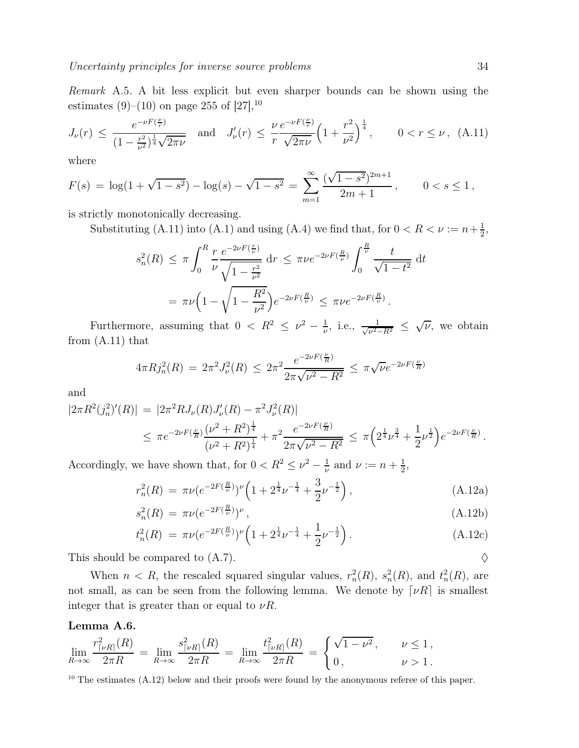*Remark* A.5. A bit less explicit but even sharper bounds can be shown using the estimates (9)–(10) on page 255 of [27],[10]

$$J_\nu(r) \,\le\, \frac{e^{-\nu F(\frac{\nu}{r})}}{(1-\frac{r^2}{\nu^2})^{\frac14}\sqrt{2\pi\nu}} \quad \text{and} \quad J_\nu'(r) \,\le\, \frac{\nu}{r}\frac{e^{-\nu F(\frac{\nu}{r})}}{\sqrt{2\pi\nu}}\Bigl(1+\frac{r^2}{\nu^2}\Bigr)^{\frac14}\,, \qquad 0 < r \le \nu\,, \quad \text{(A.11)}$$

where

$$F(s) \,=\, \log(1+\sqrt{1-s^2}) - \log(s) - \sqrt{1-s^2} \,=\, \sum_{m=1}^{\infty} \frac{(\sqrt{1-s^2})^{2m+1}}{2m+1}\,, \qquad 0 < s \le 1\,,$$

is strictly monotonically decreasing.

Substituting (A.11) into (A.1) and using (A.4) we find that, for $0 < R < \nu := n + \frac12$,

$$\begin{aligned} s_n^2(R) \,&\le\, \pi \int_0^R \frac{r}{\nu} \frac{e^{-2\nu F(\frac{r}{\nu})}}{\sqrt{1-\frac{r^2}{\nu^2}}}\,\mathrm{d}r \,\le\, \pi\nu e^{-2\nu F(\frac{R}{\nu})} \int_0^{\frac{R}{\nu}} \frac{t}{\sqrt{1-t^2}}\,\mathrm{d}t \\ &=\, \pi\nu\Bigl(1-\sqrt{1-\frac{R^2}{\nu^2}}\Bigr) e^{-2\nu F(\frac{R}{\nu})} \,\le\, \pi\nu e^{-2\nu F(\frac{R}{\nu})}\,. \end{aligned}$$

Furthermore, assuming that $0 < R^2 \le \nu^2 - \frac{1}{\nu}$, i.e., $\frac{1}{\sqrt{\nu^2-R^2}} \le \sqrt{\nu}$, we obtain from (A.11) that

$$4\pi R j_n^2(R) \,=\, 2\pi^2 J_\nu^2(R) \,\le\, 2\pi^2 \frac{e^{-2\nu F(\frac{\nu}{R})}}{2\pi\sqrt{\nu^2-R^2}} \,\le\, \pi\sqrt{\nu} e^{-2\nu F(\frac{\nu}{R})}$$

and

$$\begin{aligned} |2\pi R^2 (j_n^2)'(R)| \,&=\, |2\pi^2 R J_\nu(R) J_\nu'(R) - \pi^2 J_\nu^2(R)| \\ &\le\, \pi e^{-2\nu F(\frac{\nu}{R})} \frac{(\nu^2+R^2)^{\frac14}}{(\nu^2+R^2)^{\frac14}} + \pi^2 \frac{e^{-2\nu F(\frac{\nu}{R})}}{2\pi\sqrt{\nu^2-R^2}} \,\le\, \pi\Bigl(2^{\frac14}\nu^{\frac34} + \frac12 \nu^{\frac12}\Bigr) e^{-2\nu F(\frac{\nu}{R})}\,. \end{aligned}$$

Accordingly, we have shown that, for $0 < R^2 \le \nu^2 - \frac{1}{\nu}$ and $\nu := n + \frac12$,

$$r_n^2(R) \,=\, \pi\nu (e^{-2F(\frac{R}{\nu})})^\nu \Bigl(1 + 2^{\frac14}\nu^{-\frac14} + \frac32 \nu^{-\frac12}\Bigr)\,, \qquad \text{(A.12a)}$$

$$s_n^2(R) \,=\, \pi\nu (e^{-2F(\frac{R}{\nu})})^\nu\,, \qquad \text{(A.12b)}$$

$$t_n^2(R) \,=\, \pi\nu (e^{-2F(\frac{R}{\nu})})^\nu \Bigl(1 + 2^{\frac14}\nu^{-\frac14} + \frac12 \nu^{-\frac12}\Bigr)\,. \qquad \text{(A.12c)}$$

This should be compared to (A.7). ♢

When $n < R$, the rescaled squared singular values, $r_n^2(R)$, $s_n^2(R)$, and $t_n^2(R)$, are not small, as can be seen from the following lemma. We denote by $\lceil \nu R \rceil$ is smallest integer that is greater than or equal to $\nu R$.

**Lemma A.6.**

$$\lim_{R\to\infty} \frac{r_{\lceil \nu R\rceil}^2(R)}{2\pi R} \,=\, \lim_{R\to\infty} \frac{s_{\lceil \nu R\rceil}^2(R)}{2\pi R} \,=\, \lim_{R\to\infty} \frac{t_{\lceil \nu R\rceil}^2(R)}{2\pi R} \,=\, \begin{cases} \sqrt{1-\nu^2}\,, & \nu \le 1\,, \\ 0\,, & \nu > 1\,. \end{cases}$$

[10] The estimates (A.12) below and their proofs were found by the anonymous referee of this paper.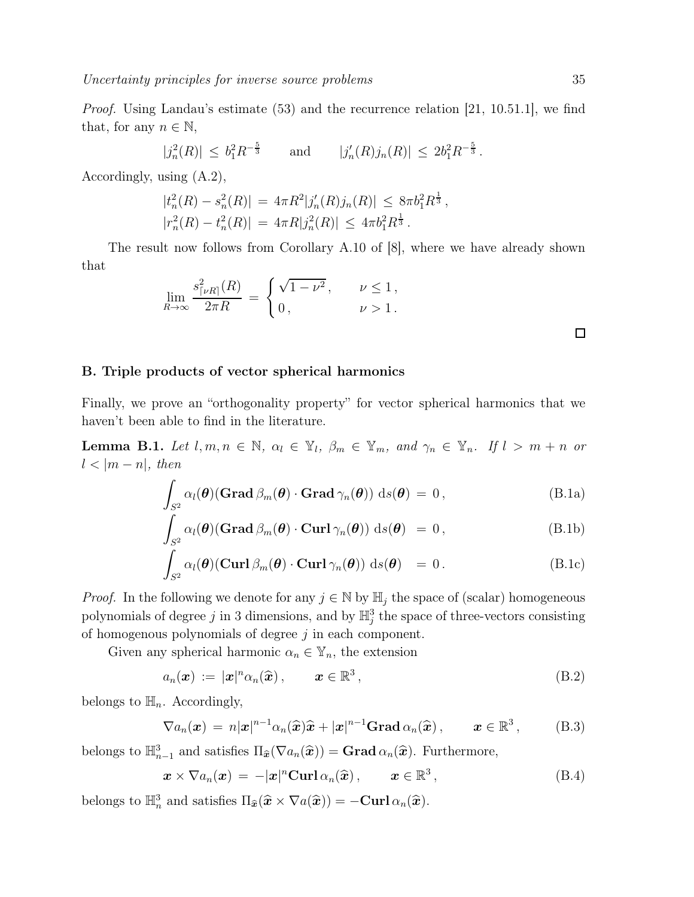*Proof.* Using Landau's estimate (53) and the recurrence relation [21, 10.51.1], we find that, for any $n \in \mathbb{N}$,

$$|j_n^2(R)| \,\le\, b_1^2 R^{-\frac{5}{3}} \qquad \text{and} \qquad |j_n'(R) j_n(R)| \,\le\, 2b_1^2 R^{-\frac{5}{3}}\,.$$

Accordingly, using (A.2),

$$\begin{aligned}
|t_n^2(R) - s_n^2(R)| \,&=\, 4\pi R^2 |j_n'(R) j_n(R)| \,\le\, 8\pi b_1^2 R^{\frac{1}{3}}\,,\\
|r_n^2(R) - t_n^2(R)| \,&=\, 4\pi R |j_n^2(R)| \,\le\, 4\pi b_1^2 R^{\frac{1}{3}}\,.
\end{aligned}$$

The result now follows from Corollary A.10 of [8], where we have already shown that

$$\lim_{R\to\infty} \frac{s_{\lceil \nu R \rceil}^2(R)}{2\pi R} \,=\, \begin{cases} \sqrt{1-\nu^2}\,, & \nu \le 1\,,\\ 0\,, & \nu > 1\,. \end{cases}$$

□

## B. Triple products of vector spherical harmonics

Finally, we prove an "orthogonality property" for vector spherical harmonics that we haven't been able to find in the literature.

**Lemma B.1.** *Let $l, m, n \in \mathbb{N}$, $\alpha_l \in \mathbb{Y}_l$, $\beta_m \in \mathbb{Y}_m$, and $\gamma_n \in \mathbb{Y}_n$. If $l > m + n$ or $l < |m - n|$, then*

$$\int_{S^2} \alpha_l(\boldsymbol{\theta}) (\mathbf{Grad}\, \beta_m(\boldsymbol{\theta}) \cdot \mathbf{Grad}\, \gamma_n(\boldsymbol{\theta})) \,\mathrm{d}s(\boldsymbol{\theta}) \,=\, 0\,, \tag{B.1a}$$

$$\int_{S^2} \alpha_l(\boldsymbol{\theta}) (\mathbf{Grad}\, \beta_m(\boldsymbol{\theta}) \cdot \mathbf{Curl}\, \gamma_n(\boldsymbol{\theta})) \,\mathrm{d}s(\boldsymbol{\theta}) \,=\, 0\,, \tag{B.1b}$$

$$\int_{S^2} \alpha_l(\boldsymbol{\theta}) (\mathbf{Curl}\, \beta_m(\boldsymbol{\theta}) \cdot \mathbf{Curl}\, \gamma_n(\boldsymbol{\theta})) \,\mathrm{d}s(\boldsymbol{\theta}) \,=\, 0\,. \tag{B.1c}$$

*Proof.* In the following we denote for any $j \in \mathbb{N}$ by $\mathbb{H}_j$ the space of (scalar) homogeneous polynomials of degree $j$ in 3 dimensions, and by $\mathbb{H}_j^3$ the space of three-vectors consisting of homogenous polynomials of degree $j$ in each component.

Given any spherical harmonic $\alpha_n \in \mathbb{Y}_n$, the extension

$$a_n(\boldsymbol{x}) \,:=\, |\boldsymbol{x}|^n \alpha_n(\widehat{\boldsymbol{x}})\,, \qquad \boldsymbol{x} \in \mathbb{R}^3\,, \tag{B.2}$$

belongs to $\mathbb{H}_n$. Accordingly,

$$\nabla a_n(\boldsymbol{x}) \,=\, n|\boldsymbol{x}|^{n-1} \alpha_n(\widehat{\boldsymbol{x}})\widehat{\boldsymbol{x}} + |\boldsymbol{x}|^{n-1} \mathbf{Grad}\, \alpha_n(\widehat{\boldsymbol{x}})\,, \qquad \boldsymbol{x} \in \mathbb{R}^3\,, \tag{B.3}$$

belongs to $\mathbb{H}_{n-1}^3$ and satisfies $\Pi_{\widehat{\boldsymbol{x}}}(\nabla a_n(\widehat{\boldsymbol{x}})) = \mathbf{Grad}\, \alpha_n(\widehat{\boldsymbol{x}})$. Furthermore,

$$\boldsymbol{x} \times \nabla a_n(\boldsymbol{x}) \,=\, -|\boldsymbol{x}|^n \mathbf{Curl}\, \alpha_n(\widehat{\boldsymbol{x}})\,, \qquad \boldsymbol{x} \in \mathbb{R}^3\,, \tag{B.4}$$

belongs to $\mathbb{H}_n^3$ and satisfies $\Pi_{\widehat{\boldsymbol{x}}}(\widehat{\boldsymbol{x}} \times \nabla a(\widehat{\boldsymbol{x}})) = -\mathbf{Curl}\, \alpha_n(\widehat{\boldsymbol{x}})$.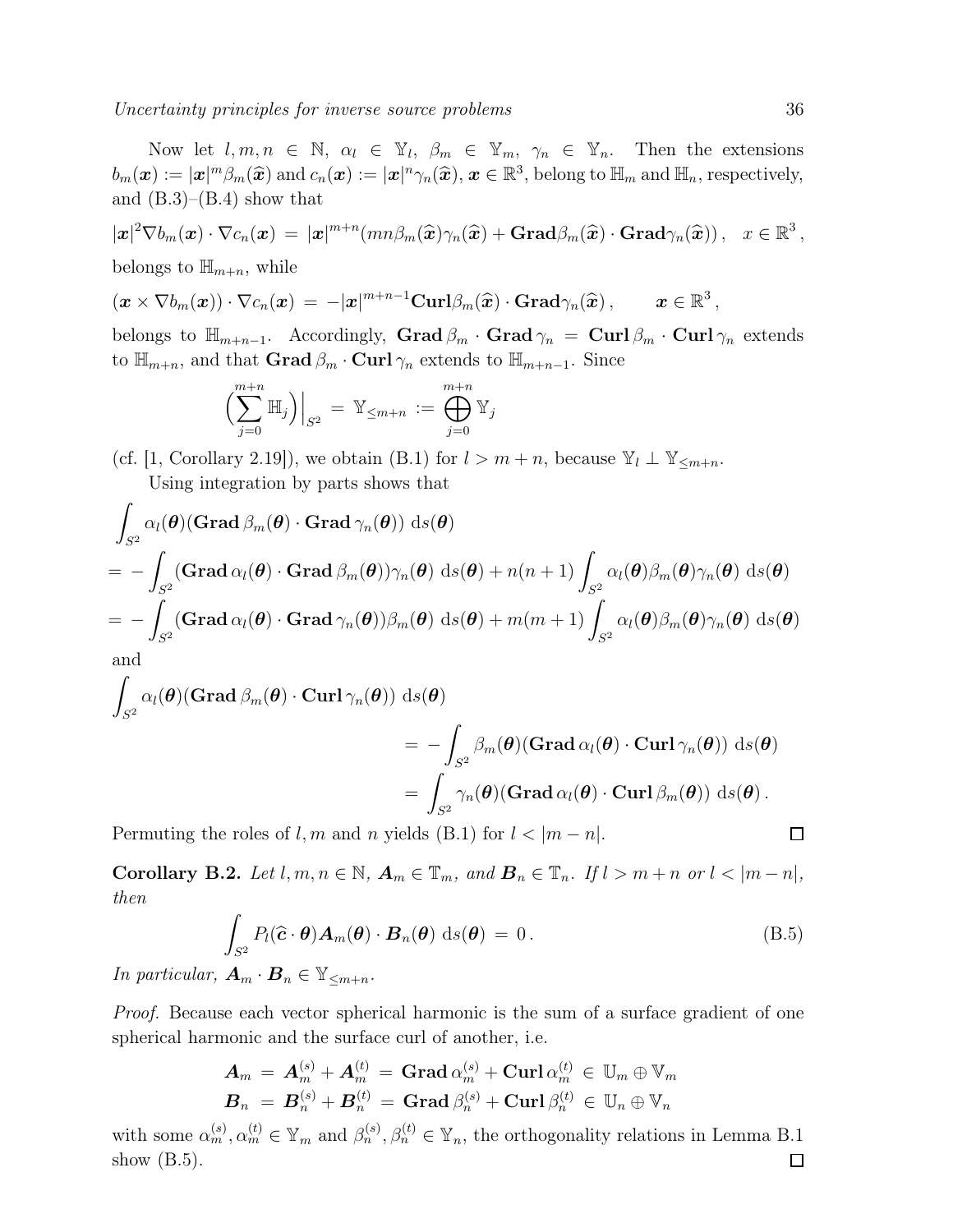Now let $l, m, n \in \mathbb{N}$, $\alpha_l \in \mathbb{Y}_l$, $\beta_m \in \mathbb{Y}_m$, $\gamma_n \in \mathbb{Y}_n$. Then the extensions $b_m(\boldsymbol{x}) := |\boldsymbol{x}|^m \beta_m(\widehat{\boldsymbol{x}})$ and $c_n(\boldsymbol{x}) := |\boldsymbol{x}|^n \gamma_n(\widehat{\boldsymbol{x}})$, $\boldsymbol{x} \in \mathbb{R}^3$, belong to $\mathbb{H}_m$ and $\mathbb{H}_n$, respectively, and (B.3)–(B.4) show that

$$|\boldsymbol{x}|^2 \nabla b_m(\boldsymbol{x}) \cdot \nabla c_n(\boldsymbol{x}) \,=\, |\boldsymbol{x}|^{m+n}(mn\beta_m(\widehat{\boldsymbol{x}})\gamma_n(\widehat{\boldsymbol{x}}) + \mathbf{Grad}\beta_m(\widehat{\boldsymbol{x}}) \cdot \mathbf{Grad}\gamma_n(\widehat{\boldsymbol{x}}))\,, \quad x \in \mathbb{R}^3\,,$$

belongs to $\mathbb{H}_{m+n}$, while

$$(\boldsymbol{x} \times \nabla b_m(\boldsymbol{x})) \cdot \nabla c_n(\boldsymbol{x}) \,=\, -|\boldsymbol{x}|^{m+n-1} \mathbf{Curl}\beta_m(\widehat{\boldsymbol{x}}) \cdot \mathbf{Grad}\gamma_n(\widehat{\boldsymbol{x}})\,, \qquad \boldsymbol{x} \in \mathbb{R}^3\,,$$

belongs to $\mathbb{H}_{m+n-1}$. Accordingly, $\mathbf{Grad}\,\beta_m \cdot \mathbf{Grad}\,\gamma_n = \mathbf{Curl}\,\beta_m \cdot \mathbf{Curl}\,\gamma_n$ extends to $\mathbb{H}_{m+n}$, and that $\mathbf{Grad}\,\beta_m \cdot \mathbf{Curl}\,\gamma_n$ extends to $\mathbb{H}_{m+n-1}$. Since

$$\Big(\sum_{j=0}^{m+n} \mathbb{H}_j\Big)\Big|_{S^2} \,=\, \mathbb{Y}_{\leq m+n} := \bigoplus_{j=0}^{m+n} \mathbb{Y}_j$$

(cf. [1, Corollary 2.19]), we obtain (B.1) for $l > m+n$, because $\mathbb{Y}_l \perp \mathbb{Y}_{\leq m+n}$.

Using integration by parts shows that

$$\begin{aligned}
&\int_{S^2} \alpha_l(\boldsymbol{\theta})(\mathbf{Grad}\,\beta_m(\boldsymbol{\theta}) \cdot \mathbf{Grad}\,\gamma_n(\boldsymbol{\theta}))\,\mathrm{d}s(\boldsymbol{\theta})\\
&= -\int_{S^2} (\mathbf{Grad}\,\alpha_l(\boldsymbol{\theta}) \cdot \mathbf{Grad}\,\beta_m(\boldsymbol{\theta}))\gamma_n(\boldsymbol{\theta})\,\mathrm{d}s(\boldsymbol{\theta}) + n(n+1)\int_{S^2} \alpha_l(\boldsymbol{\theta})\beta_m(\boldsymbol{\theta})\gamma_n(\boldsymbol{\theta})\,\mathrm{d}s(\boldsymbol{\theta})\\
&= -\int_{S^2} (\mathbf{Grad}\,\alpha_l(\boldsymbol{\theta}) \cdot \mathbf{Grad}\,\gamma_n(\boldsymbol{\theta}))\beta_m(\boldsymbol{\theta})\,\mathrm{d}s(\boldsymbol{\theta}) + m(m+1)\int_{S^2} \alpha_l(\boldsymbol{\theta})\beta_m(\boldsymbol{\theta})\gamma_n(\boldsymbol{\theta})\,\mathrm{d}s(\boldsymbol{\theta})
\end{aligned}$$

and

$$\begin{aligned}
&\int_{S^2} \alpha_l(\boldsymbol{\theta})(\mathbf{Grad}\,\beta_m(\boldsymbol{\theta}) \cdot \mathbf{Curl}\,\gamma_n(\boldsymbol{\theta}))\,\mathrm{d}s(\boldsymbol{\theta})\\
&\qquad\qquad = -\int_{S^2} \beta_m(\boldsymbol{\theta})(\mathbf{Grad}\,\alpha_l(\boldsymbol{\theta}) \cdot \mathbf{Curl}\,\gamma_n(\boldsymbol{\theta}))\,\mathrm{d}s(\boldsymbol{\theta})\\
&\qquad\qquad = \int_{S^2} \gamma_n(\boldsymbol{\theta})(\mathbf{Grad}\,\alpha_l(\boldsymbol{\theta}) \cdot \mathbf{Curl}\,\beta_m(\boldsymbol{\theta}))\,\mathrm{d}s(\boldsymbol{\theta})\,.
\end{aligned}$$

Permuting the roles of $l, m$ and $n$ yields (B.1) for $l < |m-n|$. □

**Corollary B.2.** *Let $l, m, n \in \mathbb{N}$, $\boldsymbol{A}_m \in \mathbb{T}_m$, and $\boldsymbol{B}_n \in \mathbb{T}_n$. If $l > m+n$ or $l < |m-n|$, then*

$$\int_{S^2} P_l(\widehat{\boldsymbol{c}} \cdot \boldsymbol{\theta})\boldsymbol{A}_m(\boldsymbol{\theta}) \cdot \boldsymbol{B}_n(\boldsymbol{\theta})\,\mathrm{d}s(\boldsymbol{\theta}) \,=\, 0\,. \tag{B.5}$$

*In particular, $\boldsymbol{A}_m \cdot \boldsymbol{B}_n \in \mathbb{Y}_{\leq m+n}$.*

*Proof.* Because each vector spherical harmonic is the sum of a surface gradient of one spherical harmonic and the surface curl of another, i.e.

$$\begin{aligned}
\boldsymbol{A}_m &= \boldsymbol{A}_m^{(s)} + \boldsymbol{A}_m^{(t)} \,=\, \mathbf{Grad}\,\alpha_m^{(s)} + \mathbf{Curl}\,\alpha_m^{(t)} \,\in\, \mathbb{U}_m \oplus \mathbb{V}_m\\
\boldsymbol{B}_n &= \boldsymbol{B}_n^{(s)} + \boldsymbol{B}_n^{(t)} \,=\, \mathbf{Grad}\,\beta_n^{(s)} + \mathbf{Curl}\,\beta_n^{(t)} \,\in\, \mathbb{U}_n \oplus \mathbb{V}_n
\end{aligned}$$

with some $\alpha_m^{(s)}, \alpha_m^{(t)} \in \mathbb{Y}_m$ and $\beta_n^{(s)}, \beta_n^{(t)} \in \mathbb{Y}_n$, the orthogonality relations in Lemma B.1 show (B.5). □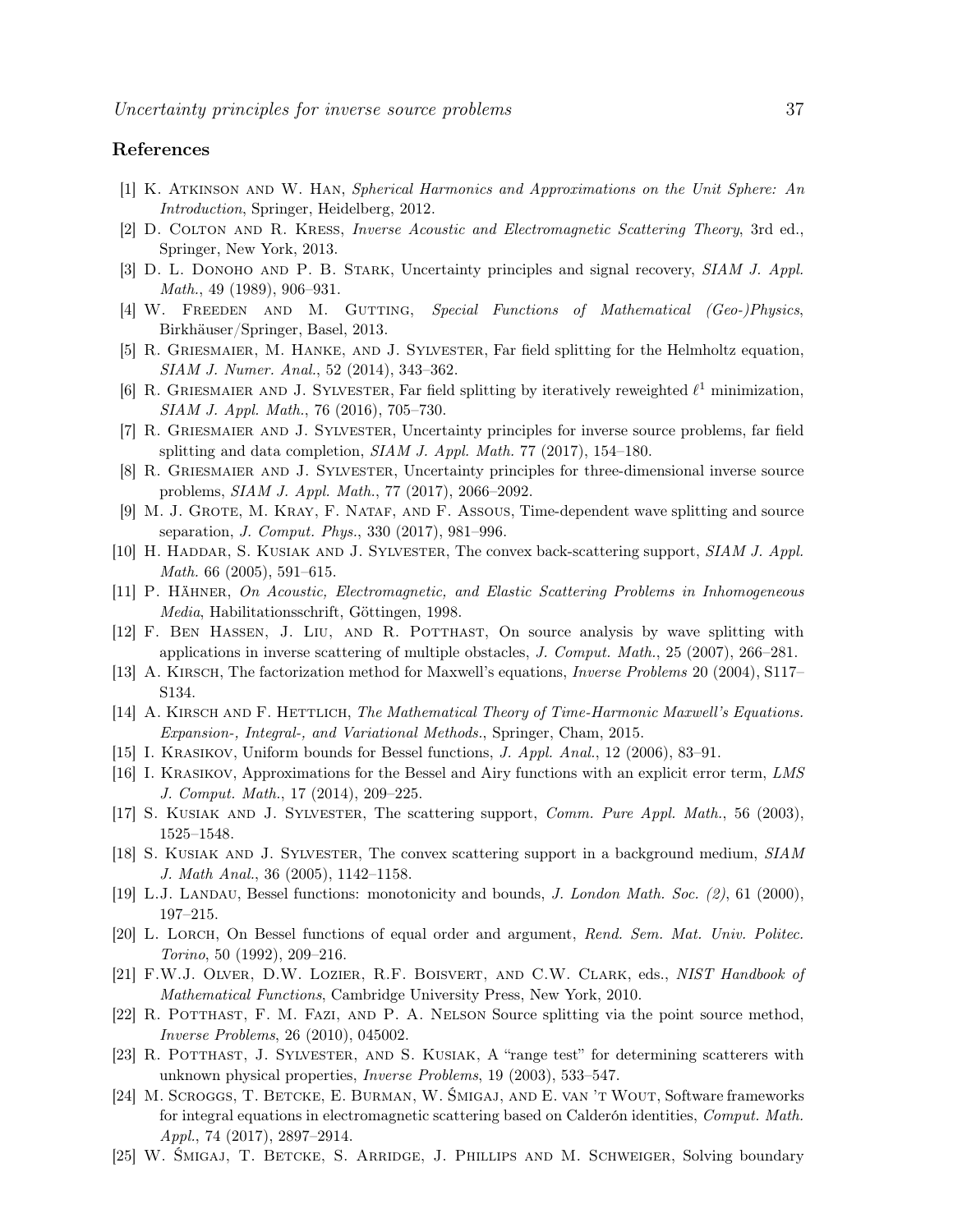## References

[1] K. Atkinson and W. Han, *Spherical Harmonics and Approximations on the Unit Sphere: An Introduction*, Springer, Heidelberg, 2012.

[2] D. Colton and R. Kress, *Inverse Acoustic and Electromagnetic Scattering Theory*, 3rd ed., Springer, New York, 2013.

[3] D. L. Donoho and P. B. Stark, Uncertainty principles and signal recovery, *SIAM J. Appl. Math.*, 49 (1989), 906–931.

[4] W. Freeden and M. Gutting, *Special Functions of Mathematical (Geo-)Physics*, Birkhäuser/Springer, Basel, 2013.

[5] R. Griesmaier, M. Hanke, and J. Sylvester, Far field splitting for the Helmholtz equation, *SIAM J. Numer. Anal.*, 52 (2014), 343–362.

[6] R. Griesmaier and J. Sylvester, Far field splitting by iteratively reweighted $\ell^1$ minimization, *SIAM J. Appl. Math.*, 76 (2016), 705–730.

[7] R. Griesmaier and J. Sylvester, Uncertainty principles for inverse source problems, far field splitting and data completion, *SIAM J. Appl. Math.* 77 (2017), 154–180.

[8] R. Griesmaier and J. Sylvester, Uncertainty principles for three-dimensional inverse source problems, *SIAM J. Appl. Math.*, 77 (2017), 2066–2092.

[9] M. J. Grote, M. Kray, F. Nataf, and F. Assous, Time-dependent wave splitting and source separation, *J. Comput. Phys.*, 330 (2017), 981–996.

[10] H. Haddar, S. Kusiak and J. Sylvester, The convex back-scattering support, *SIAM J. Appl. Math.* 66 (2005), 591–615.

[11] P. Hähner, *On Acoustic, Electromagnetic, and Elastic Scattering Problems in Inhomogeneous Media*, Habilitationsschrift, Göttingen, 1998.

[12] F. Ben Hassen, J. Liu, and R. Potthast, On source analysis by wave splitting with applications in inverse scattering of multiple obstacles, *J. Comput. Math.*, 25 (2007), 266–281.

[13] A. Kirsch, The factorization method for Maxwell's equations, *Inverse Problems* 20 (2004), S117–S134.

[14] A. Kirsch and F. Hettlich, *The Mathematical Theory of Time-Harmonic Maxwell's Equations. Expansion-, Integral-, and Variational Methods.*, Springer, Cham, 2015.

[15] I. Krasikov, Uniform bounds for Bessel functions, *J. Appl. Anal.*, 12 (2006), 83–91.

[16] I. Krasikov, Approximations for the Bessel and Airy functions with an explicit error term, *LMS J. Comput. Math.*, 17 (2014), 209–225.

[17] S. Kusiak and J. Sylvester, The scattering support, *Comm. Pure Appl. Math.*, 56 (2003), 1525–1548.

[18] S. Kusiak and J. Sylvester, The convex scattering support in a background medium, *SIAM J. Math Anal.*, 36 (2005), 1142–1158.

[19] L.J. Landau, Bessel functions: monotonicity and bounds, *J. London Math. Soc. (2)*, 61 (2000), 197–215.

[20] L. Lorch, On Bessel functions of equal order and argument, *Rend. Sem. Mat. Univ. Politec. Torino*, 50 (1992), 209–216.

[21] F.W.J. Olver, D.W. Lozier, R.F. Boisvert, and C.W. Clark, eds., *NIST Handbook of Mathematical Functions*, Cambridge University Press, New York, 2010.

[22] R. Potthast, F. M. Fazi, and P. A. Nelson Source splitting via the point source method, *Inverse Problems*, 26 (2010), 045002.

[23] R. Potthast, J. Sylvester, and S. Kusiak, A "range test" for determining scatterers with unknown physical properties, *Inverse Problems*, 19 (2003), 533–547.

[24] M. Scroggs, T. Betcke, E. Burman, W. Śmigaj, and E. van 't Wout, Software frameworks for integral equations in electromagnetic scattering based on Calderón identities, *Comput. Math. Appl.*, 74 (2017), 2897–2914.

[25] W. Śmigaj, T. Betcke, S. Arridge, J. Phillips and M. Schweiger, Solving boundary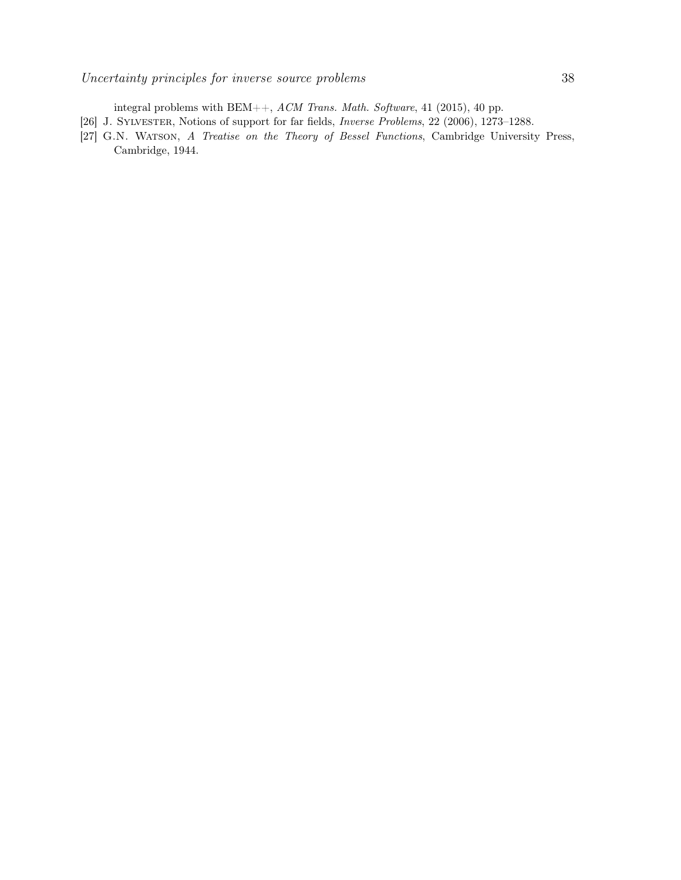integral problems with BEM++, *ACM Trans. Math. Software*, 41 (2015), 40 pp.

[26] J. Sylvester, Notions of support for far fields, *Inverse Problems*, 22 (2006), 1273–1288.

[27] G.N. Watson, *A Treatise on the Theory of Bessel Functions*, Cambridge University Press, Cambridge, 1944.